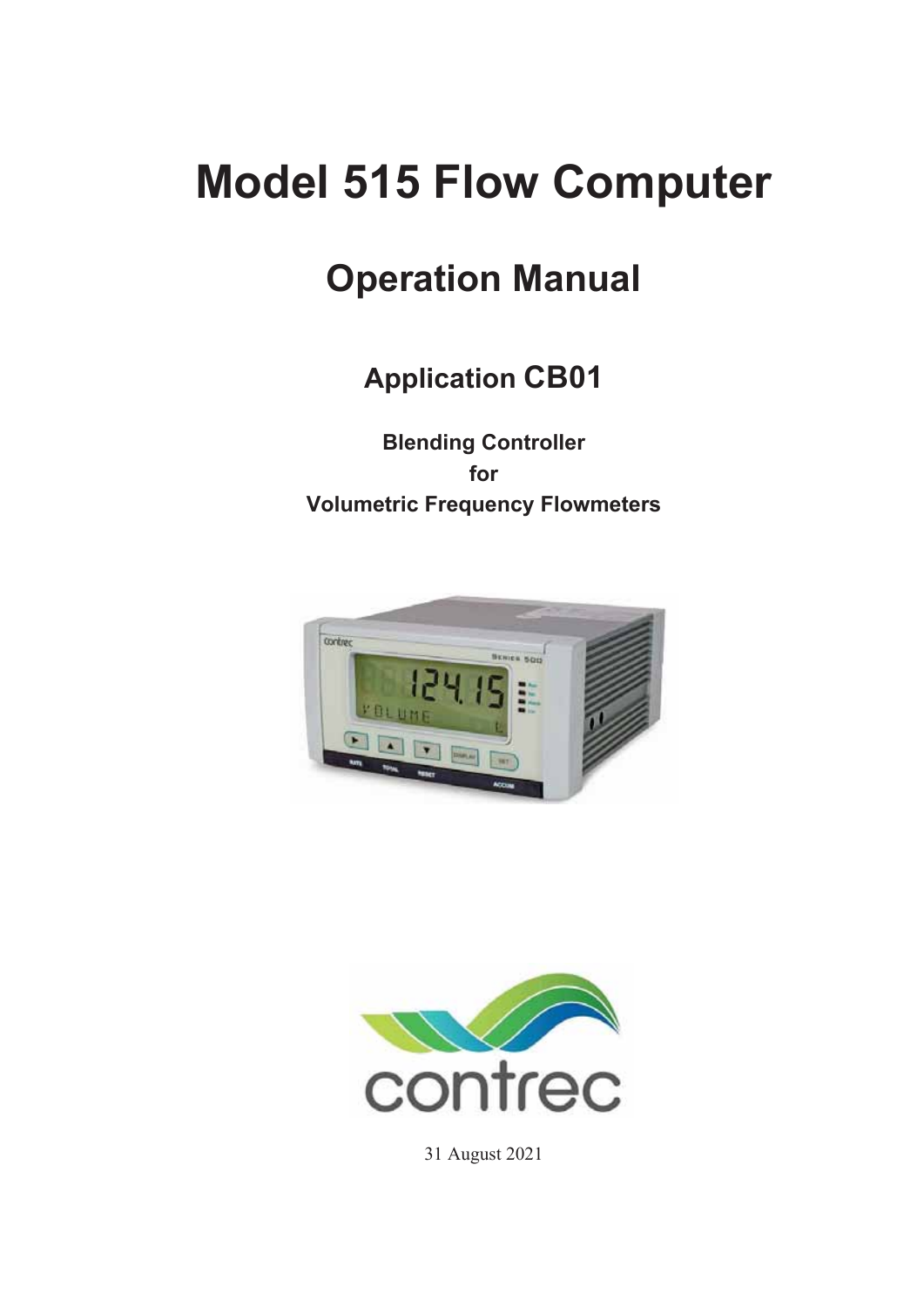# Model 515 Flow Computer

## Operation Manual

### Application CB01

**Blending Controller**
**for**
**Volumetric Frequency Flowmeters**

31 August 2021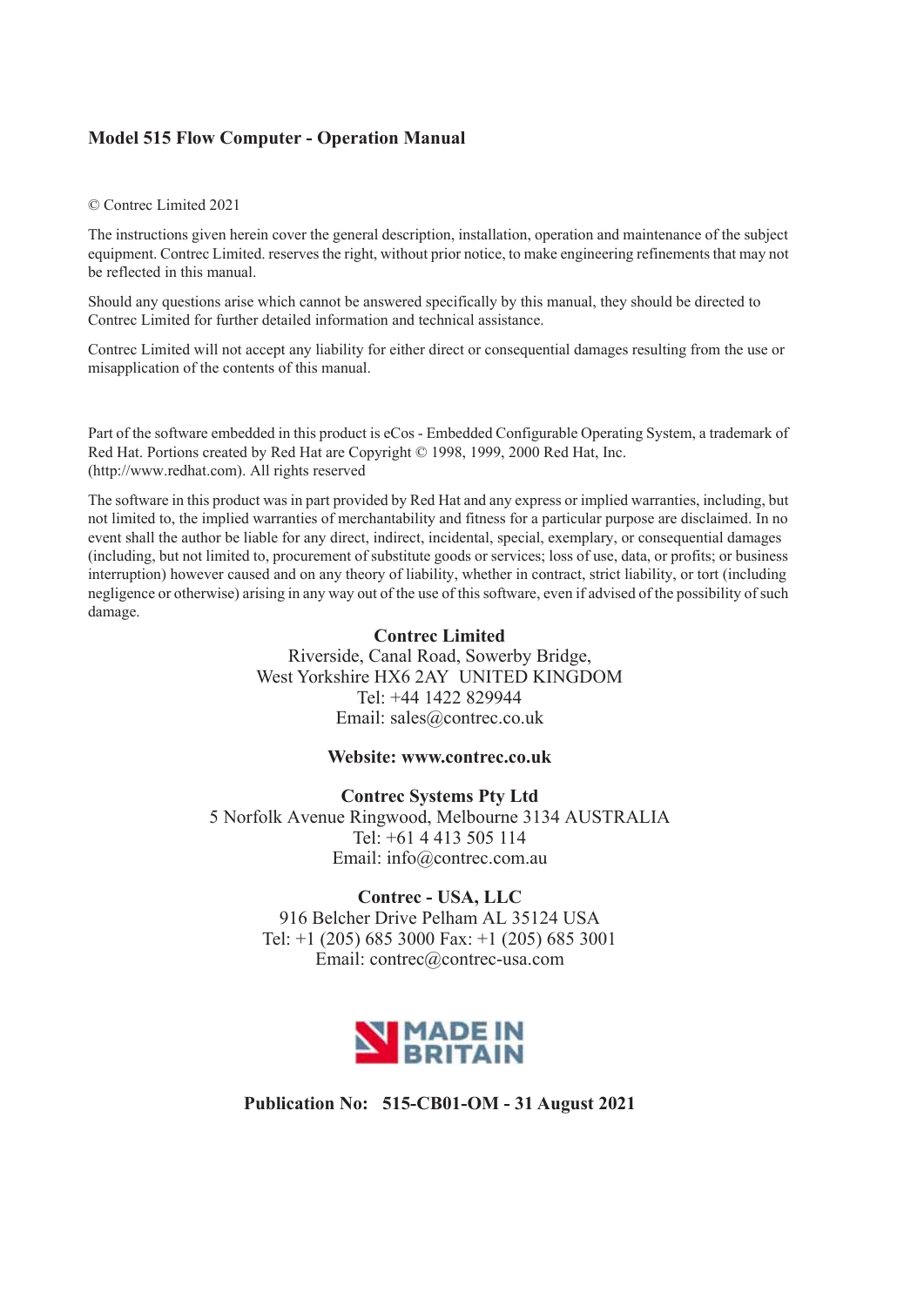**Model 515 Flow Computer - Operation Manual**

© Contrec Limited 2021

The instructions given herein cover the general description, installation, operation and maintenance of the subject equipment. Contrec Limited. reserves the right, without prior notice, to make engineering refinements that may not be reflected in this manual.

Should any questions arise which cannot be answered specifically by this manual, they should be directed to Contrec Limited for further detailed information and technical assistance.

Contrec Limited will not accept any liability for either direct or consequential damages resulting from the use or misapplication of the contents of this manual.

Part of the software embedded in this product is eCos - Embedded Configurable Operating System, a trademark of Red Hat. Portions created by Red Hat are Copyright © 1998, 1999, 2000 Red Hat, Inc. (http://www.redhat.com). All rights reserved

The software in this product was in part provided by Red Hat and any express or implied warranties, including, but not limited to, the implied warranties of merchantability and fitness for a particular purpose are disclaimed. In no event shall the author be liable for any direct, indirect, incidental, special, exemplary, or consequential damages (including, but not limited to, procurement of substitute goods or services; loss of use, data, or profits; or business interruption) however caused and on any theory of liability, whether in contract, strict liability, or tort (including negligence or otherwise) arising in any way out of the use of this software, even if advised of the possibility of such damage.

**Contrec Limited**
Riverside, Canal Road, Sowerby Bridge,
West Yorkshire HX6 2AY UNITED KINGDOM
Tel: +44 1422 829944
Email: sales@contrec.co.uk

**Website: www.contrec.co.uk**

**Contrec Systems Pty Ltd**
5 Norfolk Avenue Ringwood, Melbourne 3134 AUSTRALIA
Tel: +61 4 413 505 114
Email: info@contrec.com.au

**Contrec - USA, LLC**
916 Belcher Drive Pelham AL 35124 USA
Tel: +1 (205) 685 3000 Fax: +1 (205) 685 3001
Email: contrec@contrec-usa.com

MADE IN BRITAIN

**Publication No: 515-CB01-OM - 31 August 2021**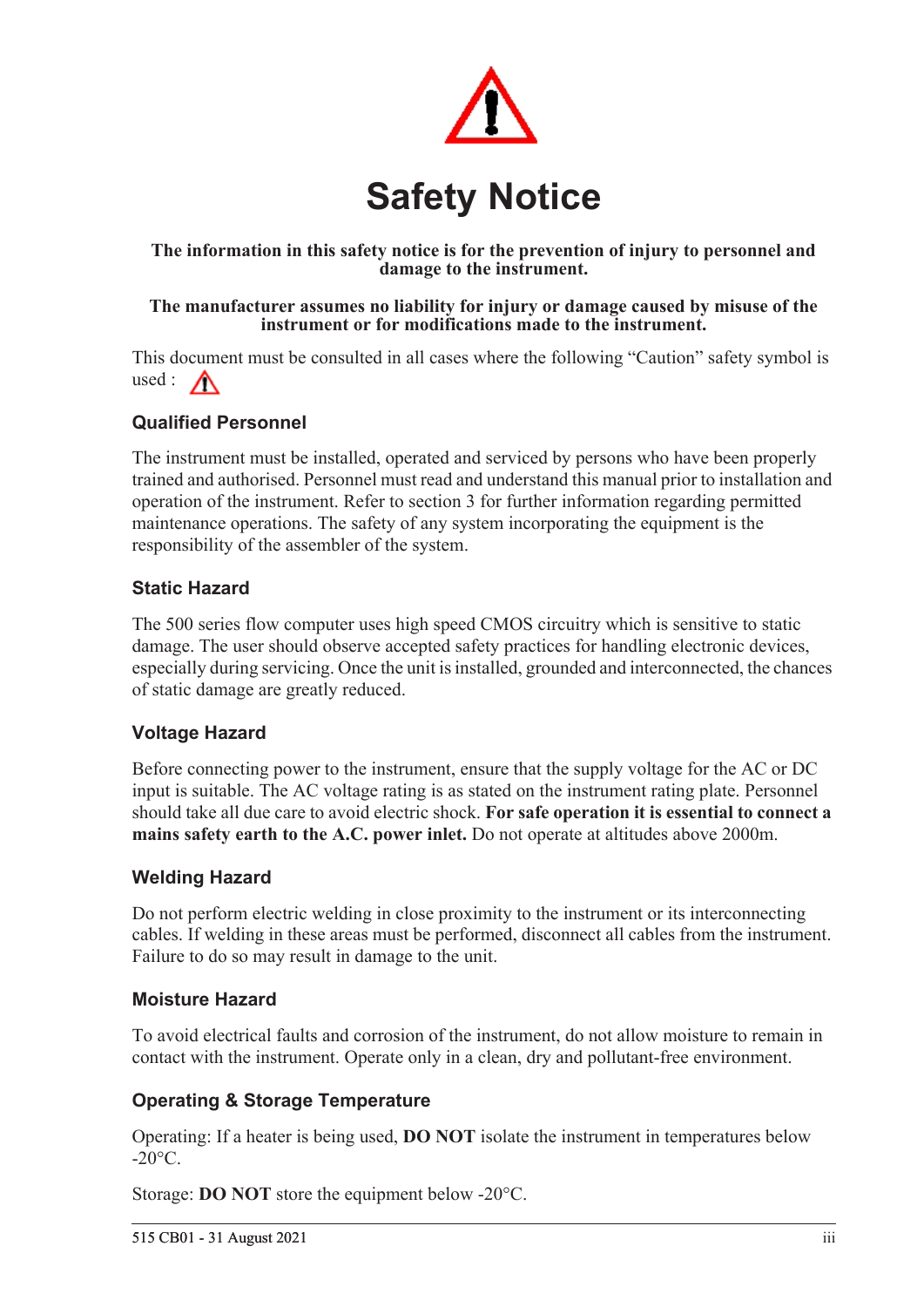# Safety Notice

**The information in this safety notice is for the prevention of injury to personnel and damage to the instrument.**

**The manufacturer assumes no liability for injury or damage caused by misuse of the instrument or for modifications made to the instrument.**

This document must be consulted in all cases where the following “Caution” safety symbol is used :

## Qualified Personnel

The instrument must be installed, operated and serviced by persons who have been properly trained and authorised. Personnel must read and understand this manual prior to installation and operation of the instrument. Refer to section 3 for further information regarding permitted maintenance operations. The safety of any system incorporating the equipment is the responsibility of the assembler of the system.

## Static Hazard

The 500 series flow computer uses high speed CMOS circuitry which is sensitive to static damage. The user should observe accepted safety practices for handling electronic devices, especially during servicing. Once the unit is installed, grounded and interconnected, the chances of static damage are greatly reduced.

## Voltage Hazard

Before connecting power to the instrument, ensure that the supply voltage for the AC or DC input is suitable. The AC voltage rating is as stated on the instrument rating plate. Personnel should take all due care to avoid electric shock. **For safe operation it is essential to connect a mains safety earth to the A.C. power inlet.** Do not operate at altitudes above 2000m.

## Welding Hazard

Do not perform electric welding in close proximity to the instrument or its interconnecting cables. If welding in these areas must be performed, disconnect all cables from the instrument. Failure to do so may result in damage to the unit.

## Moisture Hazard

To avoid electrical faults and corrosion of the instrument, do not allow moisture to remain in contact with the instrument. Operate only in a clean, dry and pollutant-free environment.

## Operating & Storage Temperature

Operating: If a heater is being used, **DO NOT** isolate the instrument in temperatures below -20°C.

Storage: **DO NOT** store the equipment below -20°C.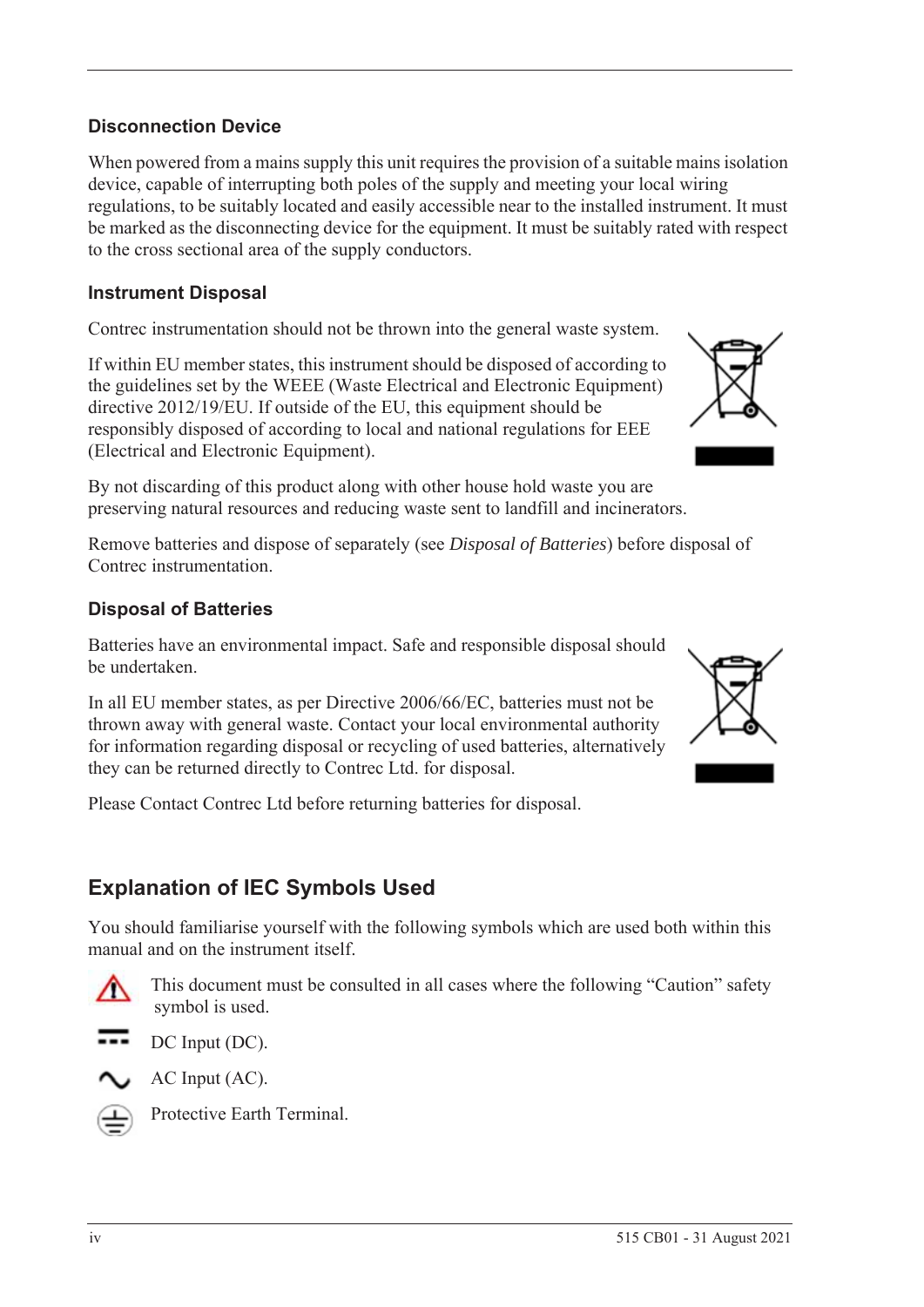### Disconnection Device

When powered from a mains supply this unit requires the provision of a suitable mains isolation device, capable of interrupting both poles of the supply and meeting your local wiring regulations, to be suitably located and easily accessible near to the installed instrument. It must be marked as the disconnecting device for the equipment. It must be suitably rated with respect to the cross sectional area of the supply conductors.

### Instrument Disposal

Contrec instrumentation should not be thrown into the general waste system.

If within EU member states, this instrument should be disposed of according to the guidelines set by the WEEE (Waste Electrical and Electronic Equipment) directive 2012/19/EU. If outside of the EU, this equipment should be responsibly disposed of according to local and national regulations for EEE (Electrical and Electronic Equipment).

By not discarding of this product along with other house hold waste you are preserving natural resources and reducing waste sent to landfill and incinerators.

Remove batteries and dispose of separately (see *Disposal of Batteries*) before disposal of Contrec instrumentation.

### Disposal of Batteries

Batteries have an environmental impact. Safe and responsible disposal should be undertaken.

In all EU member states, as per Directive 2006/66/EC, batteries must not be thrown away with general waste. Contact your local environmental authority for information regarding disposal or recycling of used batteries, alternatively they can be returned directly to Contrec Ltd. for disposal.

Please Contact Contrec Ltd before returning batteries for disposal.

## Explanation of IEC Symbols Used

You should familiarise yourself with the following symbols which are used both within this manual and on the instrument itself.

This document must be consulted in all cases where the following “Caution” safety symbol is used.

DC Input (DC).

AC Input (AC).

Protective Earth Terminal.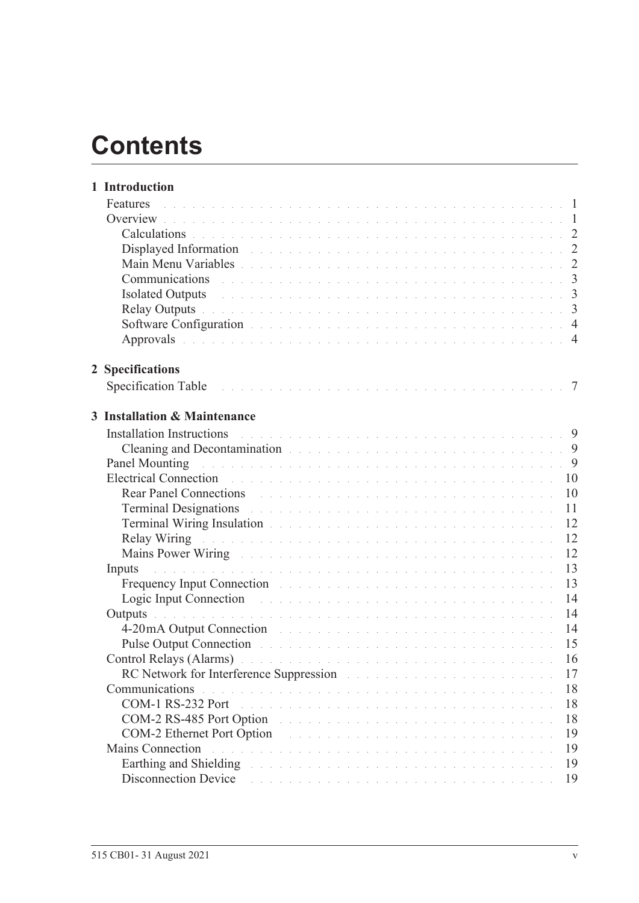# Contents

**1 Introduction**

Features . . . . . . . . . . 1
Overview . . . . . . . . . . 1
  Calculations . . . . . . . . . . 2
  Displayed Information . . . . . . . . . . 2
  Main Menu Variables . . . . . . . . . . 2
  Communications . . . . . . . . . . 3
  Isolated Outputs . . . . . . . . . . 3
  Relay Outputs . . . . . . . . . . 3
  Software Configuration . . . . . . . . . . 4
  Approvals . . . . . . . . . . 4

**2 Specifications**

Specification Table . . . . . . . . . . 7

**3 Installation & Maintenance**

Installation Instructions . . . . . . . . . . 9
  Cleaning and Decontamination . . . . . . . . . . 9
Panel Mounting . . . . . . . . . . 9
Electrical Connection . . . . . . . . . . 10
  Rear Panel Connections . . . . . . . . . . 10
  Terminal Designations . . . . . . . . . . 11
  Terminal Wiring Insulation . . . . . . . . . . 12
  Relay Wiring . . . . . . . . . . 12
  Mains Power Wiring . . . . . . . . . . 12
Inputs . . . . . . . . . . 13
  Frequency Input Connection . . . . . . . . . . 13
  Logic Input Connection . . . . . . . . . . 14
Outputs . . . . . . . . . . 14
  4-20mA Output Connection . . . . . . . . . . 14
  Pulse Output Connection . . . . . . . . . . 15
Control Relays (Alarms) . . . . . . . . . . 16
  RC Network for Interference Suppression . . . . . . . . . . 17
Communications . . . . . . . . . . 18
  COM-1 RS-232 Port . . . . . . . . . . 18
  COM-2 RS-485 Port Option . . . . . . . . . . 18
  COM-2 Ethernet Port Option . . . . . . . . . . 19
Mains Connection . . . . . . . . . . 19
  Earthing and Shielding . . . . . . . . . . 19
  Disconnection Device . . . . . . . . . . 19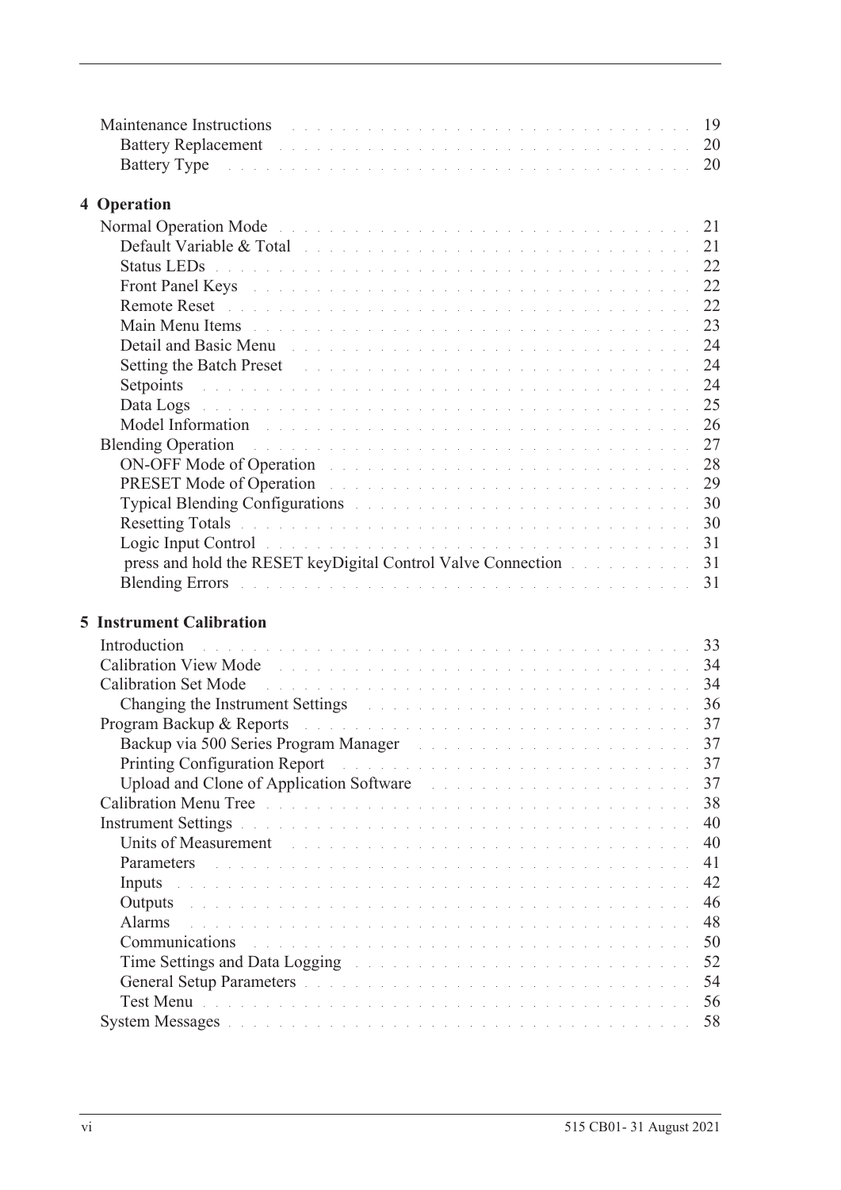Maintenance Instructions . . . . . . . . . . 19
- Battery Replacement . . . . . . . . . . 20
- Battery Type . . . . . . . . . . 20

**4 Operation**

Normal Operation Mode . . . . . . . . . . 21
- Default Variable & Total . . . . . . . . . . 21
- Status LEDs . . . . . . . . . . 22
- Front Panel Keys . . . . . . . . . . 22
- Remote Reset . . . . . . . . . . 22
- Main Menu Items . . . . . . . . . . 23
- Detail and Basic Menu . . . . . . . . . . 24
- Setting the Batch Preset . . . . . . . . . . 24
- Setpoints . . . . . . . . . . 24
- Data Logs . . . . . . . . . . 25
- Model Information . . . . . . . . . . 26

Blending Operation . . . . . . . . . . 27
- ON-OFF Mode of Operation . . . . . . . . . . 28
- PRESET Mode of Operation . . . . . . . . . . 29
- Typical Blending Configurations . . . . . . . . . . 30
- Resetting Totals . . . . . . . . . . 30
- Logic Input Control . . . . . . . . . . 31
- press and hold the RESET keyDigital Control Valve Connection . . . . . . . . . . 31
- Blending Errors . . . . . . . . . . 31

**5 Instrument Calibration**

Introduction . . . . . . . . . . 33

Calibration View Mode . . . . . . . . . . 34

Calibration Set Mode . . . . . . . . . . 34
- Changing the Instrument Settings . . . . . . . . . . 36

Program Backup & Reports . . . . . . . . . . 37
- Backup via 500 Series Program Manager . . . . . . . . . . 37
- Printing Configuration Report . . . . . . . . . . 37
- Upload and Clone of Application Software . . . . . . . . . . 37

Calibration Menu Tree . . . . . . . . . . 38

Instrument Settings . . . . . . . . . . 40
- Units of Measurement . . . . . . . . . . 40
- Parameters . . . . . . . . . . 41
- Inputs . . . . . . . . . . 42
- Outputs . . . . . . . . . . 46
- Alarms . . . . . . . . . . 48
- Communications . . . . . . . . . . 50
- Time Settings and Data Logging . . . . . . . . . . 52
- General Setup Parameters . . . . . . . . . . 54
- Test Menu . . . . . . . . . . 56

System Messages . . . . . . . . . . 58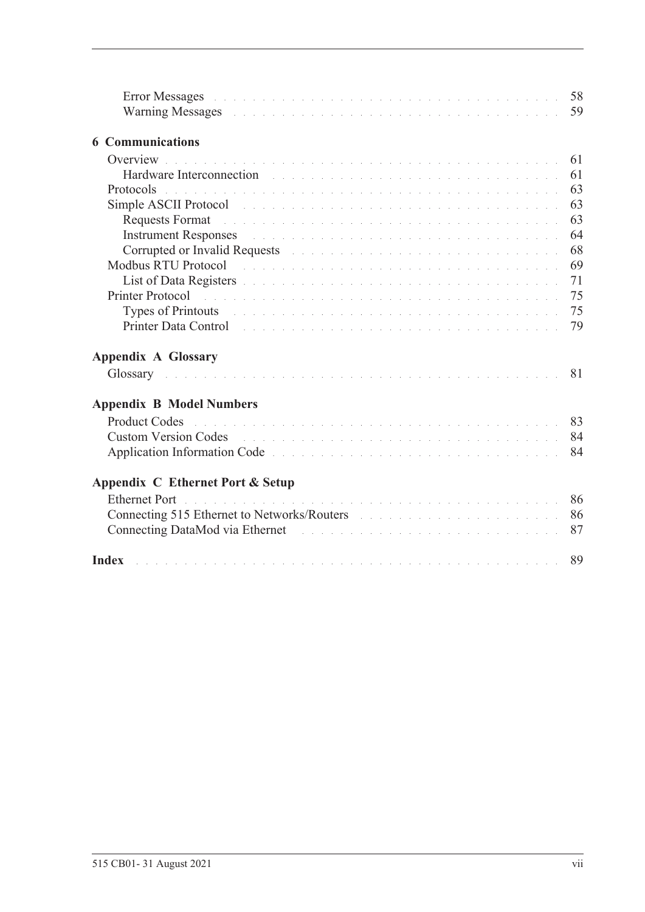Error Messages . . . . . . . . . . . . . . . . . . . . . . . . . . . . . . . . . 58
Warning Messages . . . . . . . . . . . . . . . . . . . . . . . . . . . . . . . . 59

**6 Communications**

Overview . . . . . . . . . . . . . . . . . . . . . . . . . . . . . . . . . . . . 61
Hardware Interconnection . . . . . . . . . . . . . . . . . . . . . . . . . . . 61
Protocols . . . . . . . . . . . . . . . . . . . . . . . . . . . . . . . . . . . . 63
Simple ASCII Protocol . . . . . . . . . . . . . . . . . . . . . . . . . . . . . 63
Requests Format . . . . . . . . . . . . . . . . . . . . . . . . . . . . . . . . 63
Instrument Responses . . . . . . . . . . . . . . . . . . . . . . . . . . . . . 64
Corrupted or Invalid Requests . . . . . . . . . . . . . . . . . . . . . . . . . 68
Modbus RTU Protocol . . . . . . . . . . . . . . . . . . . . . . . . . . . . . 69
List of Data Registers . . . . . . . . . . . . . . . . . . . . . . . . . . . . . 71
Printer Protocol . . . . . . . . . . . . . . . . . . . . . . . . . . . . . . . . 75
Types of Printouts . . . . . . . . . . . . . . . . . . . . . . . . . . . . . . . 75
Printer Data Control . . . . . . . . . . . . . . . . . . . . . . . . . . . . . . 79

**Appendix A Glossary**

Glossary . . . . . . . . . . . . . . . . . . . . . . . . . . . . . . . . . . . . 81

**Appendix B Model Numbers**

Product Codes . . . . . . . . . . . . . . . . . . . . . . . . . . . . . . . . . 83
Custom Version Codes . . . . . . . . . . . . . . . . . . . . . . . . . . . . . 84
Application Information Code . . . . . . . . . . . . . . . . . . . . . . . . . 84

**Appendix C Ethernet Port & Setup**

Ethernet Port . . . . . . . . . . . . . . . . . . . . . . . . . . . . . . . . . . 86
Connecting 515 Ethernet to Networks/Routers . . . . . . . . . . . . . . . . . 86
Connecting DataMod via Ethernet . . . . . . . . . . . . . . . . . . . . . . . 87

**Index** . . . . . . . . . . . . . . . . . . . . . . . . . . . . . . . . . . . . . 89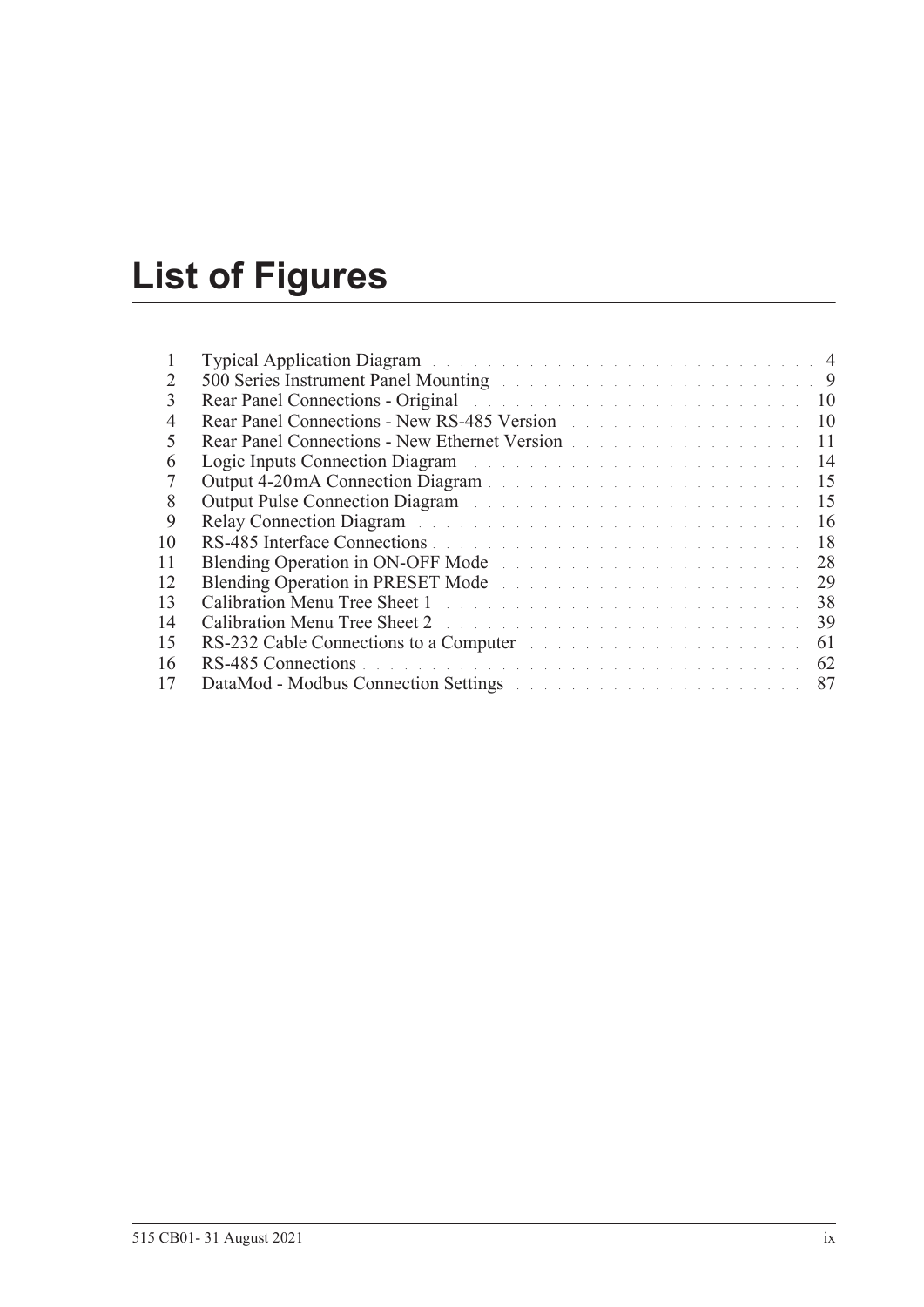# List of Figures

| | | |
|---|---|---|
| 1 | Typical Application Diagram | 4 |
| 2 | 500 Series Instrument Panel Mounting | 9 |
| 3 | Rear Panel Connections - Original | 10 |
| 4 | Rear Panel Connections - New RS-485 Version | 10 |
| 5 | Rear Panel Connections - New Ethernet Version | 11 |
| 6 | Logic Inputs Connection Diagram | 14 |
| 7 | Output 4-20 mA Connection Diagram | 15 |
| 8 | Output Pulse Connection Diagram | 15 |
| 9 | Relay Connection Diagram | 16 |
| 10 | RS-485 Interface Connections | 18 |
| 11 | Blending Operation in ON-OFF Mode | 28 |
| 12 | Blending Operation in PRESET Mode | 29 |
| 13 | Calibration Menu Tree Sheet 1 | 38 |
| 14 | Calibration Menu Tree Sheet 2 | 39 |
| 15 | RS-232 Cable Connections to a Computer | 61 |
| 16 | RS-485 Connections | 62 |
| 17 | DataMod - Modbus Connection Settings | 87 |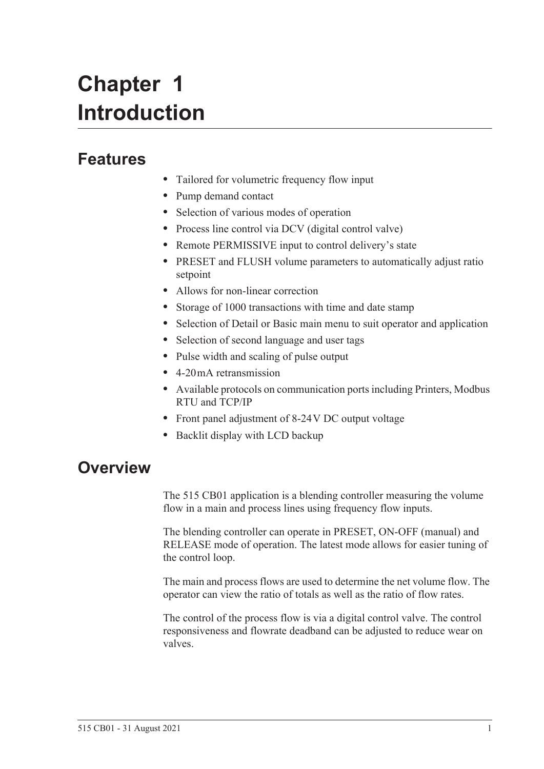# Chapter 1 Introduction

## Features

- Tailored for volumetric frequency flow input
- Pump demand contact
- Selection of various modes of operation
- Process line control via DCV (digital control valve)
- Remote PERMISSIVE input to control delivery's state
- PRESET and FLUSH volume parameters to automatically adjust ratio setpoint
- Allows for non-linear correction
- Storage of 1000 transactions with time and date stamp
- Selection of Detail or Basic main menu to suit operator and application
- Selection of second language and user tags
- Pulse width and scaling of pulse output
- 4-20 mA retransmission
- Available protocols on communication ports including Printers, Modbus RTU and TCP/IP
- Front panel adjustment of 8-24 V DC output voltage
- Backlit display with LCD backup

## Overview

The 515 CB01 application is a blending controller measuring the volume flow in a main and process lines using frequency flow inputs.

The blending controller can operate in PRESET, ON-OFF (manual) and RELEASE mode of operation. The latest mode allows for easier tuning of the control loop.

The main and process flows are used to determine the net volume flow. The operator can view the ratio of totals as well as the ratio of flow rates.

The control of the process flow is via a digital control valve. The control responsiveness and flowrate deadband can be adjusted to reduce wear on valves.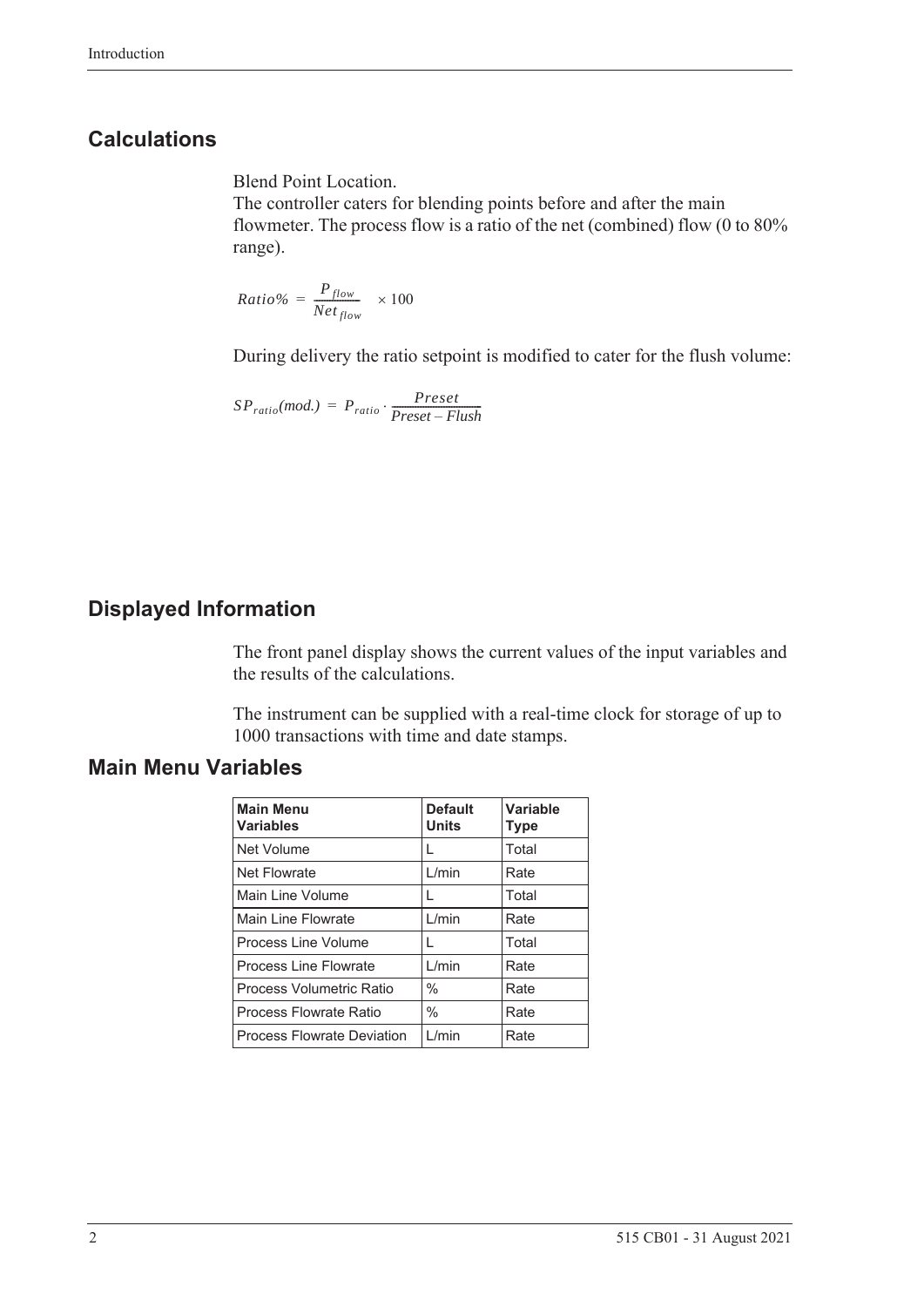## Calculations

Blend Point Location.
The controller caters for blending points before and after the main flowmeter. The process flow is a ratio of the net (combined) flow (0 to 80% range).

$$Ratio\% = \frac{P_{flow}}{Net_{flow}} \times 100$$

During delivery the ratio setpoint is modified to cater for the flush volume:

$$SP_{ratio}(mod.) = P_{ratio} \cdot \frac{Preset}{Preset - Flush}$$

## Displayed Information

The front panel display shows the current values of the input variables and the results of the calculations.

The instrument can be supplied with a real-time clock for storage of up to 1000 transactions with time and date stamps.

## Main Menu Variables

| Main Menu Variables | Default Units | Variable Type |
|---|---|---|
| Net Volume | L | Total |
| Net Flowrate | L/min | Rate |
| Main Line Volume | L | Total |
| Main Line Flowrate | L/min | Rate |
| Process Line Volume | L | Total |
| Process Line Flowrate | L/min | Rate |
| Process Volumetric Ratio | % | Rate |
| Process Flowrate Ratio | % | Rate |
| Process Flowrate Deviation | L/min | Rate |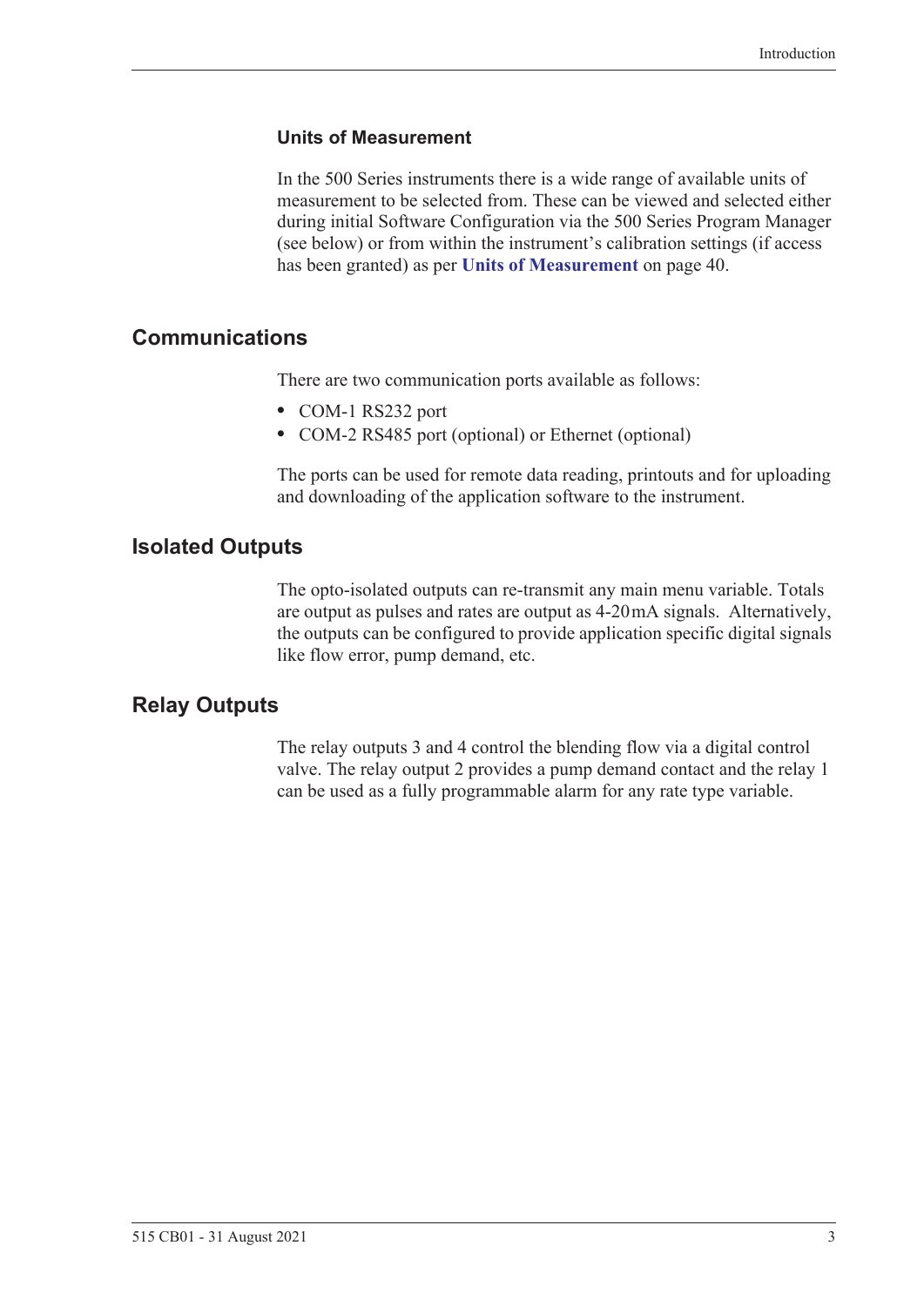### Units of Measurement

In the 500 Series instruments there is a wide range of available units of measurement to be selected from. These can be viewed and selected either during initial Software Configuration via the 500 Series Program Manager (see below) or from within the instrument's calibration settings (if access has been granted) as per **Units of Measurement** on page 40.

## Communications

There are two communication ports available as follows:

- COM-1 RS232 port
- COM-2 RS485 port (optional) or Ethernet (optional)

The ports can be used for remote data reading, printouts and for uploading and downloading of the application software to the instrument.

## Isolated Outputs

The opto-isolated outputs can re-transmit any main menu variable. Totals are output as pulses and rates are output as 4-20 mA signals. Alternatively, the outputs can be configured to provide application specific digital signals like flow error, pump demand, etc.

## Relay Outputs

The relay outputs 3 and 4 control the blending flow via a digital control valve. The relay output 2 provides a pump demand contact and the relay 1 can be used as a fully programmable alarm for any rate type variable.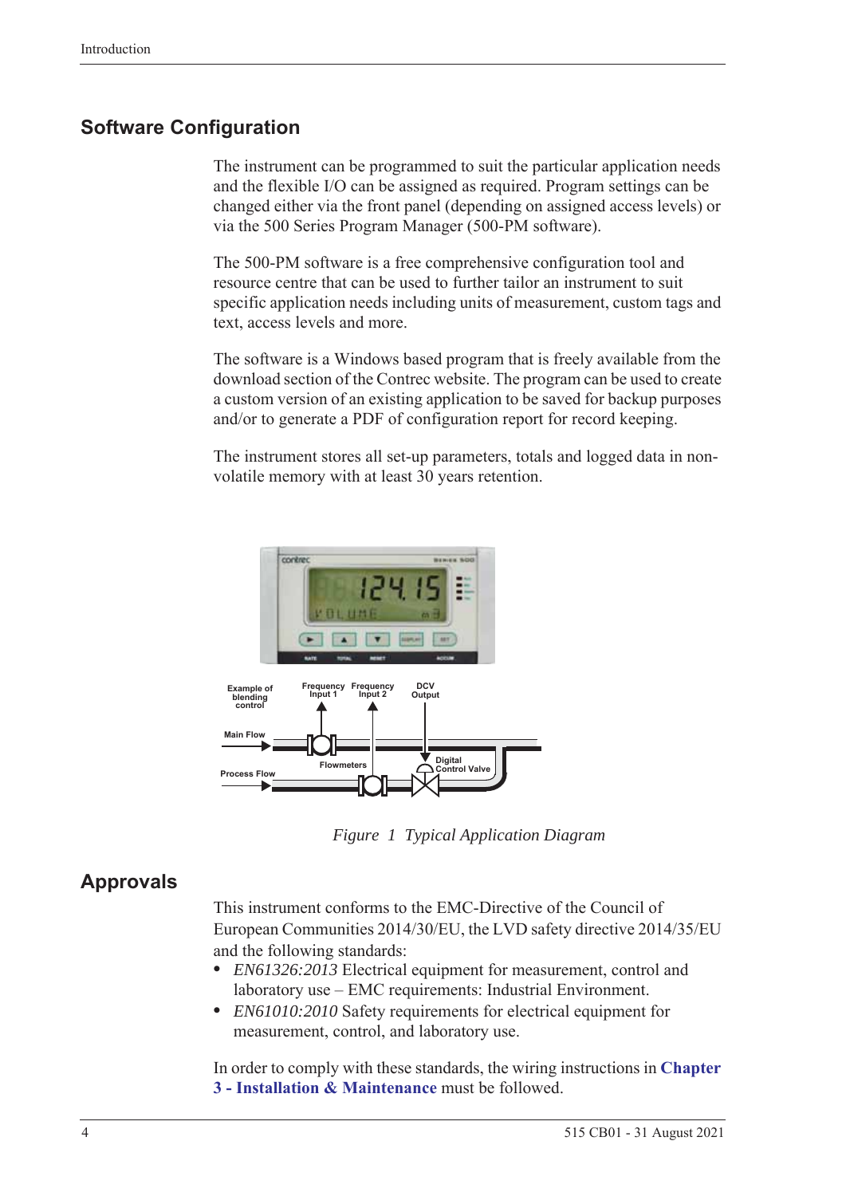## Software Configuration

The instrument can be programmed to suit the particular application needs and the flexible I/O can be assigned as required. Program settings can be changed either via the front panel (depending on assigned access levels) or via the 500 Series Program Manager (500-PM software).

The 500-PM software is a free comprehensive configuration tool and resource centre that can be used to further tailor an instrument to suit specific application needs including units of measurement, custom tags and text, access levels and more.

The software is a Windows based program that is freely available from the download section of the Contrec website. The program can be used to create a custom version of an existing application to be saved for backup purposes and/or to generate a PDF of configuration report for record keeping.

The instrument stores all set-up parameters, totals and logged data in non-volatile memory with at least 30 years retention.

*Figure 1 Typical Application Diagram*

## Approvals

This instrument conforms to the EMC-Directive of the Council of European Communities 2014/30/EU, the LVD safety directive 2014/35/EU and the following standards:

- *EN61326:2013* Electrical equipment for measurement, control and laboratory use – EMC requirements: Industrial Environment.
- *EN61010:2010* Safety requirements for electrical equipment for measurement, control, and laboratory use.

In order to comply with these standards, the wiring instructions in **Chapter 3 - Installation & Maintenance** must be followed.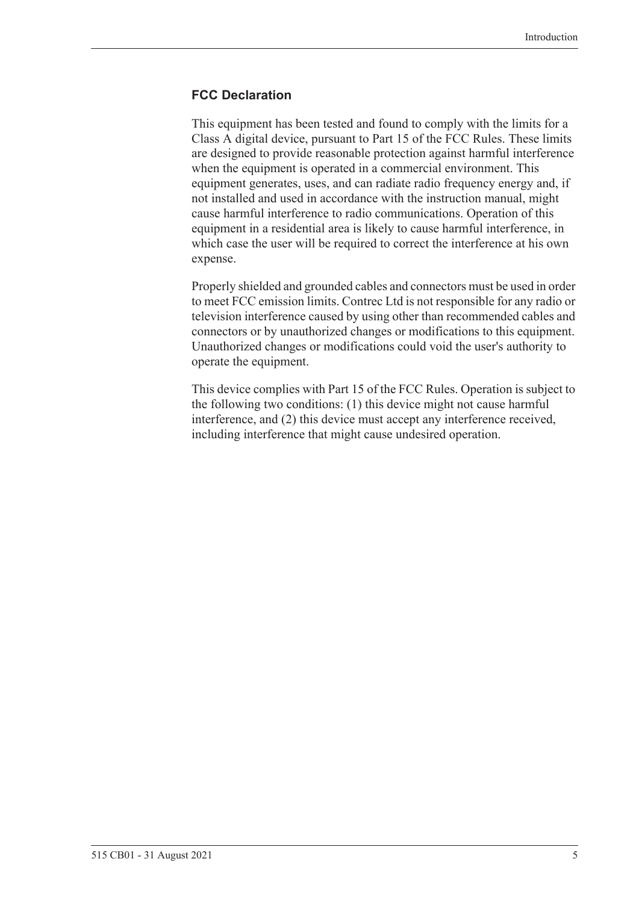## FCC Declaration

This equipment has been tested and found to comply with the limits for a Class A digital device, pursuant to Part 15 of the FCC Rules. These limits are designed to provide reasonable protection against harmful interference when the equipment is operated in a commercial environment. This equipment generates, uses, and can radiate radio frequency energy and, if not installed and used in accordance with the instruction manual, might cause harmful interference to radio communications. Operation of this equipment in a residential area is likely to cause harmful interference, in which case the user will be required to correct the interference at his own expense.

Properly shielded and grounded cables and connectors must be used in order to meet FCC emission limits. Contrec Ltd is not responsible for any radio or television interference caused by using other than recommended cables and connectors or by unauthorized changes or modifications to this equipment. Unauthorized changes or modifications could void the user's authority to operate the equipment.

This device complies with Part 15 of the FCC Rules. Operation is subject to the following two conditions: (1) this device might not cause harmful interference, and (2) this device must accept any interference received, including interference that might cause undesired operation.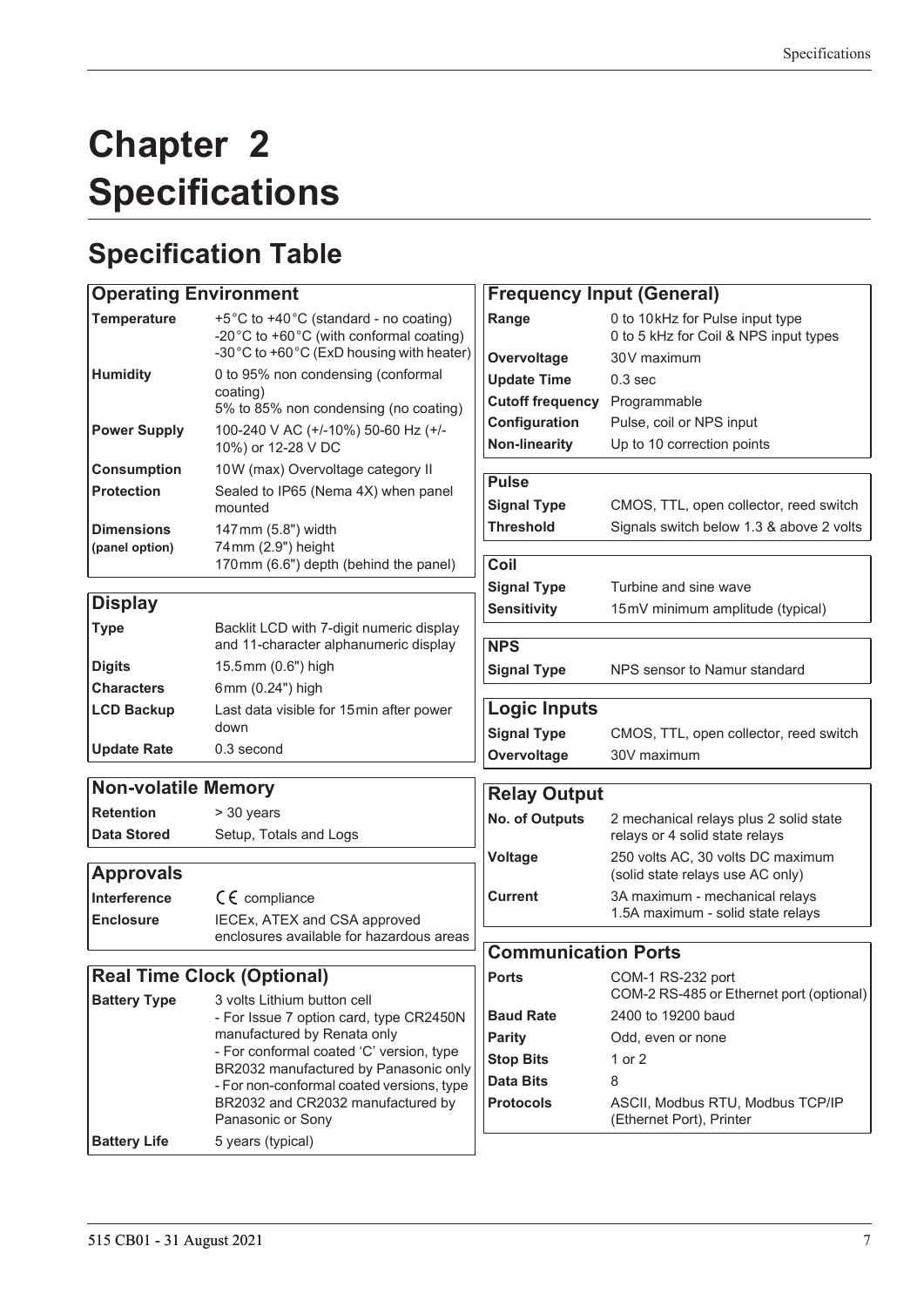# Chapter 2 Specifications

## Specification Table

| Operating Environment | |
|---|---|
| **Temperature** | +5°C to +40°C (standard - no coating)<br>-20°C to +60°C (with conformal coating)<br>-30°C to +60°C (ExD housing with heater) |
| **Humidity** | 0 to 95% non condensing (conformal coating)<br>5% to 85% non condensing (no coating) |
| **Power Supply** | 100-240 V AC (+/-10%) 50-60 Hz (+/-10%) or 12-28 V DC |
| **Consumption** | 10W (max) Overvoltage category II |
| **Protection** | Sealed to IP65 (Nema 4X) when panel mounted |
| **Dimensions (panel option)** | 147 mm (5.8") width<br>74 mm (2.9") height<br>170 mm (6.6") depth (behind the panel) |

| Display | |
|---|---|
| **Type** | Backlit LCD with 7-digit numeric display and 11-character alphanumeric display |
| **Digits** | 15.5 mm (0.6") high |
| **Characters** | 6 mm (0.24") high |
| **LCD Backup** | Last data visible for 15 min after power down |
| **Update Rate** | 0.3 second |

| Non-volatile Memory | |
|---|---|
| **Retention** | > 30 years |
| **Data Stored** | Setup, Totals and Logs |

| Approvals | |
|---|---|
| **Interference** | CE compliance |
| **Enclosure** | IECEx, ATEX and CSA approved enclosures available for hazardous areas |

| Real Time Clock (Optional) | |
|---|---|
| **Battery Type** | 3 volts Lithium button cell<br>- For Issue 7 option card, type CR2450N manufactured by Renata only<br>- For conformal coated 'C' version, type BR2032 manufactured by Panasonic only<br>- For non-conformal coated versions, type BR2032 and CR2032 manufactured by Panasonic or Sony |
| **Battery Life** | 5 years (typical) |

| Frequency Input (General) | |
|---|---|
| **Range** | 0 to 10 kHz for Pulse input type<br>0 to 5 kHz for Coil & NPS input types |
| **Overvoltage** | 30V maximum |
| **Update Time** | 0.3 sec |
| **Cutoff frequency** | Programmable |
| **Configuration** | Pulse, coil or NPS input |
| **Non-linearity** | Up to 10 correction points |

| Pulse | |
|---|---|
| **Signal Type** | CMOS, TTL, open collector, reed switch |
| **Threshold** | Signals switch below 1.3 & above 2 volts |

| Coil | |
|---|---|
| **Signal Type** | Turbine and sine wave |
| **Sensitivity** | 15 mV minimum amplitude (typical) |

| NPS | |
|---|---|
| **Signal Type** | NPS sensor to Namur standard |

| Logic Inputs | |
|---|---|
| **Signal Type** | CMOS, TTL, open collector, reed switch |
| **Overvoltage** | 30V maximum |

| Relay Output | |
|---|---|
| **No. of Outputs** | 2 mechanical relays plus 2 solid state relays or 4 solid state relays |
| **Voltage** | 250 volts AC, 30 volts DC maximum (solid state relays use AC only) |
| **Current** | 3A maximum - mechanical relays<br>1.5A maximum - solid state relays |

| Communication Ports | |
|---|---|
| **Ports** | COM-1 RS-232 port<br>COM-2 RS-485 or Ethernet port (optional) |
| **Baud Rate** | 2400 to 19200 baud |
| **Parity** | Odd, even or none |
| **Stop Bits** | 1 or 2 |
| **Data Bits** | 8 |
| **Protocols** | ASCII, Modbus RTU, Modbus TCP/IP (Ethernet Port), Printer |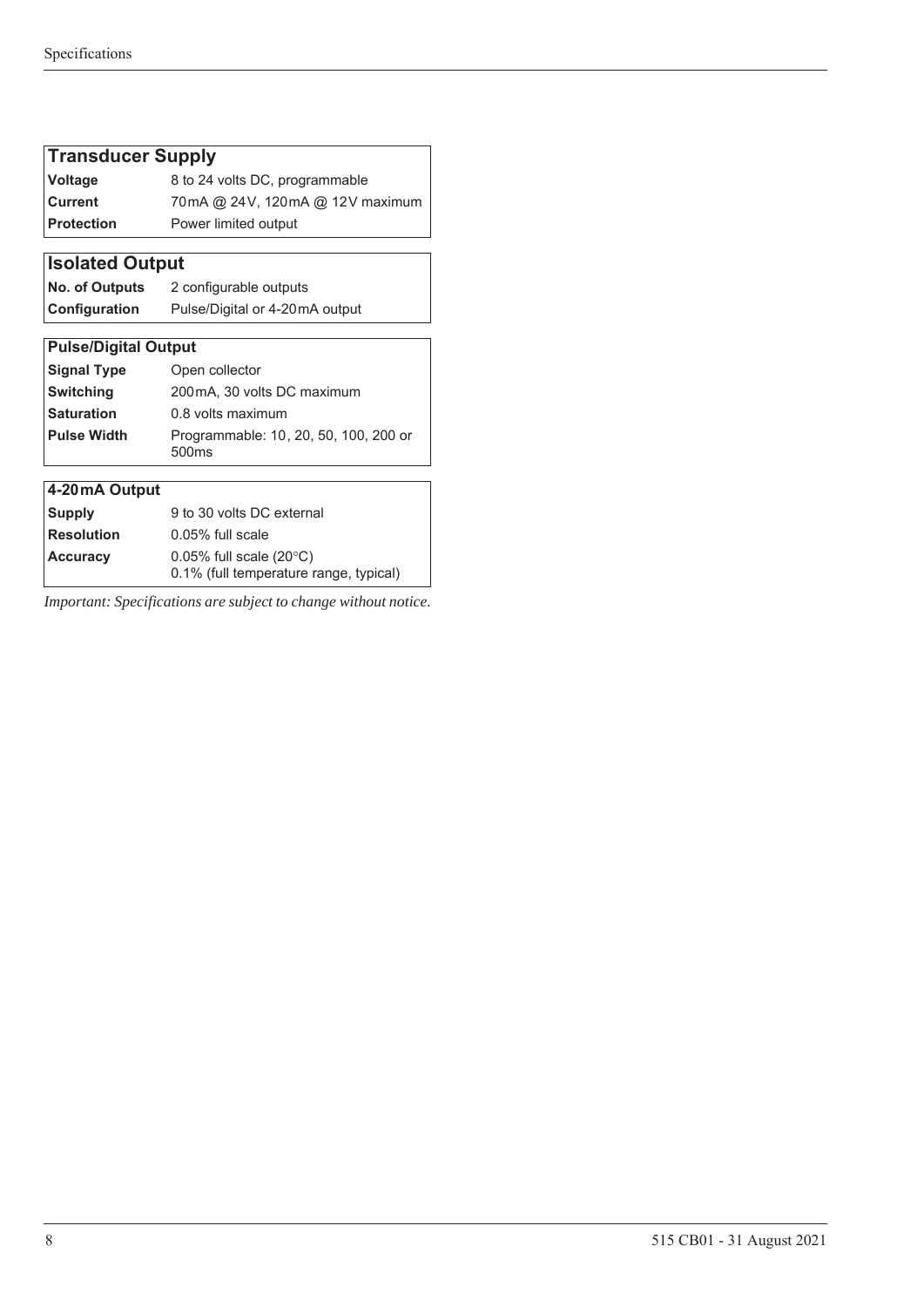| Transducer Supply | |
|---|---|
| **Voltage** | 8 to 24 volts DC, programmable |
| **Current** | 70mA @ 24V, 120mA @ 12V maximum |
| **Protection** | Power limited output |

| Isolated Output | |
|---|---|
| **No. of Outputs** | 2 configurable outputs |
| **Configuration** | Pulse/Digital or 4-20mA output |

| Pulse/Digital Output | |
|---|---|
| **Signal Type** | Open collector |
| **Switching** | 200mA, 30 volts DC maximum |
| **Saturation** | 0.8 volts maximum |
| **Pulse Width** | Programmable: 10, 20, 50, 100, 200 or 500ms |

| 4-20mA Output | |
|---|---|
| **Supply** | 9 to 30 volts DC external |
| **Resolution** | 0.05% full scale |
| **Accuracy** | 0.05% full scale (20°C)<br>0.1% (full temperature range, typical) |

*Important: Specifications are subject to change without notice.*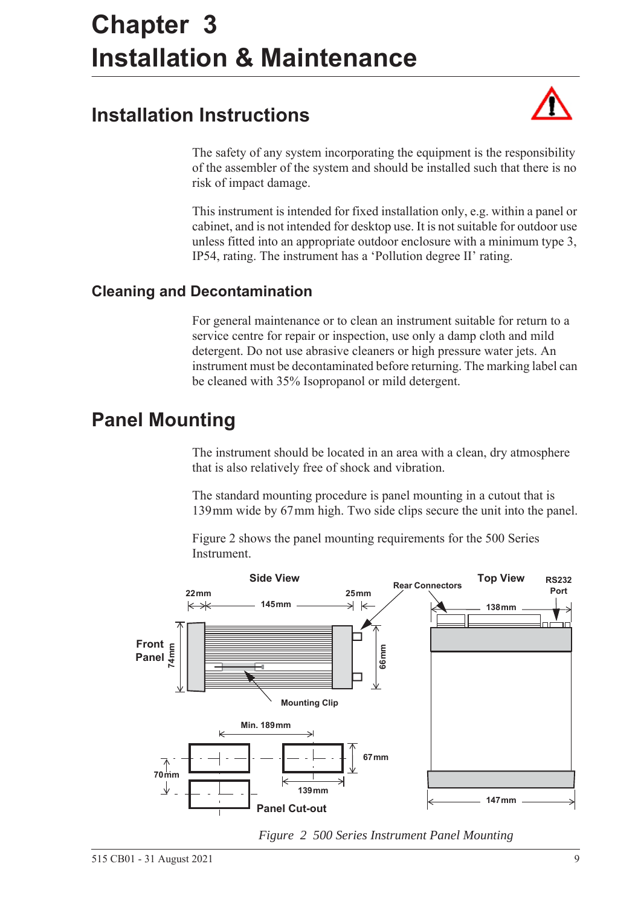# Chapter 3
# Installation & Maintenance

## Installation Instructions

The safety of any system incorporating the equipment is the responsibility of the assembler of the system and should be installed such that there is no risk of impact damage.

This instrument is intended for fixed installation only, e.g. within a panel or cabinet, and is not intended for desktop use. It is not suitable for outdoor use unless fitted into an appropriate outdoor enclosure with a minimum type 3, IP54, rating. The instrument has a 'Pollution degree II' rating.

### Cleaning and Decontamination

For general maintenance or to clean an instrument suitable for return to a service centre for repair or inspection, use only a damp cloth and mild detergent. Do not use abrasive cleaners or high pressure water jets. An instrument must be decontaminated before returning. The marking label can be cleaned with 35% Isopropanol or mild detergent.

## Panel Mounting

The instrument should be located in an area with a clean, dry atmosphere that is also relatively free of shock and vibration.

The standard mounting procedure is panel mounting in a cutout that is 139mm wide by 67mm high. Two side clips secure the unit into the panel.

Figure 2 shows the panel mounting requirements for the 500 Series Instrument.

Side View — 22mm, 145mm, 25mm, Front Panel, 74mm, 66mm, Mounting Clip, Rear Connectors
Top View — RS232 Port, 138mm, 147mm
Panel Cut-out — Min. 189mm, 67mm, 70mm, 139mm

*Figure 2 500 Series Instrument Panel Mounting*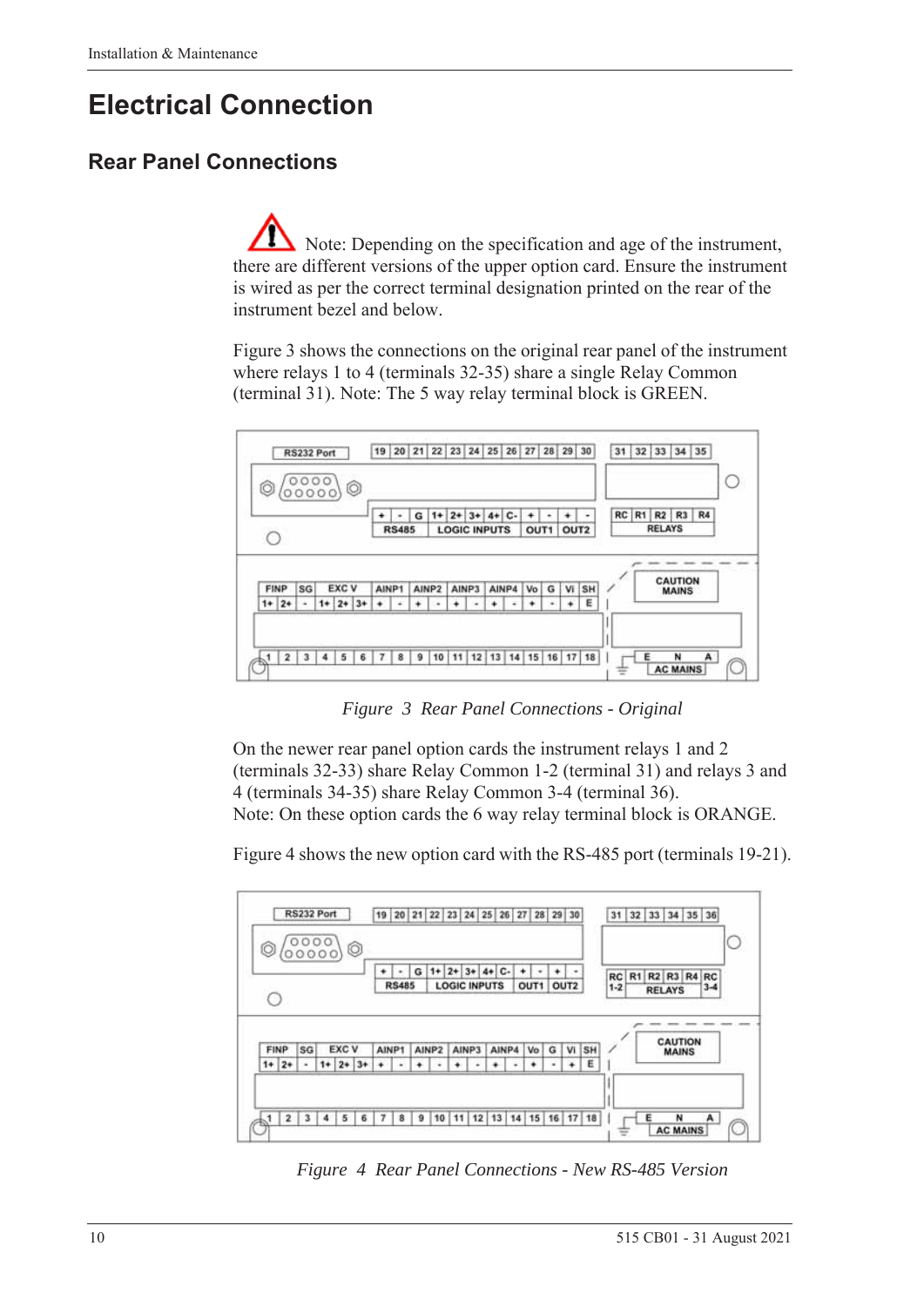# Electrical Connection

## Rear Panel Connections

Note: Depending on the specification and age of the instrument, there are different versions of the upper option card. Ensure the instrument is wired as per the correct terminal designation printed on the rear of the instrument bezel and below.

Figure 3 shows the connections on the original rear panel of the instrument where relays 1 to 4 (terminals 32-35) share a single Relay Common (terminal 31). Note: The 5 way relay terminal block is GREEN.

*Figure 3 Rear Panel Connections - Original*

On the newer rear panel option cards the instrument relays 1 and 2 (terminals 32-33) share Relay Common 1-2 (terminal 31) and relays 3 and 4 (terminals 34-35) share Relay Common 3-4 (terminal 36).
Note: On these option cards the 6 way relay terminal block is ORANGE.

Figure 4 shows the new option card with the RS-485 port (terminals 19-21).

*Figure 4 Rear Panel Connections - New RS-485 Version*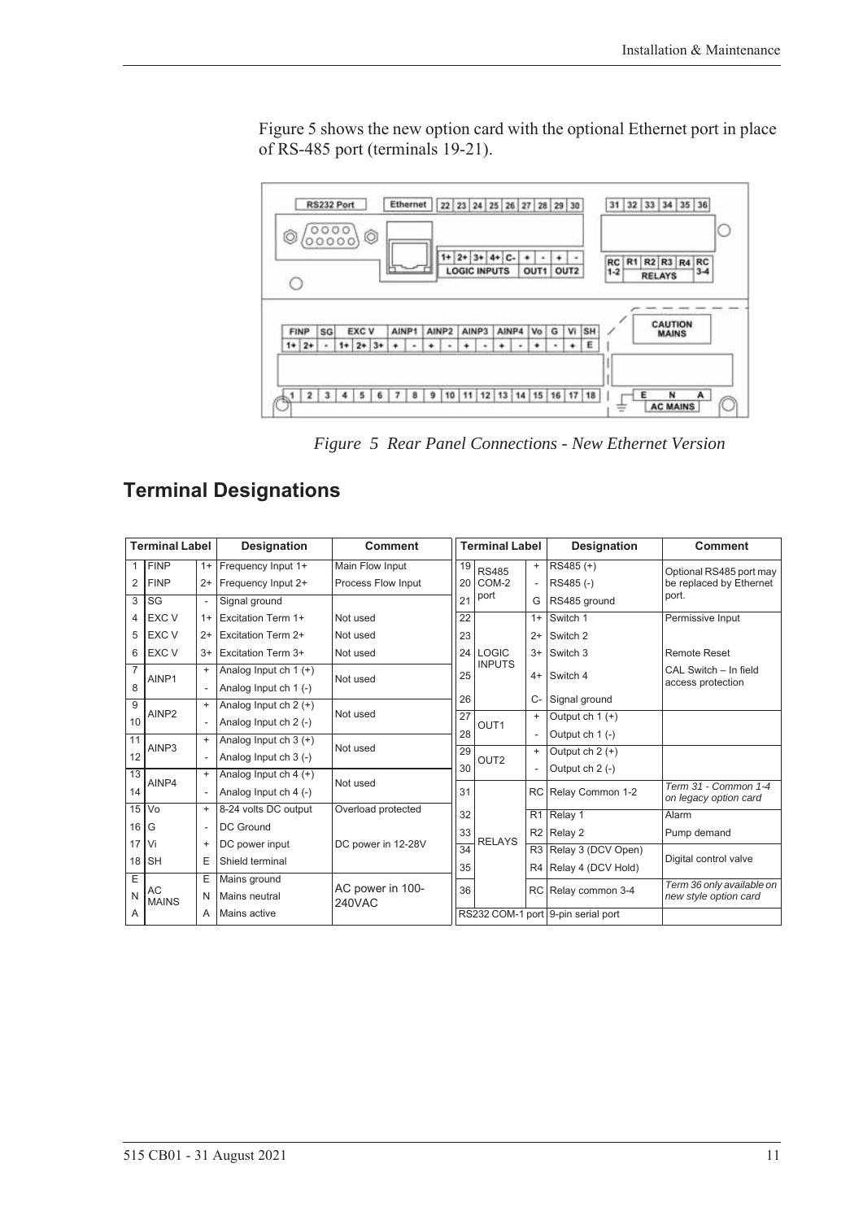Figure 5 shows the new option card with the optional Ethernet port in place of RS-485 port (terminals 19-21).

*Figure 5 Rear Panel Connections - New Ethernet Version*

## Terminal Designations

| Terminal Label | | | Designation | Comment |
|---|---|---|---|---|
| 1 | FINP | 1+ | Frequency Input 1+ | Main Flow Input |
| 2 | FINP | 2+ | Frequency Input 2+ | Process Flow Input |
| 3 | SG | - | Signal ground | |
| 4 | EXC V | 1+ | Excitation Term 1+ | Not used |
| 5 | EXC V | 2+ | Excitation Term 2+ | Not used |
| 6 | EXC V | 3+ | Excitation Term 3+ | Not used |
| 7 | AINP1 | + | Analog Input ch 1 (+) | Not used |
| 8 | | - | Analog Input ch 1 (-) | |
| 9 | AINP2 | + | Analog Input ch 2 (+) | Not used |
| 10 | | - | Analog Input ch 2 (-) | |
| 11 | AINP3 | + | Analog Input ch 3 (+) | Not used |
| 12 | | - | Analog Input ch 3 (-) | |
| 13 | AINP4 | + | Analog Input ch 4 (+) | Not used |
| 14 | | - | Analog Input ch 4 (-) | |
| 15 | Vo | + | 8-24 volts DC output | Overload protected |
| 16 | G | - | DC Ground | DC power in 12-28V |
| 17 | Vi | + | DC power input | |
| 18 | SH | E | Shield terminal | |
| E | AC MAINS | E | Mains ground | AC power in 100-240VAC |
| N | | N | Mains neutral | |
| A | | A | Mains active | |

| Terminal Label | | | Designation | Comment |
|---|---|---|---|---|
| 19 | RS485 COM-2 port | + | RS485 (+) | Optional RS485 port may be replaced by Ethernet port. |
| 20 | | - | RS485 (-) | |
| 21 | | G | RS485 ground | |
| 22 | LOGIC INPUTS | 1+ | Switch 1 | Permissive Input |
| 23 | | 2+ | Switch 2 | |
| 24 | | 3+ | Switch 3 | Remote Reset |
| 25 | | 4+ | Switch 4 | CAL Switch – In field access protection |
| 26 | | C- | Signal ground | |
| 27 | OUT1 | + | Output ch 1 (+) | |
| 28 | | - | Output ch 1 (-) | |
| 29 | OUT2 | + | Output ch 2 (+) | |
| 30 | | - | Output ch 2 (-) | |
| 31 | RELAYS | RC | Relay Common 1-2 | *Term 31 - Common 1-4 on legacy option card* |
| 32 | | R1 | Relay 1 | Alarm |
| 33 | | R2 | Relay 2 | Pump demand |
| 34 | | R3 | Relay 3 (DCV Open) | Digital control valve |
| 35 | | R4 | Relay 4 (DCV Hold) | |
| 36 | | RC | Relay common 3-4 | *Term 36 only available on new style option card* |
| RS232 COM-1 port | | | 9-pin serial port | |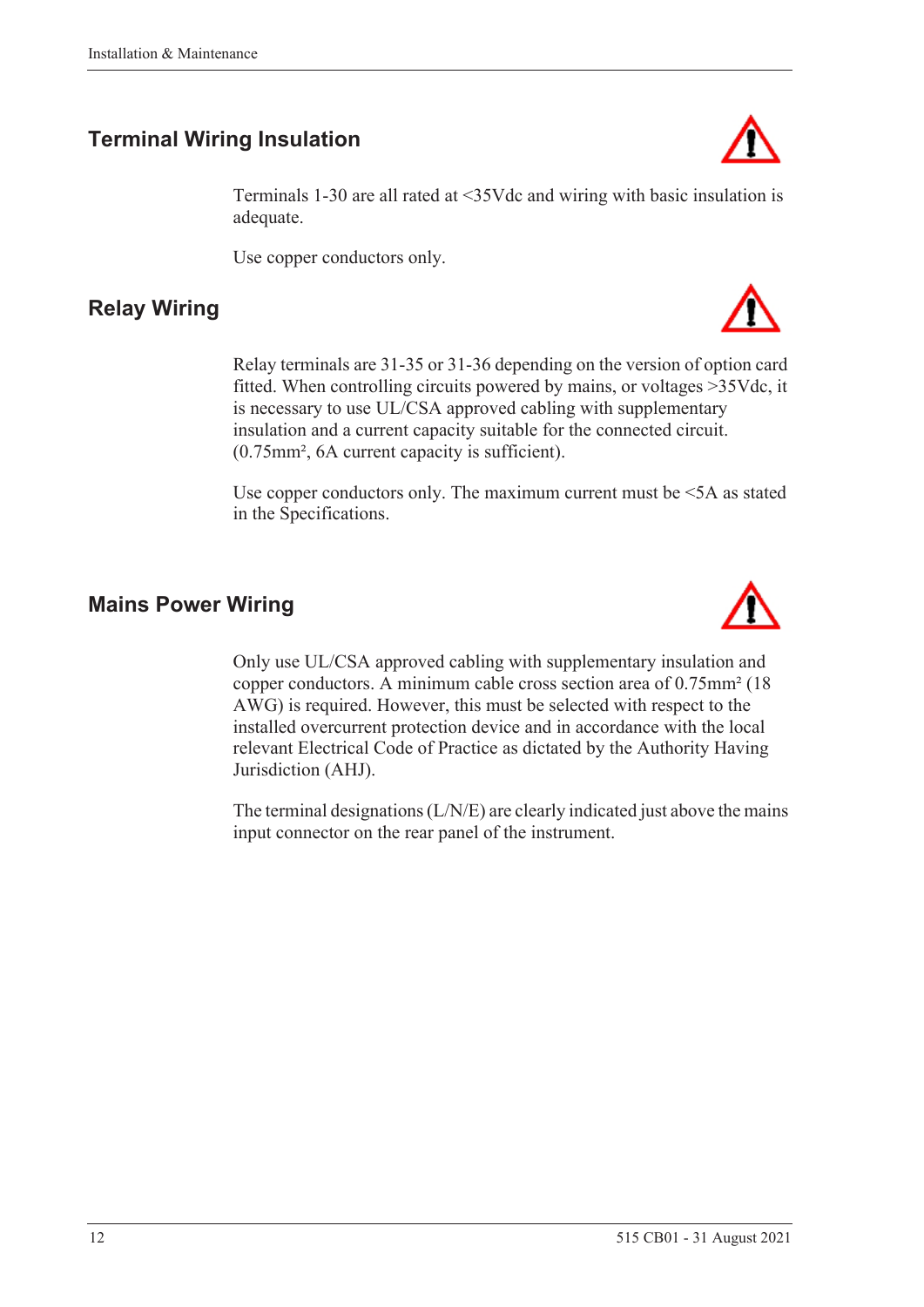## Terminal Wiring Insulation

Terminals 1-30 are all rated at <35Vdc and wiring with basic insulation is adequate.

Use copper conductors only.

## Relay Wiring

Relay terminals are 31-35 or 31-36 depending on the version of option card fitted. When controlling circuits powered by mains, or voltages >35Vdc, it is necessary to use UL/CSA approved cabling with supplementary insulation and a current capacity suitable for the connected circuit. (0.75mm², 6A current capacity is sufficient).

Use copper conductors only. The maximum current must be <5A as stated in the Specifications.

## Mains Power Wiring

Only use UL/CSA approved cabling with supplementary insulation and copper conductors. A minimum cable cross section area of 0.75mm² (18 AWG) is required. However, this must be selected with respect to the installed overcurrent protection device and in accordance with the local relevant Electrical Code of Practice as dictated by the Authority Having Jurisdiction (AHJ).

The terminal designations (L/N/E) are clearly indicated just above the mains input connector on the rear panel of the instrument.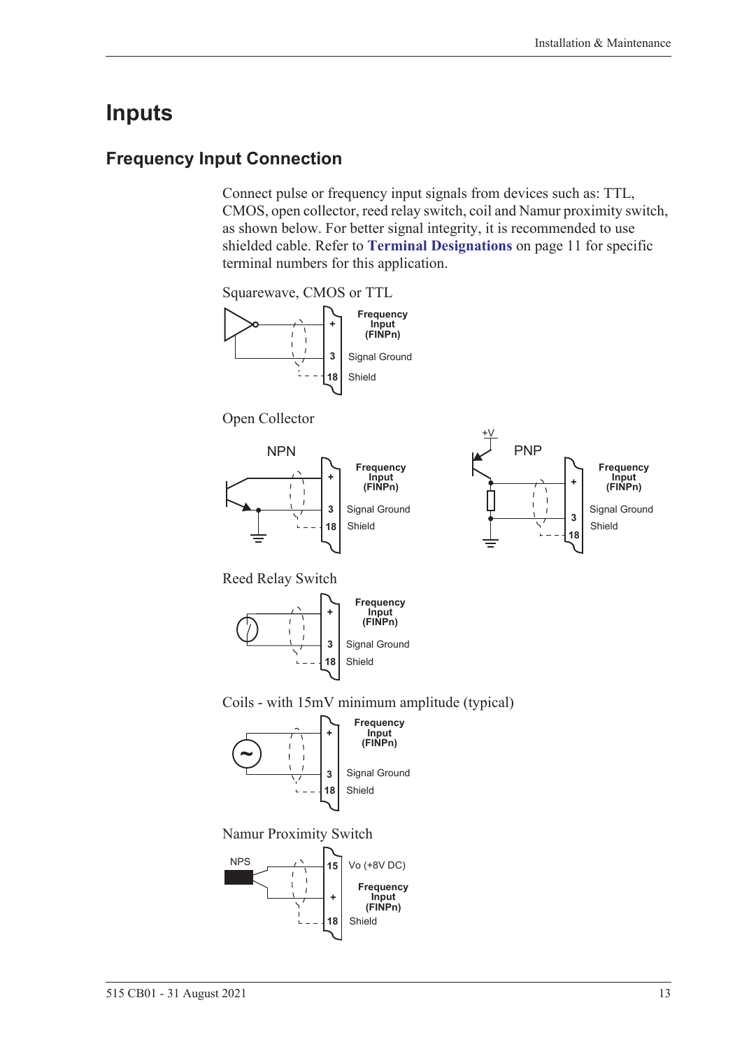# Inputs

## Frequency Input Connection

Connect pulse or frequency input signals from devices such as: TTL, CMOS, open collector, reed relay switch, coil and Namur proximity switch, as shown below. For better signal integrity, it is recommended to use shielded cable. Refer to **Terminal Designations** on page 11 for specific terminal numbers for this application.

Squarewave, CMOS or TTL

+ Frequency Input (FINPn)
3 Signal Ground
18 Shield

Open Collector

NPN

+ Frequency Input (FINPn)
3 Signal Ground
18 Shield

PNP

+V

+ Frequency Input (FINPn)
3 Signal Ground
18 Shield

Reed Relay Switch

+ Frequency Input (FINPn)
3 Signal Ground
18 Shield

Coils - with 15mV minimum amplitude (typical)

+ Frequency Input (FINPn)
3 Signal Ground
18 Shield

Namur Proximity Switch

NPS

15 Vo (+8V DC)
+ Frequency Input (FINPn)
18 Shield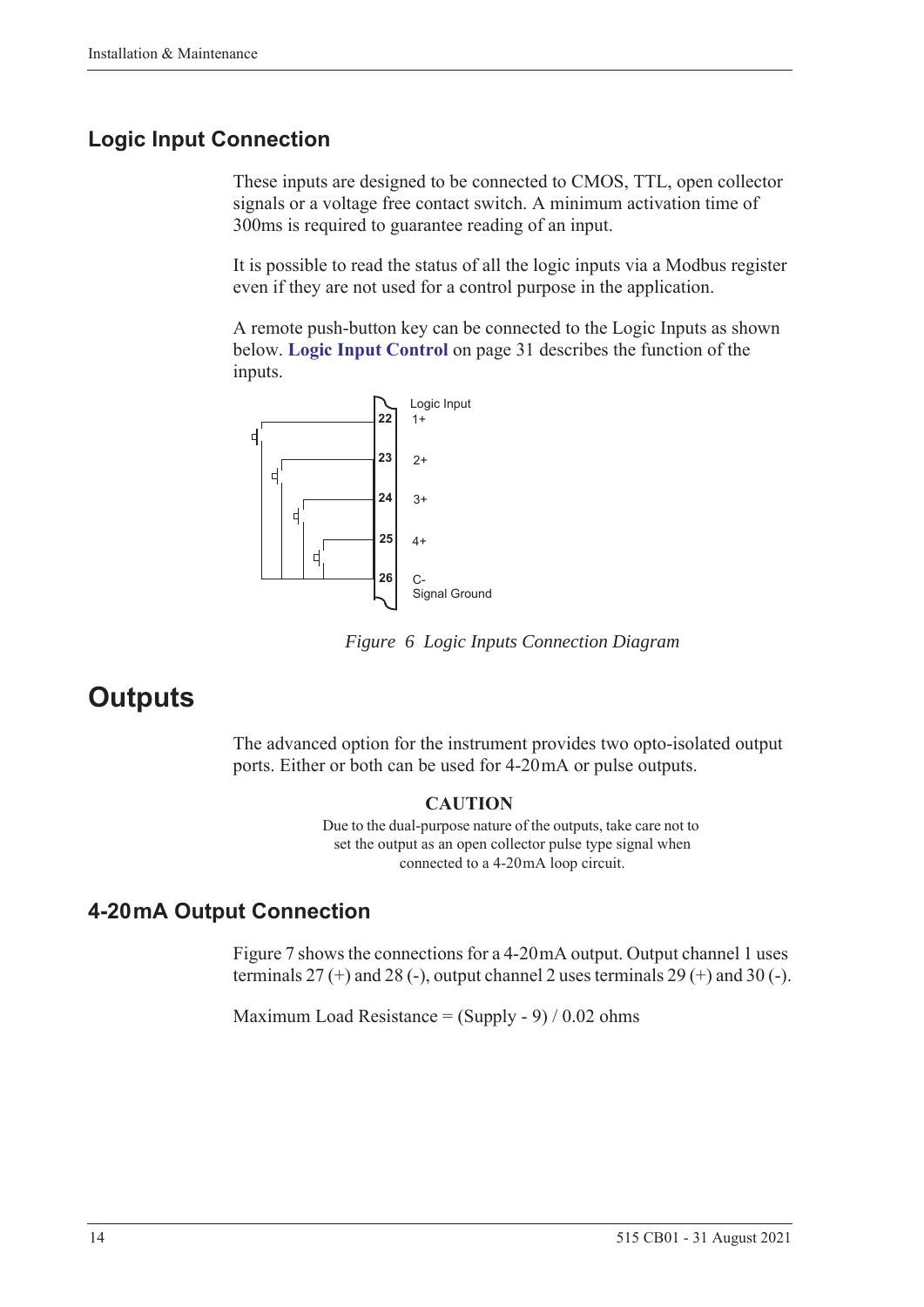## Logic Input Connection

These inputs are designed to be connected to CMOS, TTL, open collector signals or a voltage free contact switch. A minimum activation time of 300ms is required to guarantee reading of an input.

It is possible to read the status of all the logic inputs via a Modbus register even if they are not used for a control purpose in the application.

A remote push-button key can be connected to the Logic Inputs as shown below. **Logic Input Control** on page 31 describes the function of the inputs.

*Figure 6 Logic Inputs Connection Diagram*

# Outputs

The advanced option for the instrument provides two opto-isolated output ports. Either or both can be used for 4-20 mA or pulse outputs.

**CAUTION**

Due to the dual-purpose nature of the outputs, take care not to set the output as an open collector pulse type signal when connected to a 4-20 mA loop circuit.

## 4-20 mA Output Connection

Figure 7 shows the connections for a 4-20 mA output. Output channel 1 uses terminals 27 (+) and 28 (-), output channel 2 uses terminals 29 (+) and 30 (-).

Maximum Load Resistance = (Supply - 9) / 0.02 ohms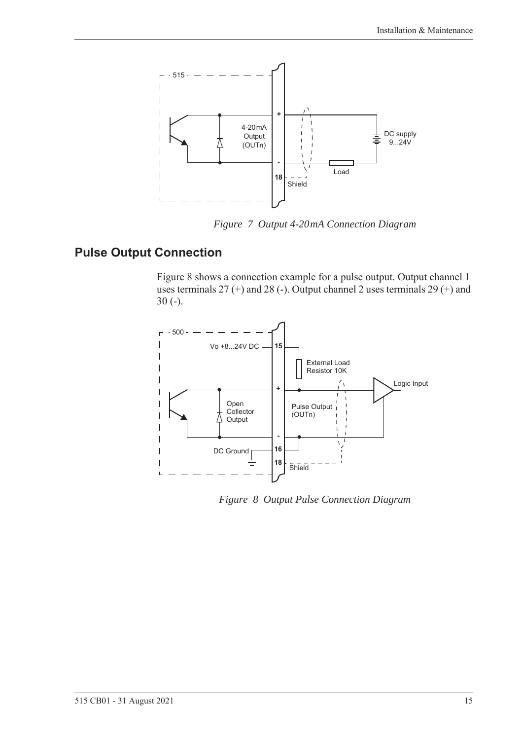*Figure 7 Output 4-20mA Connection Diagram*

## Pulse Output Connection

Figure 8 shows a connection example for a pulse output. Output channel 1 uses terminals 27 (+) and 28 (-). Output channel 2 uses terminals 29 (+) and 30 (-).

*Figure 8 Output Pulse Connection Diagram*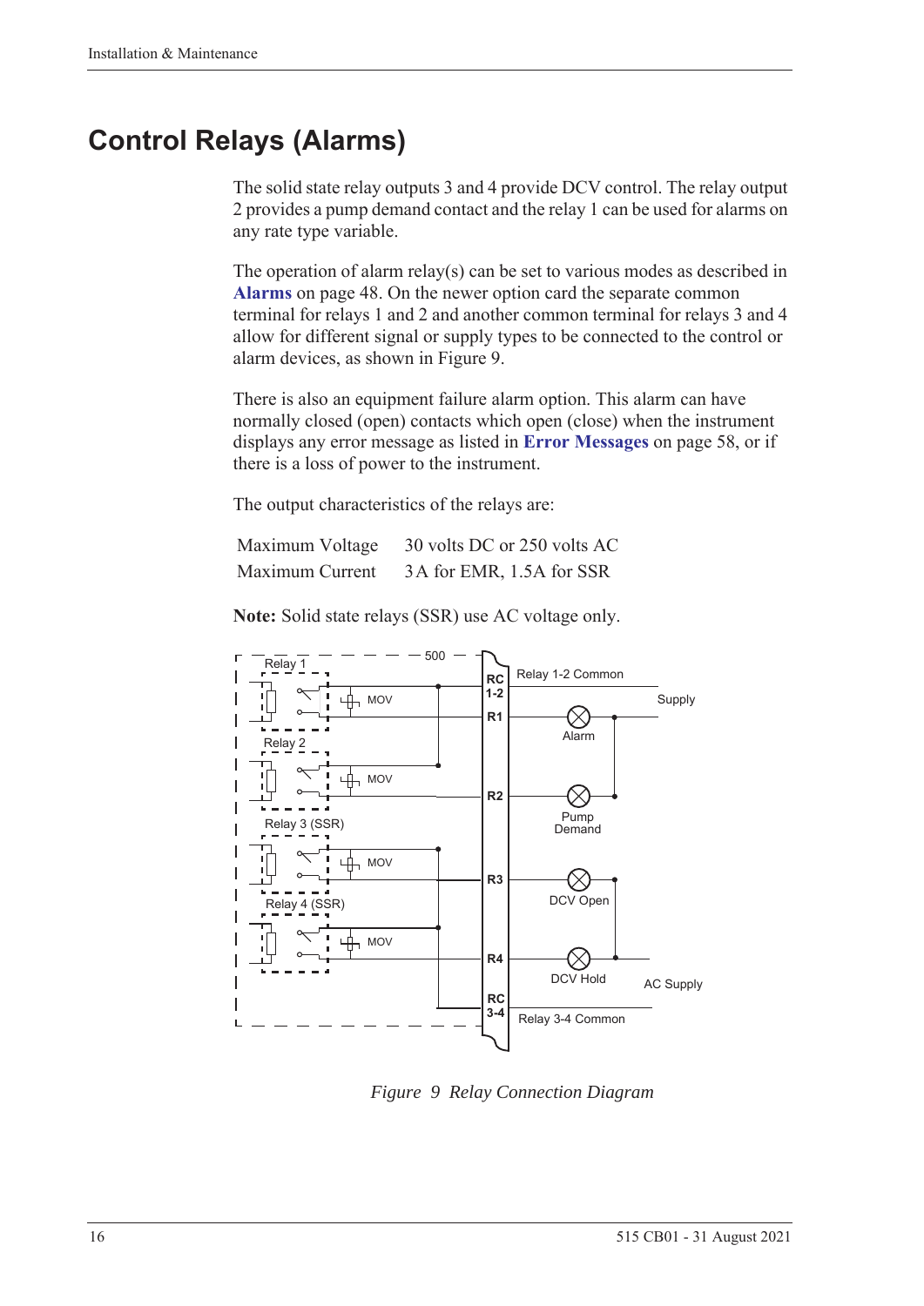# Control Relays (Alarms)

The solid state relay outputs 3 and 4 provide DCV control. The relay output 2 provides a pump demand contact and the relay 1 can be used for alarms on any rate type variable.

The operation of alarm relay(s) can be set to various modes as described in **Alarms** on page 48. On the newer option card the separate common terminal for relays 1 and 2 and another common terminal for relays 3 and 4 allow for different signal or supply types to be connected to the control or alarm devices, as shown in Figure 9.

There is also an equipment failure alarm option. This alarm can have normally closed (open) contacts which open (close) when the instrument displays any error message as listed in **Error Messages** on page 58, or if there is a loss of power to the instrument.

The output characteristics of the relays are:

| | |
|---|---|
| Maximum Voltage | 30 volts DC or 250 volts AC |
| Maximum Current | 3 A for EMR, 1.5A for SSR |

**Note:** Solid state relays (SSR) use AC voltage only.

*Figure 9 Relay Connection Diagram*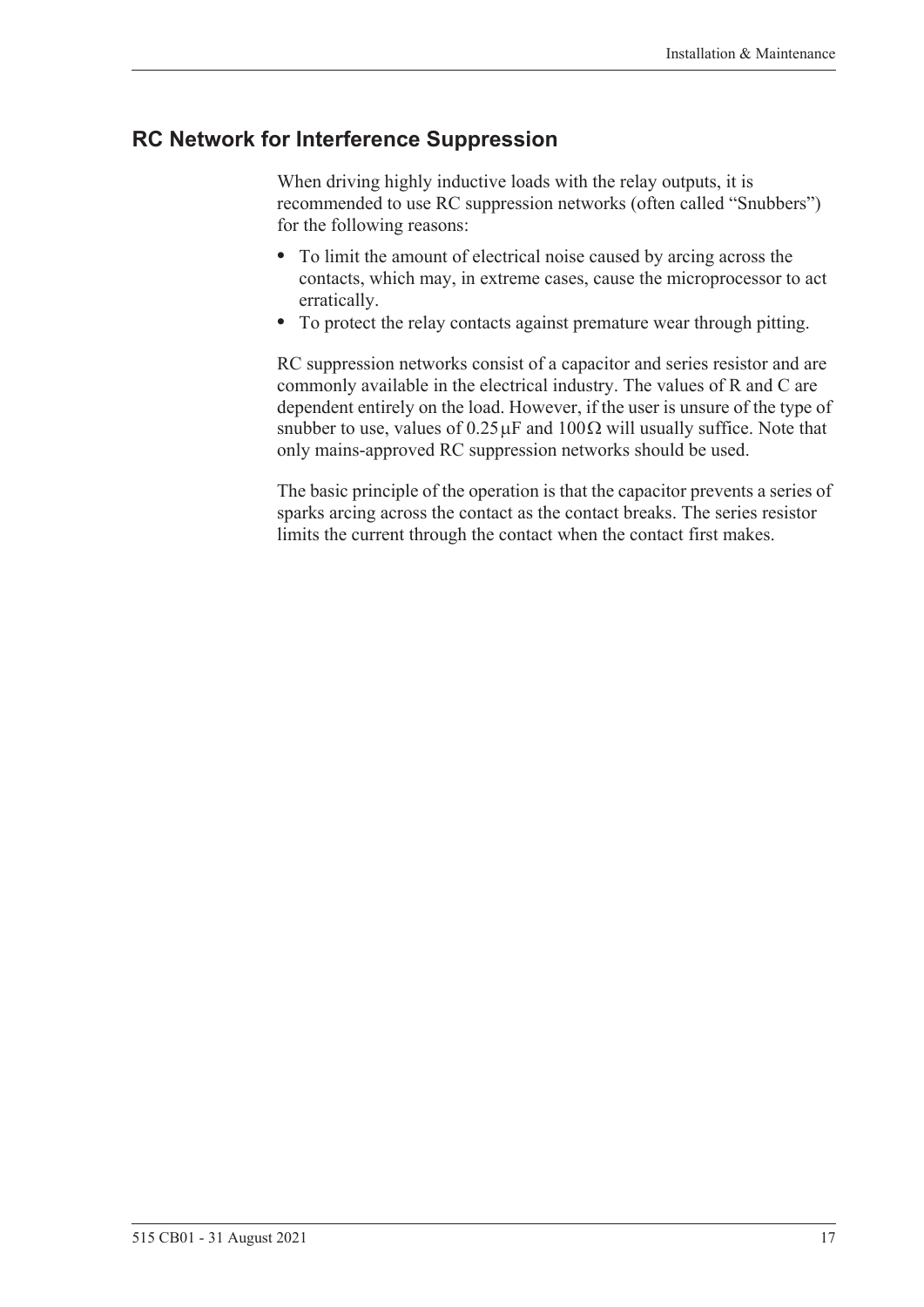## RC Network for Interference Suppression

When driving highly inductive loads with the relay outputs, it is recommended to use RC suppression networks (often called "Snubbers") for the following reasons:

- To limit the amount of electrical noise caused by arcing across the contacts, which may, in extreme cases, cause the microprocessor to act erratically.
- To protect the relay contacts against premature wear through pitting.

RC suppression networks consist of a capacitor and series resistor and are commonly available in the electrical industry. The values of R and C are dependent entirely on the load. However, if the user is unsure of the type of snubber to use, values of $0.25\,\mu F$ and $100\,\Omega$ will usually suffice. Note that only mains-approved RC suppression networks should be used.

The basic principle of the operation is that the capacitor prevents a series of sparks arcing across the contact as the contact breaks. The series resistor limits the current through the contact when the contact first makes.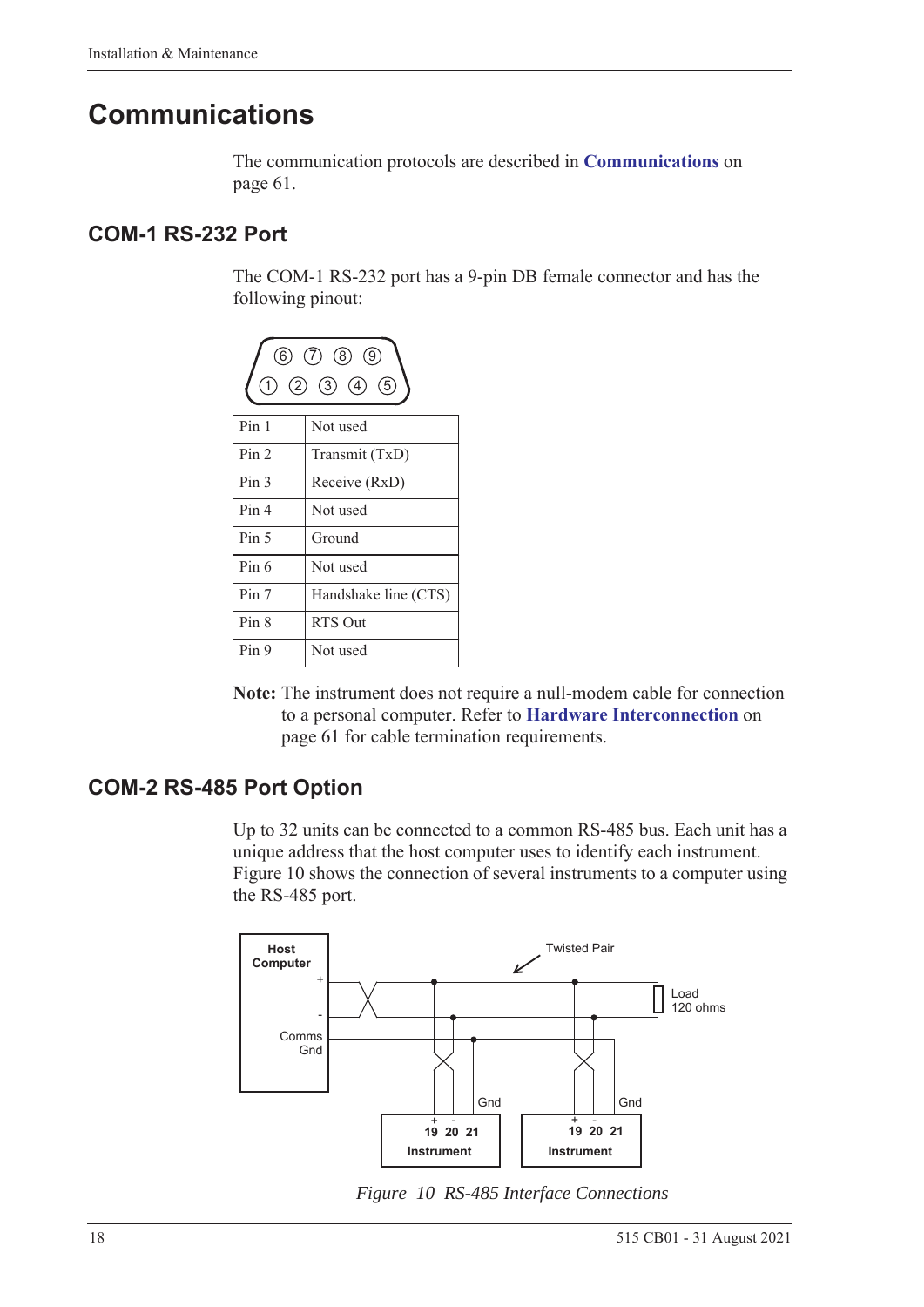# Communications

The communication protocols are described in **Communications** on page 61.

## COM-1 RS-232 Port

The COM-1 RS-232 port has a 9-pin DB female connector and has the following pinout:

| Pin | Function |
|---|---|
| Pin 1 | Not used |
| Pin 2 | Transmit (TxD) |
| Pin 3 | Receive (RxD) |
| Pin 4 | Not used |
| Pin 5 | Ground |
| Pin 6 | Not used |
| Pin 7 | Handshake line (CTS) |
| Pin 8 | RTS Out |
| Pin 9 | Not used |

**Note:** The instrument does not require a null-modem cable for connection to a personal computer. Refer to **Hardware Interconnection** on page 61 for cable termination requirements.

## COM-2 RS-485 Port Option

Up to 32 units can be connected to a common RS-485 bus. Each unit has a unique address that the host computer uses to identify each instrument. Figure 10 shows the connection of several instruments to a computer using the RS-485 port.

*Figure 10 RS-485 Interface Connections*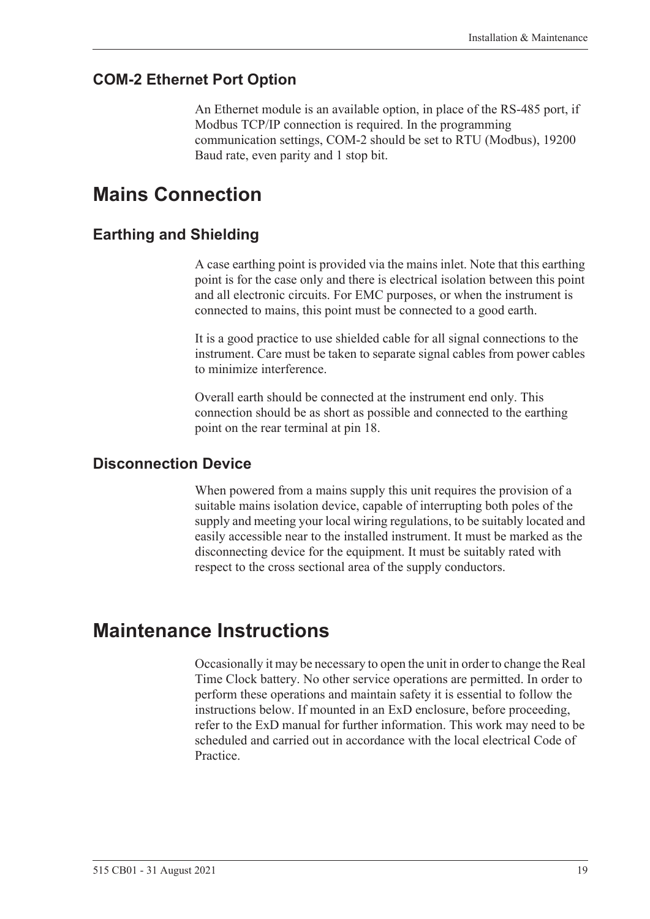### COM-2 Ethernet Port Option

An Ethernet module is an available option, in place of the RS-485 port, if Modbus TCP/IP connection is required. In the programming communication settings, COM-2 should be set to RTU (Modbus), 19200 Baud rate, even parity and 1 stop bit.

## Mains Connection

### Earthing and Shielding

A case earthing point is provided via the mains inlet. Note that this earthing point is for the case only and there is electrical isolation between this point and all electronic circuits. For EMC purposes, or when the instrument is connected to mains, this point must be connected to a good earth.

It is a good practice to use shielded cable for all signal connections to the instrument. Care must be taken to separate signal cables from power cables to minimize interference.

Overall earth should be connected at the instrument end only. This connection should be as short as possible and connected to the earthing point on the rear terminal at pin 18.

### Disconnection Device

When powered from a mains supply this unit requires the provision of a suitable mains isolation device, capable of interrupting both poles of the supply and meeting your local wiring regulations, to be suitably located and easily accessible near to the installed instrument. It must be marked as the disconnecting device for the equipment. It must be suitably rated with respect to the cross sectional area of the supply conductors.

## Maintenance Instructions

Occasionally it may be necessary to open the unit in order to change the Real Time Clock battery. No other service operations are permitted. In order to perform these operations and maintain safety it is essential to follow the instructions below. If mounted in an ExD enclosure, before proceeding, refer to the ExD manual for further information. This work may need to be scheduled and carried out in accordance with the local electrical Code of Practice.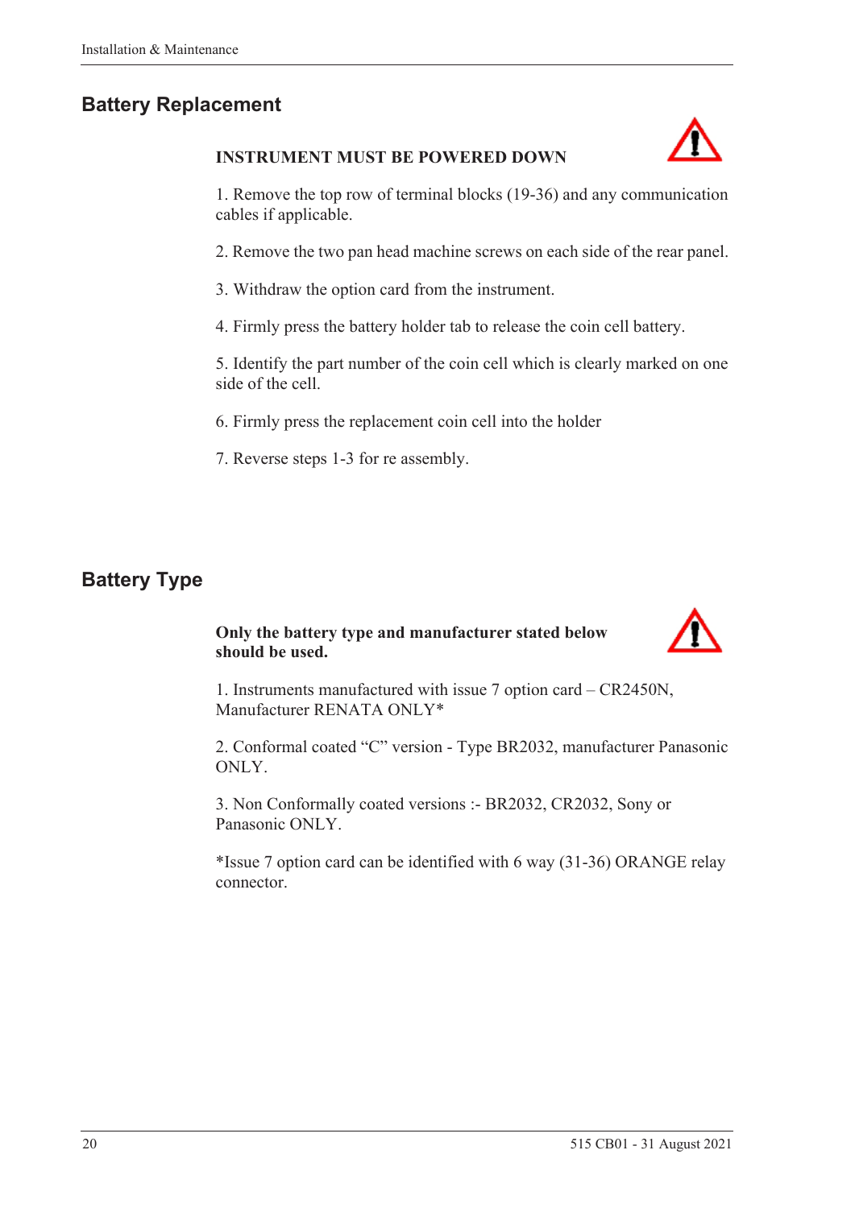## Battery Replacement

**INSTRUMENT MUST BE POWERED DOWN**

1. Remove the top row of terminal blocks (19-36) and any communication cables if applicable.

2. Remove the two pan head machine screws on each side of the rear panel.

3. Withdraw the option card from the instrument.

4. Firmly press the battery holder tab to release the coin cell battery.

5. Identify the part number of the coin cell which is clearly marked on one side of the cell.

6. Firmly press the replacement coin cell into the holder

7. Reverse steps 1-3 for re assembly.

## Battery Type

**Only the battery type and manufacturer stated below should be used.**

1. Instruments manufactured with issue 7 option card – CR2450N, Manufacturer RENATA ONLY*

2. Conformal coated "C" version - Type BR2032, manufacturer Panasonic ONLY.

3. Non Conformally coated versions :- BR2032, CR2032, Sony or Panasonic ONLY.

*Issue 7 option card can be identified with 6 way (31-36) ORANGE relay connector.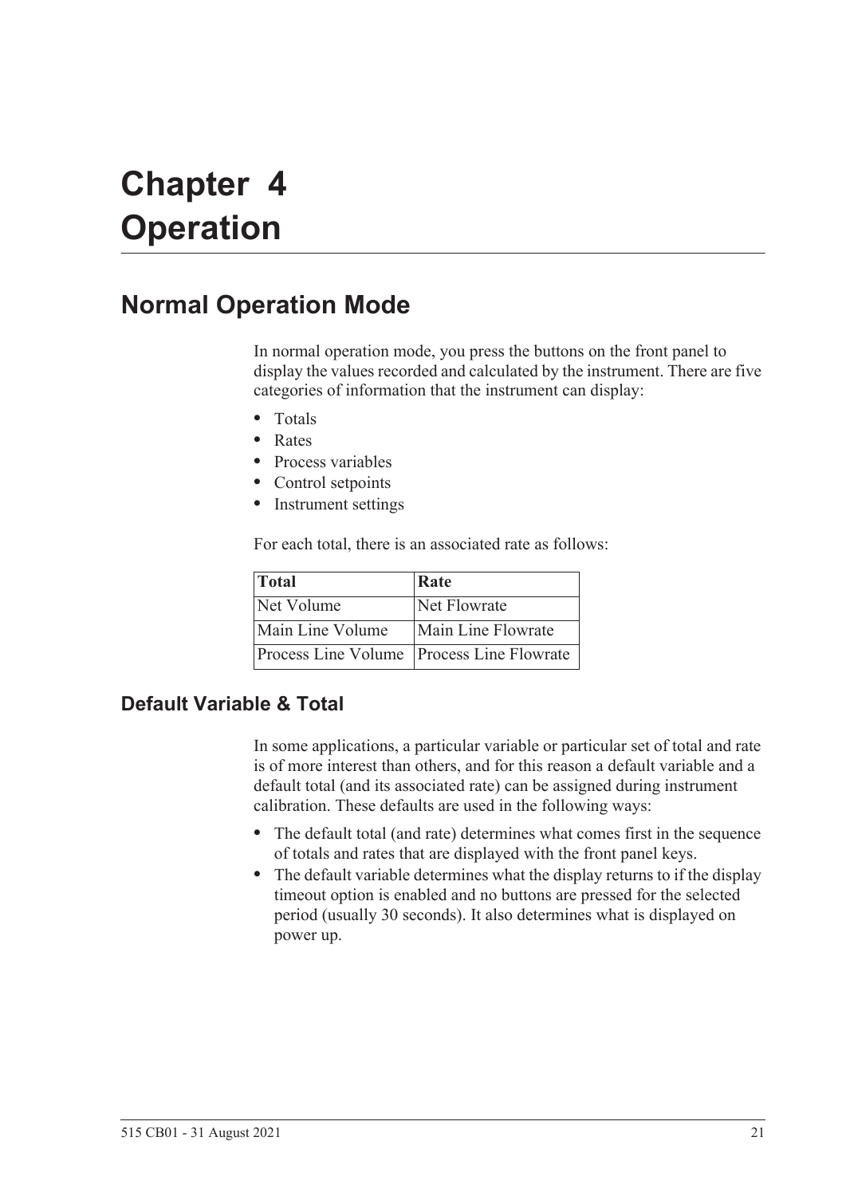# Chapter 4 Operation

## Normal Operation Mode

In normal operation mode, you press the buttons on the front panel to display the values recorded and calculated by the instrument. There are five categories of information that the instrument can display:

- Totals
- Rates
- Process variables
- Control setpoints
- Instrument settings

For each total, there is an associated rate as follows:

| Total | Rate |
|---|---|
| Net Volume | Net Flowrate |
| Main Line Volume | Main Line Flowrate |
| Process Line Volume | Process Line Flowrate |

### Default Variable & Total

In some applications, a particular variable or particular set of total and rate is of more interest than others, and for this reason a default variable and a default total (and its associated rate) can be assigned during instrument calibration. These defaults are used in the following ways:

- The default total (and rate) determines what comes first in the sequence of totals and rates that are displayed with the front panel keys.
- The default variable determines what the display returns to if the display timeout option is enabled and no buttons are pressed for the selected period (usually 30 seconds). It also determines what is displayed on power up.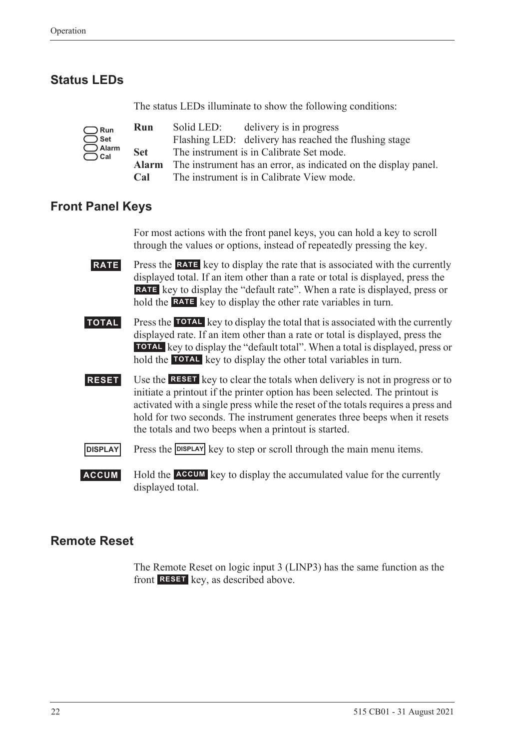## Status LEDs

The status LEDs illuminate to show the following conditions:

Run
Set
Alarm
Cal

| | | |
|---|---|---|
| **Run** | Solid LED: | delivery is in progress |
| | Flashing LED: | delivery has reached the flushing stage |
| **Set** | The instrument is in Calibrate Set mode. | |
| **Alarm** | The instrument has an error, as indicated on the display panel. | |
| **Cal** | The instrument is in Calibrate View mode. | |

## Front Panel Keys

For most actions with the front panel keys, you can hold a key to scroll through the values or options, instead of repeatedly pressing the key.

**RATE** Press the **RATE** key to display the rate that is associated with the currently displayed total. If an item other than a rate or total is displayed, press the **RATE** key to display the "default rate". When a rate is displayed, press or hold the **RATE** key to display the other rate variables in turn.

**TOTAL** Press the **TOTAL** key to display the total that is associated with the currently displayed rate. If an item other than a rate or total is displayed, press the **TOTAL** key to display the "default total". When a total is displayed, press or hold the **TOTAL** key to display the other total variables in turn.

**RESET** Use the **RESET** key to clear the totals when delivery is not in progress or to initiate a printout if the printer option has been selected. The printout is activated with a single press while the reset of the totals requires a press and hold for two seconds. The instrument generates three beeps when it resets the totals and two beeps when a printout is started.

**DISPLAY** Press the **DISPLAY** key to step or scroll through the main menu items.

**ACCUM** Hold the **ACCUM** key to display the accumulated value for the currently displayed total.

## Remote Reset

The Remote Reset on logic input 3 (LINP3) has the same function as the front **RESET** key, as described above.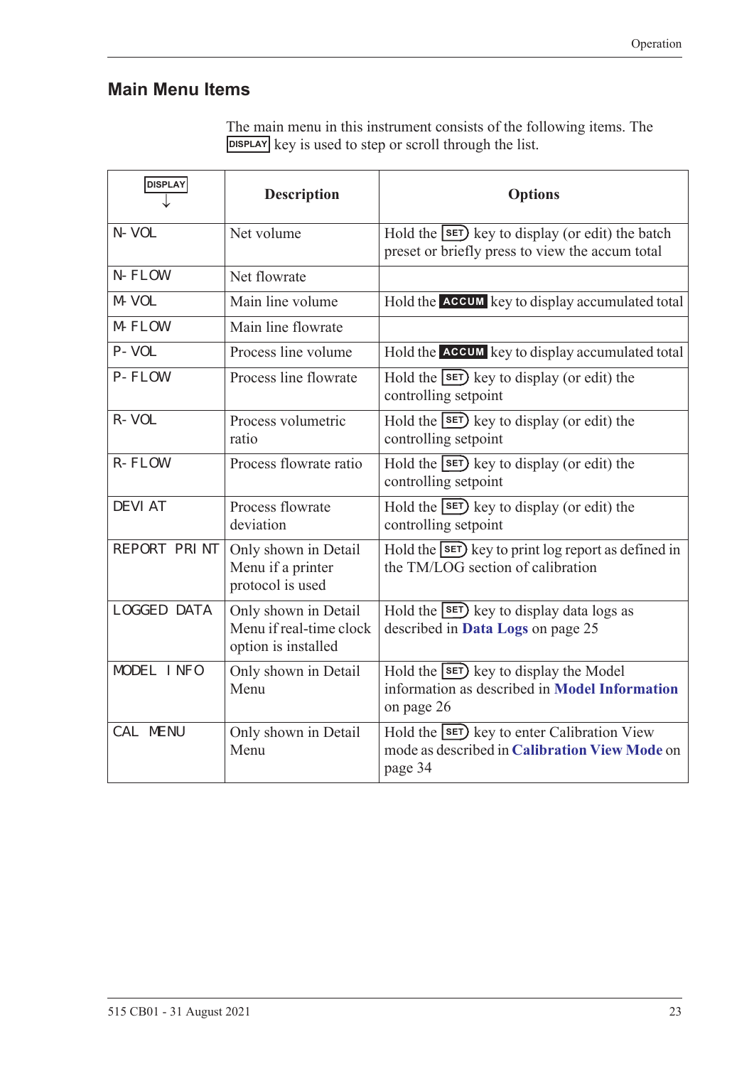## Main Menu Items

The main menu in this instrument consists of the following items. The DISPLAY key is used to step or scroll through the list.

| DISPLAY ↓ | Description | Options |
|---|---|---|
| N-VOL | Net volume | Hold the SET key to display (or edit) the batch preset or briefly press to view the accum total |
| N-FLOW | Net flowrate | |
| M-VOL | Main line volume | Hold the ACCUM key to display accumulated total |
| M-FLOW | Main line flowrate | |
| P-VOL | Process line volume | Hold the ACCUM key to display accumulated total |
| P-FLOW | Process line flowrate | Hold the SET key to display (or edit) the controlling setpoint |
| R-VOL | Process volumetric ratio | Hold the SET key to display (or edit) the controlling setpoint |
| R-FLOW | Process flowrate ratio | Hold the SET key to display (or edit) the controlling setpoint |
| DEVIAT | Process flowrate deviation | Hold the SET key to display (or edit) the controlling setpoint |
| REPORT PRINT | Only shown in Detail Menu if a printer protocol is used | Hold the SET key to print log report as defined in the TM/LOG section of calibration |
| LOGGED DATA | Only shown in Detail Menu if real-time clock option is installed | Hold the SET key to display data logs as described in **Data Logs** on page 25 |
| MODEL INFO | Only shown in Detail Menu | Hold the SET key to display the Model information as described in **Model Information** on page 26 |
| CAL MENU | Only shown in Detail Menu | Hold the SET key to enter Calibration View mode as described in **Calibration View Mode** on page 34 |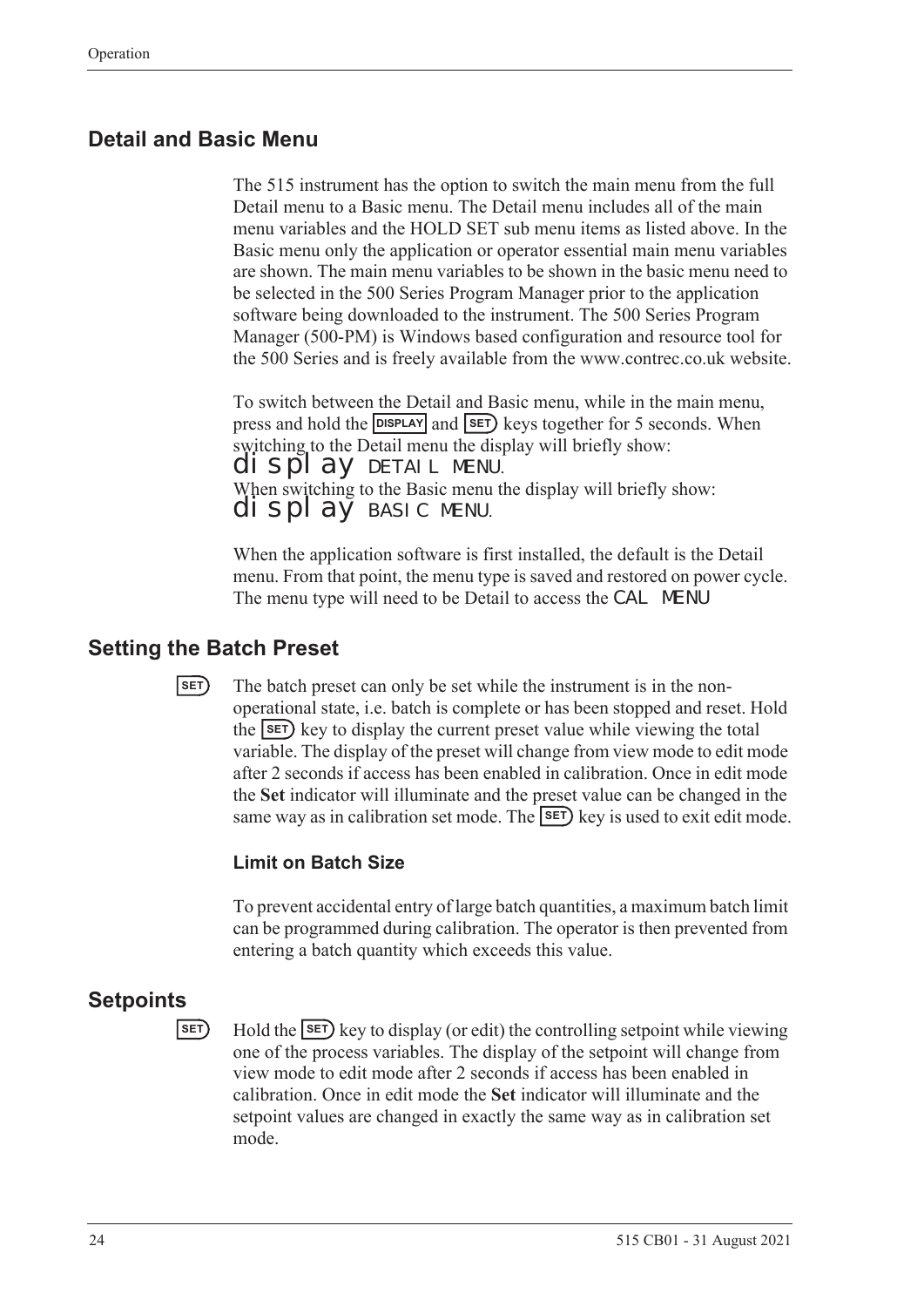## Detail and Basic Menu

The 515 instrument has the option to switch the main menu from the full Detail menu to a Basic menu. The Detail menu includes all of the main menu variables and the HOLD SET sub menu items as listed above. In the Basic menu only the application or operator essential main menu variables are shown. The main menu variables to be shown in the basic menu need to be selected in the 500 Series Program Manager prior to the application software being downloaded to the instrument. The 500 Series Program Manager (500-PM) is Windows based configuration and resource tool for the 500 Series and is freely available from the www.contrec.co.uk website.

To switch between the Detail and Basic menu, while in the main menu, press and hold the DISPLAY and SET keys together for 5 seconds. When switching to the Detail menu the display will briefly show:
display DETAIL MENU.
When switching to the Basic menu the display will briefly show:
display BASIC MENU.

When the application software is first installed, the default is the Detail menu. From that point, the menu type is saved and restored on power cycle. The menu type will need to be Detail to access the CAL MENU

## Setting the Batch Preset

SET The batch preset can only be set while the instrument is in the non-operational state, i.e. batch is complete or has been stopped and reset. Hold the SET key to display the current preset value while viewing the total variable. The display of the preset will change from view mode to edit mode after 2 seconds if access has been enabled in calibration. Once in edit mode the **Set** indicator will illuminate and the preset value can be changed in the same way as in calibration set mode. The SET key is used to exit edit mode.

### Limit on Batch Size

To prevent accidental entry of large batch quantities, a maximum batch limit can be programmed during calibration. The operator is then prevented from entering a batch quantity which exceeds this value.

## Setpoints

SET Hold the SET key to display (or edit) the controlling setpoint while viewing one of the process variables. The display of the setpoint will change from view mode to edit mode after 2 seconds if access has been enabled in calibration. Once in edit mode the **Set** indicator will illuminate and the setpoint values are changed in exactly the same way as in calibration set mode.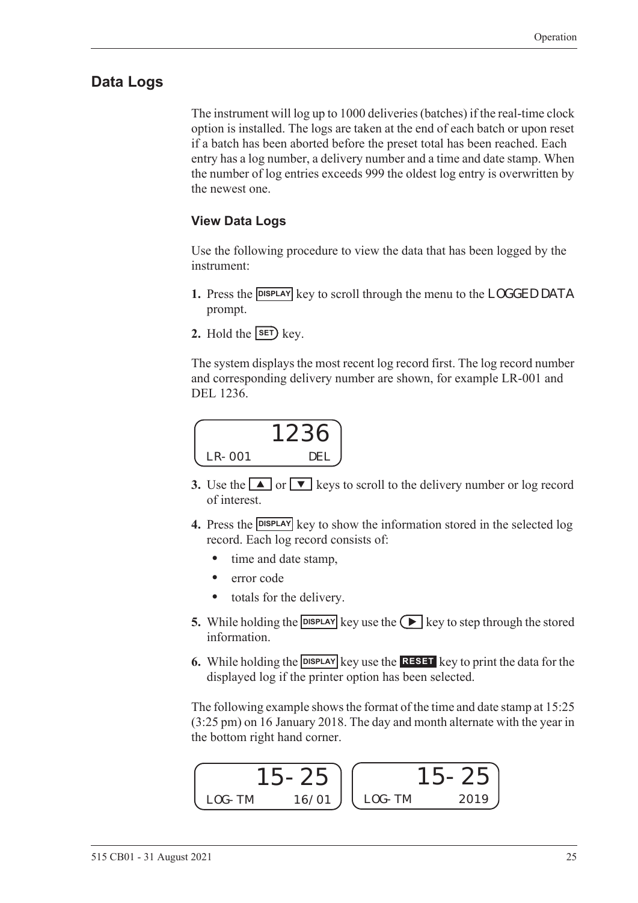## Data Logs

The instrument will log up to 1000 deliveries (batches) if the real-time clock option is installed. The logs are taken at the end of each batch or upon reset if a batch has been aborted before the preset total has been reached. Each entry has a log number, a delivery number and a time and date stamp. When the number of log entries exceeds 999 the oldest log entry is overwritten by the newest one.

### View Data Logs

Use the following procedure to view the data that has been logged by the instrument:

1. Press the DISPLAY key to scroll through the menu to the LOGGED DATA prompt.
2. Hold the SET key.

The system displays the most recent log record first. The log record number and corresponding delivery number are shown, for example LR-001 and DEL 1236.

```
        1236
LR-001       DEL
```

3. Use the ▲ or ▼ keys to scroll to the delivery number or log record of interest.
4. Press the DISPLAY key to show the information stored in the selected log record. Each log record consists of:
   - time and date stamp,
   - error code
   - totals for the delivery.
5. While holding the DISPLAY key use the ▶ key to step through the stored information.
6. While holding the DISPLAY key use the RESET key to print the data for the displayed log if the printer option has been selected.

The following example shows the format of the time and date stamp at 15:25 (3:25 pm) on 16 January 2018. The day and month alternate with the year in the bottom right hand corner.

```
       15-25              15-25
LOG-TM      16/01    LOG-TM      2019
```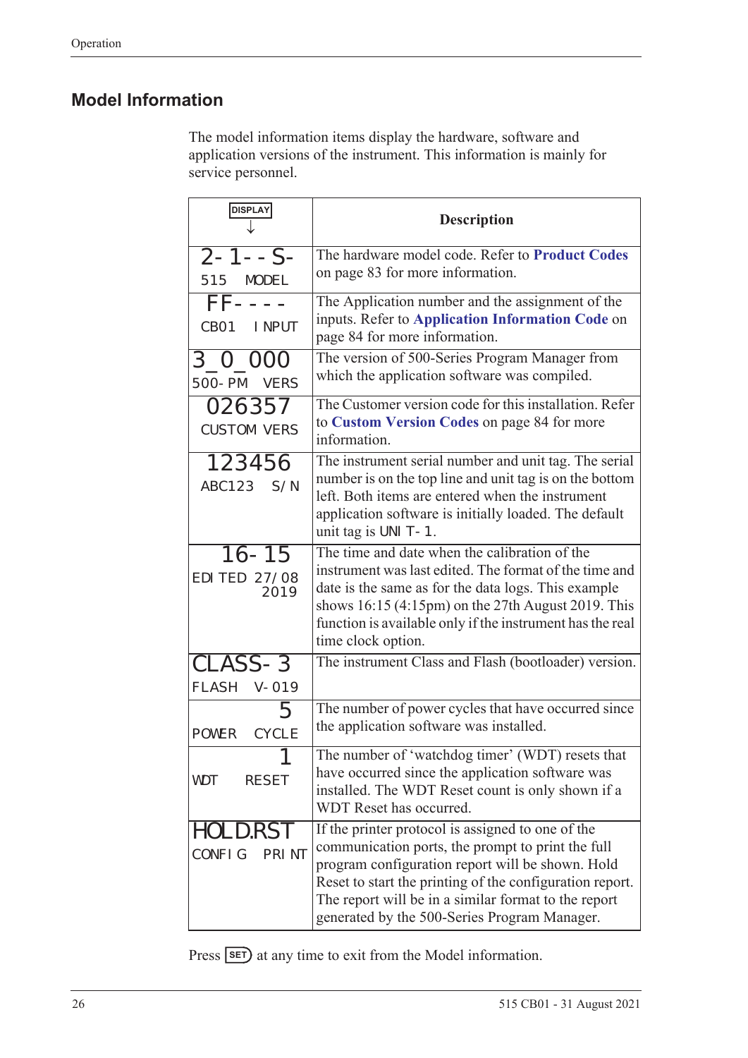## Model Information

The model information items display the hardware, software and application versions of the instrument. This information is mainly for service personnel.

| DISPLAY ↓ | Description |
|---|---|
| 2-1--S-<br>515 MODEL | The hardware model code. Refer to **Product Codes** on page 83 for more information. |
| FF----<br>CB01 INPUT | The Application number and the assignment of the inputs. Refer to **Application Information Code** on page 84 for more information. |
| 3_0_000<br>500-PM VERS | The version of 500-Series Program Manager from which the application software was compiled. |
| 026357<br>CUSTOM VERS | The Customer version code for this installation. Refer to **Custom Version Codes** on page 84 for more information. |
| 123456<br>ABC123 S/N | The instrument serial number and unit tag. The serial number is on the top line and unit tag is on the bottom left. Both items are entered when the instrument application software is initially loaded. The default unit tag is UNIT-1. |
| 16-15<br>EDITED 27/08 2019 | The time and date when the calibration of the instrument was last edited. The format of the time and date is the same as for the data logs. This example shows 16:15 (4:15pm) on the 27th August 2019. This function is available only if the instrument has the real time clock option. |
| CLASS-3<br>FLASH V-019 | The instrument Class and Flash (bootloader) version. |
| 5<br>POWER CYCLE | The number of power cycles that have occurred since the application software was installed. |
| 1<br>WDT RESET | The number of 'watchdog timer' (WDT) resets that have occurred since the application software was installed. The WDT Reset count is only shown if a WDT Reset has occurred. |
| HOLD.RST<br>CONFIG PRINT | If the printer protocol is assigned to one of the communication ports, the prompt to print the full program configuration report will be shown. Hold Reset to start the printing of the configuration report. The report will be in a similar format to the report generated by the 500-Series Program Manager. |

Press SET at any time to exit from the Model information.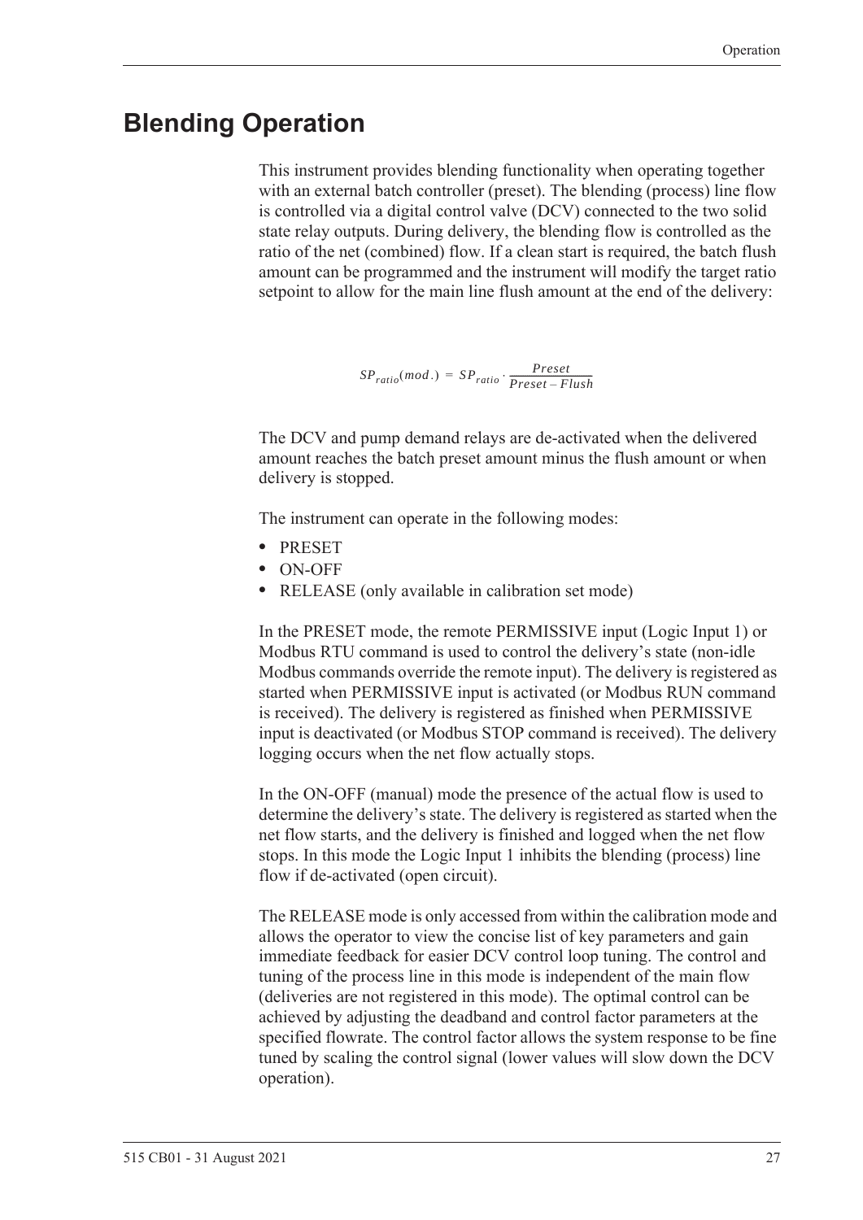# Blending Operation

This instrument provides blending functionality when operating together with an external batch controller (preset). The blending (process) line flow is controlled via a digital control valve (DCV) connected to the two solid state relay outputs. During delivery, the blending flow is controlled as the ratio of the net (combined) flow. If a clean start is required, the batch flush amount can be programmed and the instrument will modify the target ratio setpoint to allow for the main line flush amount at the end of the delivery:

$$SP_{ratio}(mod.) = SP_{ratio} \cdot \frac{Preset}{Preset - Flush}$$

The DCV and pump demand relays are de-activated when the delivered amount reaches the batch preset amount minus the flush amount or when delivery is stopped.

The instrument can operate in the following modes:

- PRESET
- ON-OFF
- RELEASE (only available in calibration set mode)

In the PRESET mode, the remote PERMISSIVE input (Logic Input 1) or Modbus RTU command is used to control the delivery's state (non-idle Modbus commands override the remote input). The delivery is registered as started when PERMISSIVE input is activated (or Modbus RUN command is received). The delivery is registered as finished when PERMISSIVE input is deactivated (or Modbus STOP command is received). The delivery logging occurs when the net flow actually stops.

In the ON-OFF (manual) mode the presence of the actual flow is used to determine the delivery's state. The delivery is registered as started when the net flow starts, and the delivery is finished and logged when the net flow stops. In this mode the Logic Input 1 inhibits the blending (process) line flow if de-activated (open circuit).

The RELEASE mode is only accessed from within the calibration mode and allows the operator to view the concise list of key parameters and gain immediate feedback for easier DCV control loop tuning. The control and tuning of the process line in this mode is independent of the main flow (deliveries are not registered in this mode). The optimal control can be achieved by adjusting the deadband and control factor parameters at the specified flowrate. The control factor allows the system response to be fine tuned by scaling the control signal (lower values will slow down the DCV operation).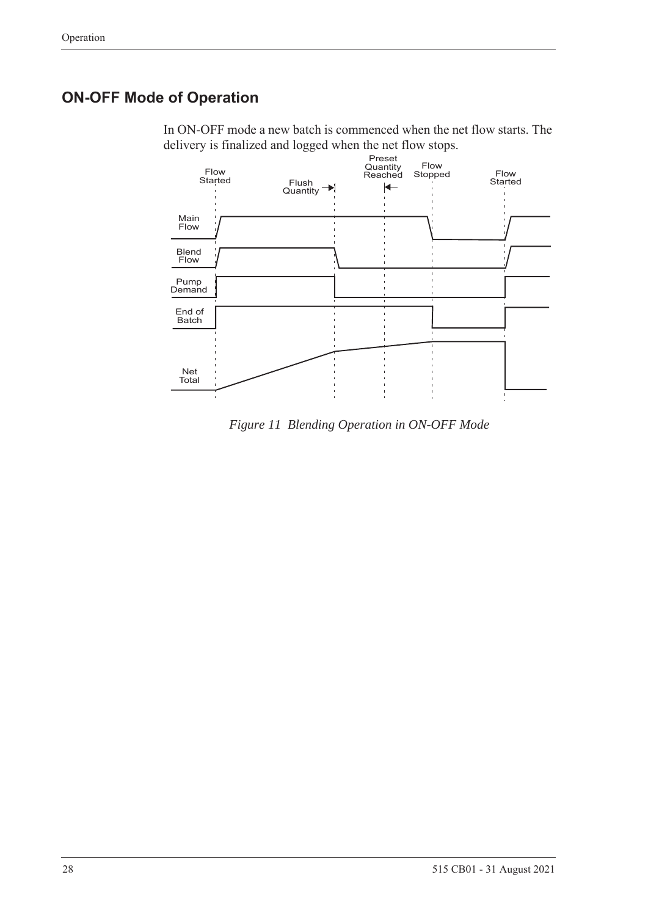## ON-OFF Mode of Operation

In ON-OFF mode a new batch is commenced when the net flow starts. The delivery is finalized and logged when the net flow stops.

*Figure 11 Blending Operation in ON-OFF Mode*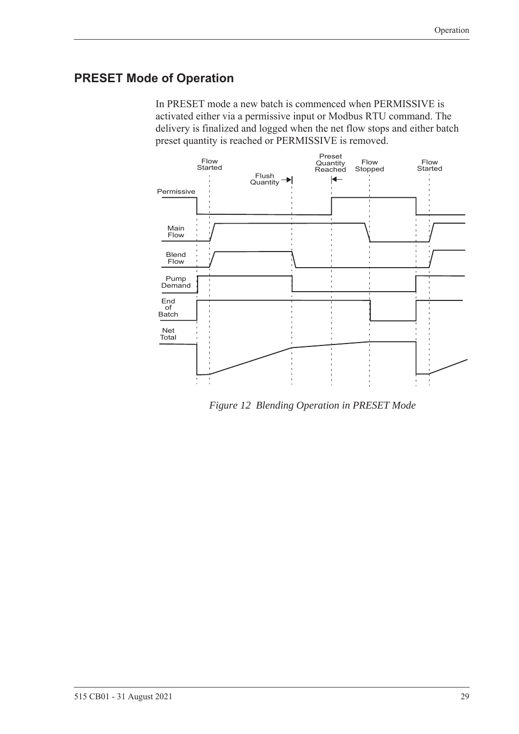## PRESET Mode of Operation

In PRESET mode a new batch is commenced when PERMISSIVE is activated either via a permissive input or Modbus RTU command. The delivery is finalized and logged when the net flow stops and either batch preset quantity is reached or PERMISSIVE is removed.

*Figure 12 Blending Operation in PRESET Mode*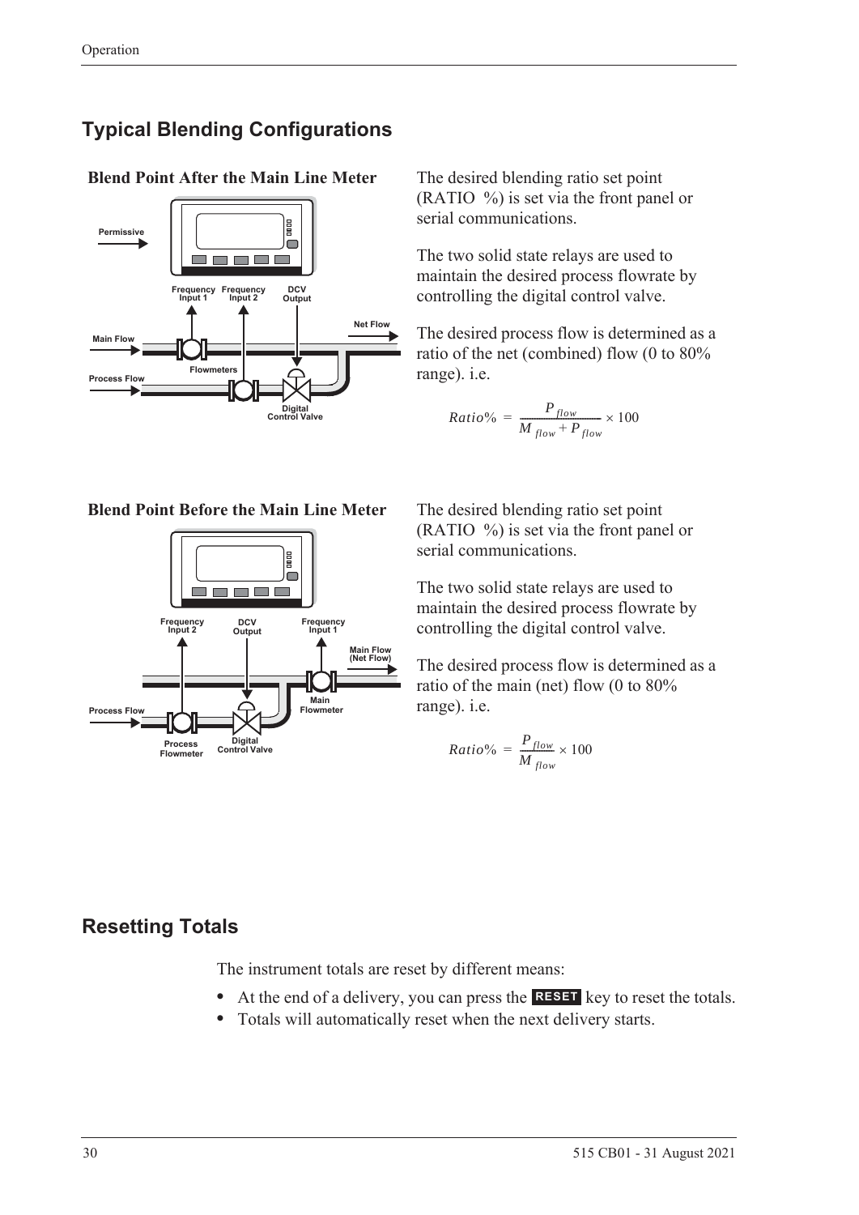## Typical Blending Configurations

### Blend Point After the Main Line Meter

The desired blending ratio set point (RATIO %) is set via the front panel or serial communications.

The two solid state relays are used to maintain the desired process flowrate by controlling the digital control valve.

The desired process flow is determined as a ratio of the net (combined) flow (0 to 80% range). i.e.

$$Ratio\% = \frac{P_{flow}}{M_{flow} + P_{flow}} \times 100$$

### Blend Point Before the Main Line Meter

The desired blending ratio set point (RATIO %) is set via the front panel or serial communications.

The two solid state relays are used to maintain the desired process flowrate by controlling the digital control valve.

The desired process flow is determined as a ratio of the main (net) flow (0 to 80% range). i.e.

$$Ratio\% = \frac{P_{flow}}{M_{flow}} \times 100$$

## Resetting Totals

The instrument totals are reset by different means:

- At the end of a delivery, you can press the **RESET** key to reset the totals.
- Totals will automatically reset when the next delivery starts.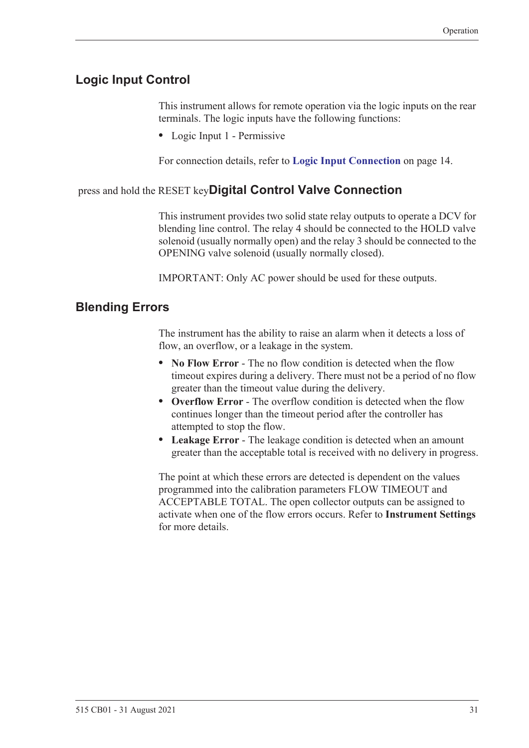## Logic Input Control

This instrument allows for remote operation via the logic inputs on the rear terminals. The logic inputs have the following functions:

- Logic Input 1 - Permissive

For connection details, refer to **Logic Input Connection** on page 14.

press and hold the RESET key

## Digital Control Valve Connection

This instrument provides two solid state relay outputs to operate a DCV for blending line control. The relay 4 should be connected to the HOLD valve solenoid (usually normally open) and the relay 3 should be connected to the OPENING valve solenoid (usually normally closed).

IMPORTANT: Only AC power should be used for these outputs.

## Blending Errors

The instrument has the ability to raise an alarm when it detects a loss of flow, an overflow, or a leakage in the system.

- **No Flow Error** - The no flow condition is detected when the flow timeout expires during a delivery. There must not be a period of no flow greater than the timeout value during the delivery.
- **Overflow Error** - The overflow condition is detected when the flow continues longer than the timeout period after the controller has attempted to stop the flow.
- **Leakage Error** - The leakage condition is detected when an amount greater than the acceptable total is received with no delivery in progress.

The point at which these errors are detected is dependent on the values programmed into the calibration parameters FLOW TIMEOUT and ACCEPTABLE TOTAL. The open collector outputs can be assigned to activate when one of the flow errors occurs. Refer to **Instrument Settings** for more details.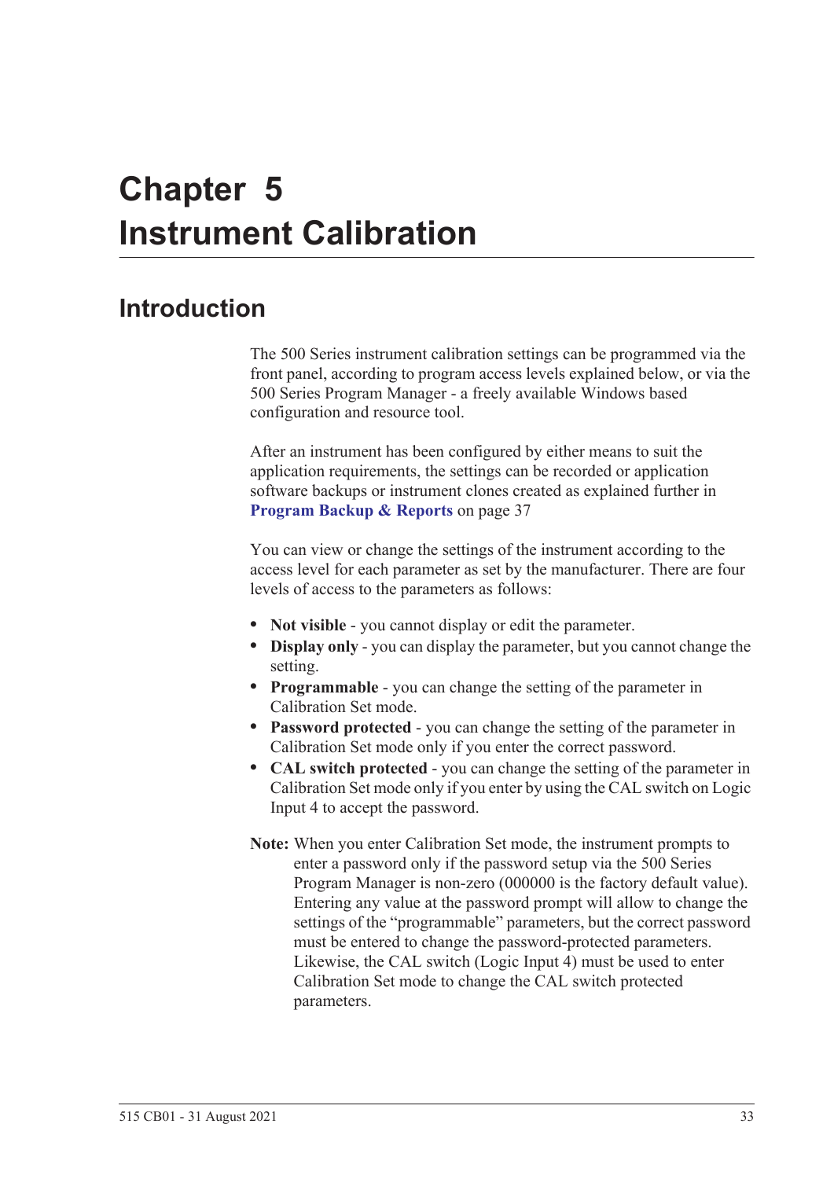# Chapter 5 Instrument Calibration

## Introduction

The 500 Series instrument calibration settings can be programmed via the front panel, according to program access levels explained below, or via the 500 Series Program Manager - a freely available Windows based configuration and resource tool.

After an instrument has been configured by either means to suit the application requirements, the settings can be recorded or application software backups or instrument clones created as explained further in **Program Backup & Reports** on page 37

You can view or change the settings of the instrument according to the access level for each parameter as set by the manufacturer. There are four levels of access to the parameters as follows:

- **Not visible** - you cannot display or edit the parameter.
- **Display only** - you can display the parameter, but you cannot change the setting.
- **Programmable** - you can change the setting of the parameter in Calibration Set mode.
- **Password protected** - you can change the setting of the parameter in Calibration Set mode only if you enter the correct password.
- **CAL switch protected** - you can change the setting of the parameter in Calibration Set mode only if you enter by using the CAL switch on Logic Input 4 to accept the password.

**Note:** When you enter Calibration Set mode, the instrument prompts to enter a password only if the password setup via the 500 Series Program Manager is non-zero (000000 is the factory default value). Entering any value at the password prompt will allow to change the settings of the “programmable” parameters, but the correct password must be entered to change the password-protected parameters. Likewise, the CAL switch (Logic Input 4) must be used to enter Calibration Set mode to change the CAL switch protected parameters.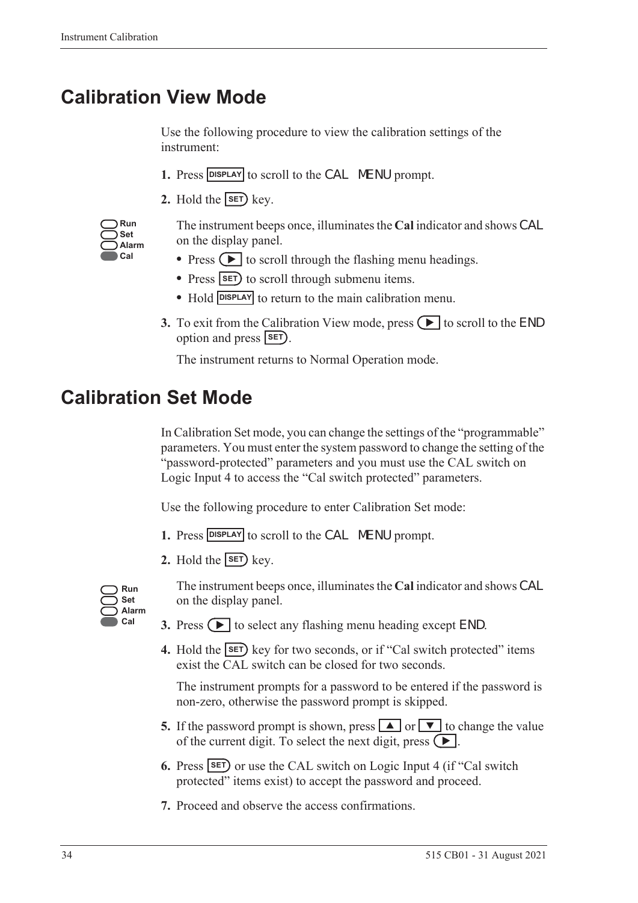# Calibration View Mode

Use the following procedure to view the calibration settings of the instrument:

1. Press DISPLAY to scroll to the CAL MENU prompt.
2. Hold the SET key.

   Run
   Set
   Alarm
   Cal

   The instrument beeps once, illuminates the **Cal** indicator and shows CAL on the display panel.

   - Press ▶ to scroll through the flashing menu headings.
   - Press SET to scroll through submenu items.
   - Hold DISPLAY to return to the main calibration menu.

3. To exit from the Calibration View mode, press ▶ to scroll to the END option and press SET.

   The instrument returns to Normal Operation mode.

# Calibration Set Mode

In Calibration Set mode, you can change the settings of the "programmable" parameters. You must enter the system password to change the setting of the "password-protected" parameters and you must use the CAL switch on Logic Input 4 to access the "Cal switch protected" parameters.

Use the following procedure to enter Calibration Set mode:

1. Press DISPLAY to scroll to the CAL MENU prompt.
2. Hold the SET key.

   Run
   Set
   Alarm
   Cal

   The instrument beeps once, illuminates the **Cal** indicator and shows CAL on the display panel.

3. Press ▶ to select any flashing menu heading except END.
4. Hold the SET key for two seconds, or if "Cal switch protected" items exist the CAL switch can be closed for two seconds.

   The instrument prompts for a password to be entered if the password is non-zero, otherwise the password prompt is skipped.

5. If the password prompt is shown, press ▲ or ▼ to change the value of the current digit. To select the next digit, press ▶.
6. Press SET or use the CAL switch on Logic Input 4 (if "Cal switch protected" items exist) to accept the password and proceed.
7. Proceed and observe the access confirmations.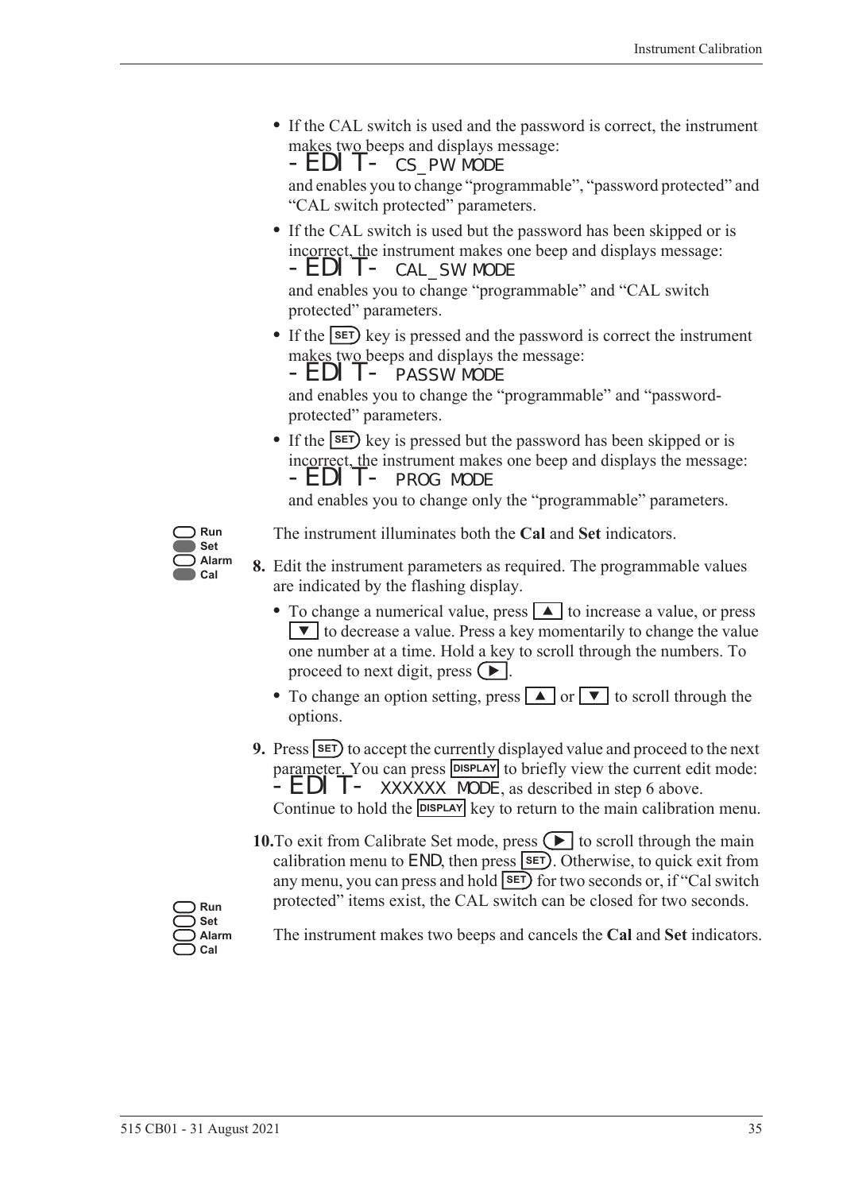- If the CAL switch is used and the password is correct, the instrument makes two beeps and displays message:
  `-EDIT- CS_PW MODE`
  and enables you to change "programmable", "password protected" and "CAL switch protected" parameters.
- If the CAL switch is used but the password has been skipped or is incorrect, the instrument makes one beep and displays message:
  `-EDIT- CAL_SW MODE`
  and enables you to change "programmable" and "CAL switch protected" parameters.
- If the SET key is pressed and the password is correct the instrument makes two beeps and displays the message:
  `-EDIT- PASSW MODE`
  and enables you to change the "programmable" and "password-protected" parameters.
- If the SET key is pressed but the password has been skipped or is incorrect, the instrument makes one beep and displays the message:
  `-EDIT- PROG MODE`
  and enables you to change only the "programmable" parameters.

Run / Set / Alarm / Cal

The instrument illuminates both the **Cal** and **Set** indicators.

**8.** Edit the instrument parameters as required. The programmable values are indicated by the flashing display.

- To change a numerical value, press ▲ to increase a value, or press ▼ to decrease a value. Press a key momentarily to change the value one number at a time. Hold a key to scroll through the numbers. To proceed to next digit, press ▶.
- To change an option setting, press ▲ or ▼ to scroll through the options.

**9.** Press SET to accept the currently displayed value and proceed to the next parameter. You can press DISPLAY to briefly view the current edit mode: `-EDIT- XXXXXX MODE`, as described in step 6 above. Continue to hold the DISPLAY key to return to the main calibration menu.

**10.** To exit from Calibrate Set mode, press ▶ to scroll through the main calibration menu to `END`, then press SET. Otherwise, to quick exit from any menu, you can press and hold SET for two seconds or, if "Cal switch protected" items exist, the CAL switch can be closed for two seconds.

Run / Set / Alarm / Cal

The instrument makes two beeps and cancels the **Cal** and **Set** indicators.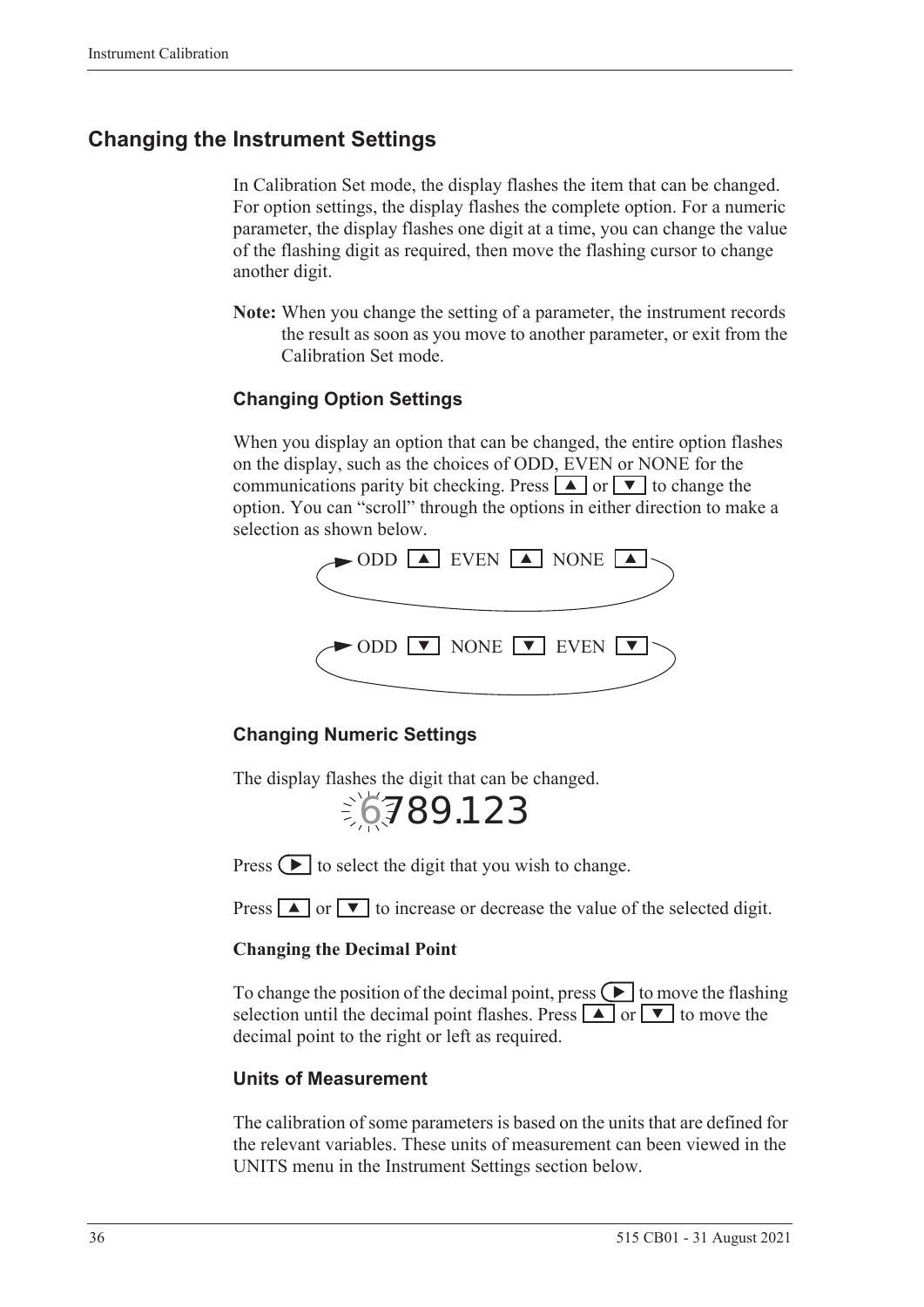## Changing the Instrument Settings

In Calibration Set mode, the display flashes the item that can be changed. For option settings, the display flashes the complete option. For a numeric parameter, the display flashes one digit at a time, you can change the value of the flashing digit as required, then move the flashing cursor to change another digit.

**Note:** When you change the setting of a parameter, the instrument records the result as soon as you move to another parameter, or exit from the Calibration Set mode.

### Changing Option Settings

When you display an option that can be changed, the entire option flashes on the display, such as the choices of ODD, EVEN or NONE for the communications parity bit checking. Press ▲ or ▼ to change the option. You can "scroll" through the options in either direction to make a selection as shown below.

ODD ▲ EVEN ▲ NONE ▲

ODD ▼ NONE ▼ EVEN ▼

### Changing Numeric Settings

The display flashes the digit that can be changed.

6789.123

Press ▶ to select the digit that you wish to change.

Press ▲ or ▼ to increase or decrease the value of the selected digit.

**Changing the Decimal Point**

To change the position of the decimal point, press ▶ to move the flashing selection until the decimal point flashes. Press ▲ or ▼ to move the decimal point to the right or left as required.

### Units of Measurement

The calibration of some parameters is based on the units that are defined for the relevant variables. These units of measurement can been viewed in the UNITS menu in the Instrument Settings section below.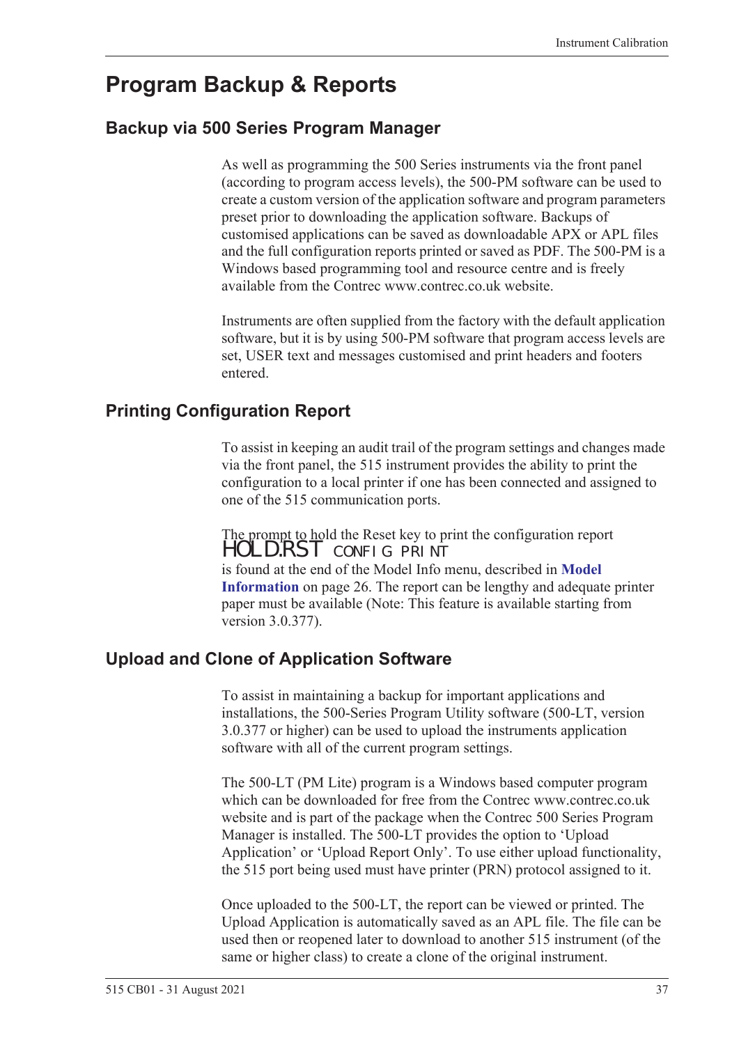# Program Backup & Reports

## Backup via 500 Series Program Manager

As well as programming the 500 Series instruments via the front panel (according to program access levels), the 500-PM software can be used to create a custom version of the application software and program parameters preset prior to downloading the application software. Backups of customised applications can be saved as downloadable APX or APL files and the full configuration reports printed or saved as PDF. The 500-PM is a Windows based programming tool and resource centre and is freely available from the Contrec www.contrec.co.uk website.

Instruments are often supplied from the factory with the default application software, but it is by using 500-PM software that program access levels are set, USER text and messages customised and print headers and footers entered.

## Printing Configuration Report

To assist in keeping an audit trail of the program settings and changes made via the front panel, the 515 instrument provides the ability to print the configuration to a local printer if one has been connected and assigned to one of the 515 communication ports.

The prompt to hold the Reset key to print the configuration report

HOLD.RST CONFIG PRINT

is found at the end of the Model Info menu, described in **Model Information** on page 26. The report can be lengthy and adequate printer paper must be available (Note: This feature is available starting from version 3.0.377).

## Upload and Clone of Application Software

To assist in maintaining a backup for important applications and installations, the 500-Series Program Utility software (500-LT, version 3.0.377 or higher) can be used to upload the instruments application software with all of the current program settings.

The 500-LT (PM Lite) program is a Windows based computer program which can be downloaded for free from the Contrec www.contrec.co.uk website and is part of the package when the Contrec 500 Series Program Manager is installed. The 500-LT provides the option to 'Upload Application' or 'Upload Report Only'. To use either upload functionality, the 515 port being used must have printer (PRN) protocol assigned to it.

Once uploaded to the 500-LT, the report can be viewed or printed. The Upload Application is automatically saved as an APL file. The file can be used then or reopened later to download to another 515 instrument (of the same or higher class) to create a clone of the original instrument.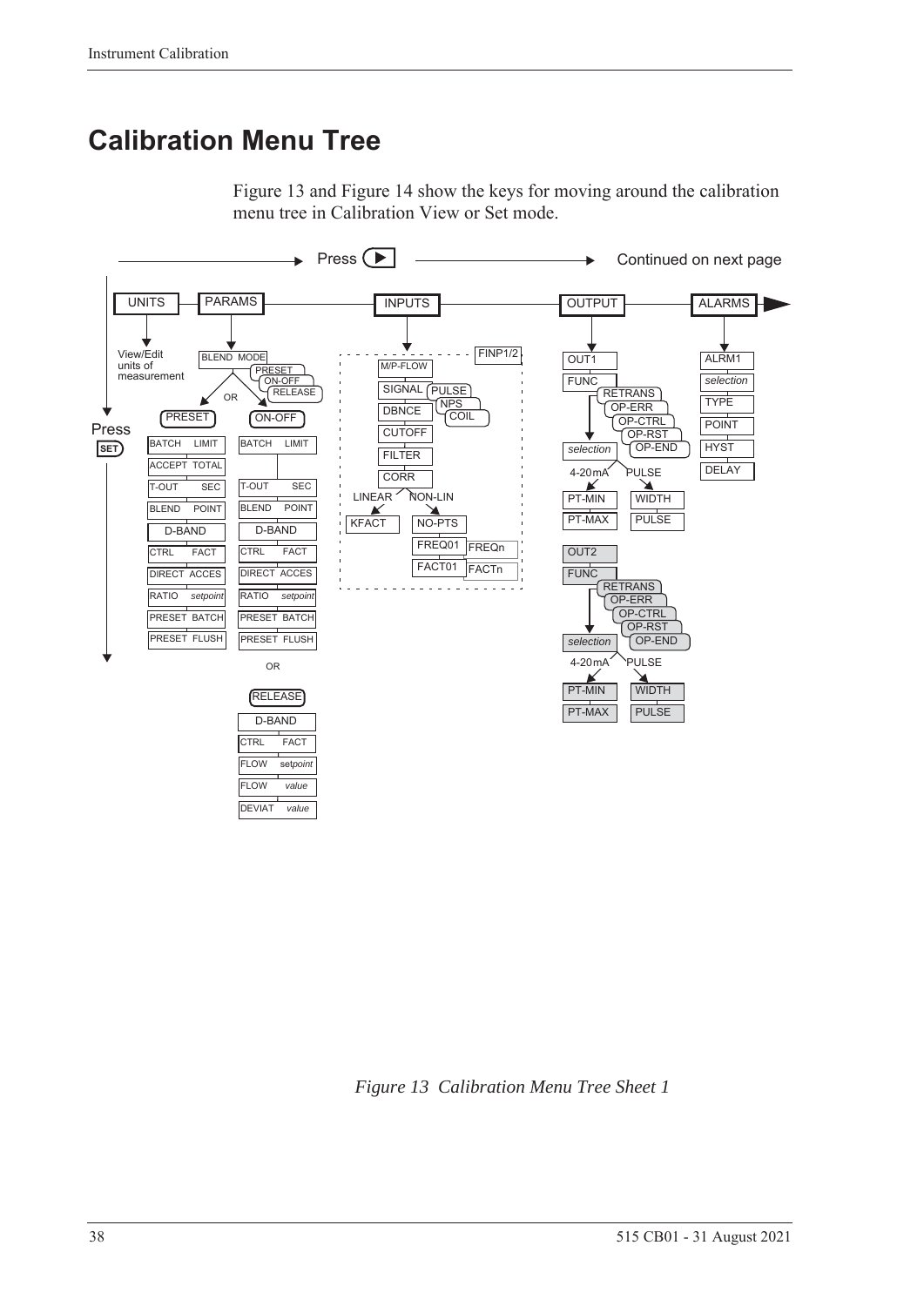# Calibration Menu Tree

Figure 13 and Figure 14 show the keys for moving around the calibration menu tree in Calibration View or Set mode.

Press ▶ Continued on next page

UNITS PARAMS INPUTS OUTPUT ALARMS

View/Edit units of measurement

BLEND MODE: PRESET / ON-OFF / RELEASE

PRESET: BATCH LIMIT, ACCEPT TOTAL, T-OUT SEC, BLEND POINT, D-BAND, CTRL FACT, DIRECT ACCES, RATIO *setpoint*, PRESET BATCH, PRESET FLUSH

OR

ON-OFF: BATCH LIMIT, T-OUT SEC, BLEND POINT, D-BAND, CTRL FACT, DIRECT ACCES, RATIO *setpoint*, PRESET BATCH, PRESET FLUSH

OR

RELEASE: D-BAND, CTRL FACT, FLOW set*point*, FLOW *value*, DEVIAT *value*

Press SET

FINP1/2: M/P-FLOW, SIGNAL (PULSE, NPS, COIL), DBNCE, CUTOFF, FILTER, CORR — LINEAR: KFACT; NON-LIN: NO-PTS, FREQ01 … FREQn, FACT01 … FACTn

OUT1: FUNC (RETRANS, OP-ERR, OP-CTRL, OP-RST, OP-END), *selection* — 4-20mA: PT-MIN, PT-MAX; PULSE: WIDTH, PULSE

OUT2: FUNC (RETRANS, OP-ERR, OP-CTRL, OP-RST, OP-END), *selection* — 4-20mA: PT-MIN, PT-MAX; PULSE: WIDTH, PULSE

ALRM1: *selection*, TYPE, POINT, HYST, DELAY

*Figure 13 Calibration Menu Tree Sheet 1*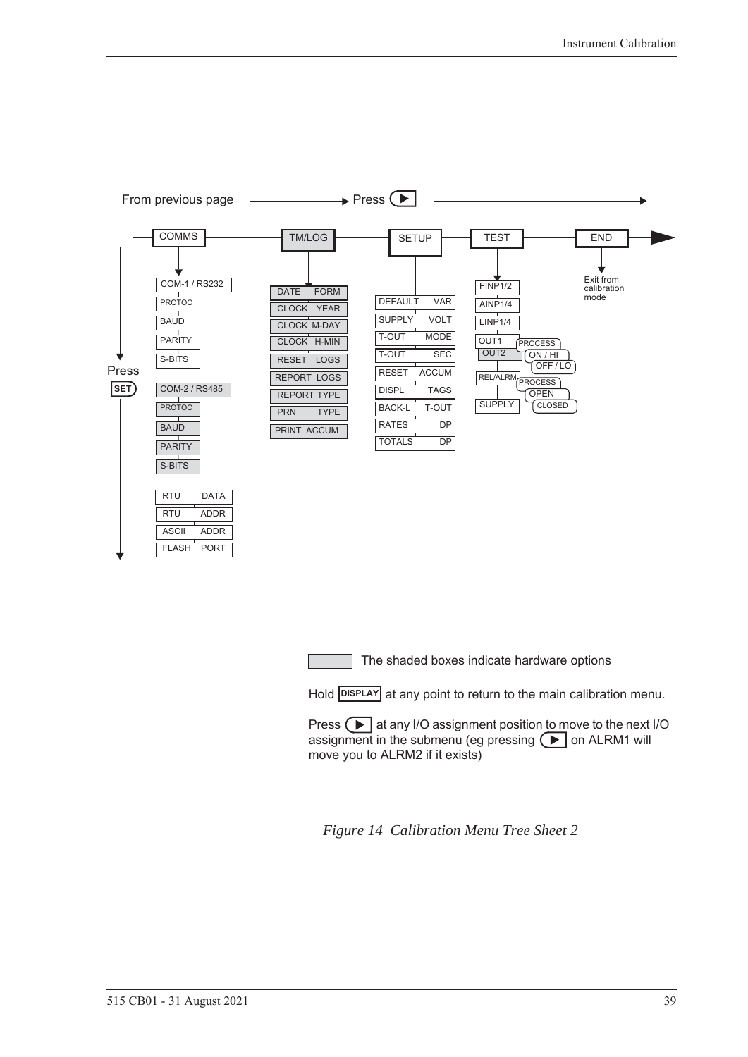From previous page → Press ▶

COMMS → TM/LOG → SETUP → TEST → END

**COMMS** (Press SET to move down):
- COM-1 / RS232
  - PROTOC
  - BAUD
  - PARITY
  - S-BITS
- COM-2 / RS485
  - PROTOC
  - BAUD
  - PARITY
  - S-BITS
- RTU DATA
- RTU ADDR
- ASCII ADDR
- FLASH PORT

**TM/LOG**:
- DATE FORM
- CLOCK YEAR
- CLOCK M-DAY
- CLOCK H-MIN
- RESET LOGS
- REPORT LOGS
- REPORT TYPE
- PRN TYPE
- PRINT ACCUM

**SETUP**:
- DEFAULT VAR
- SUPPLY VOLT
- T-OUT MODE
- T-OUT SEC
- RESET ACCUM
- DISPL TAGS
- BACK-L T-OUT
- RATES DP
- TOTALS DP

**TEST**:
- FINP1/2
- AINP1/4
- LINP1/4
- OUT1 / OUT2 — PROCESS, ON / HI, OFF / LO
- REL/ALRM — PROCESS, OPEN, CLOSED
- SUPPLY

**END**: Exit from calibration mode

The shaded boxes indicate hardware options

Hold DISPLAY at any point to return to the main calibration menu.

Press ▶ at any I/O assignment position to move to the next I/O assignment in the submenu (eg pressing ▶ on ALRM1 will move you to ALRM2 if it exists)

*Figure 14 Calibration Menu Tree Sheet 2*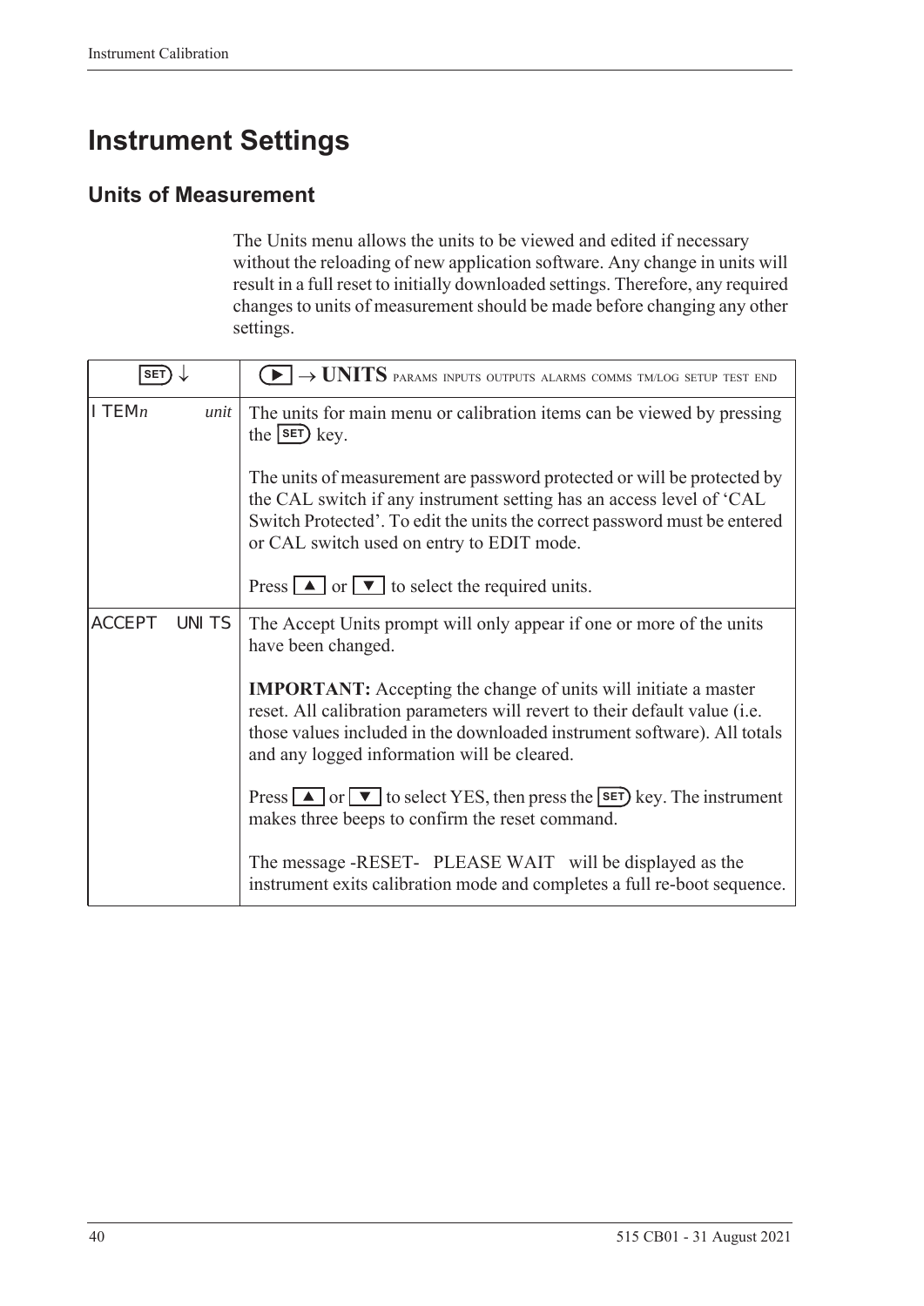## Instrument Settings

### Units of Measurement

The Units menu allows the units to be viewed and edited if necessary without the reloading of new application software. Any change in units will result in a full reset to initially downloaded settings. Therefore, any required changes to units of measurement should be made before changing any other settings.

| SET ↓ | ▶ → **UNITS** PARAMS INPUTS OUTPUTS ALARMS COMMS TM/LOG SETUP TEST END |
|---|---|
| ITEM*n* *unit* | The units for main menu or calibration items can be viewed by pressing the SET key.<br><br>The units of measurement are password protected or will be protected by the CAL switch if any instrument setting has an access level of 'CAL Switch Protected'. To edit the units the correct password must be entered or CAL switch used on entry to EDIT mode.<br><br>Press ▲ or ▼ to select the required units. |
| ACCEPT UNITS | The Accept Units prompt will only appear if one or more of the units have been changed.<br><br>**IMPORTANT:** Accepting the change of units will initiate a master reset. All calibration parameters will revert to their default value (i.e. those values included in the downloaded instrument software). All totals and any logged information will be cleared.<br><br>Press ▲ or ▼ to select YES, then press the SET key. The instrument makes three beeps to confirm the reset command.<br><br>The message -RESET- PLEASE WAIT will be displayed as the instrument exits calibration mode and completes a full re-boot sequence. |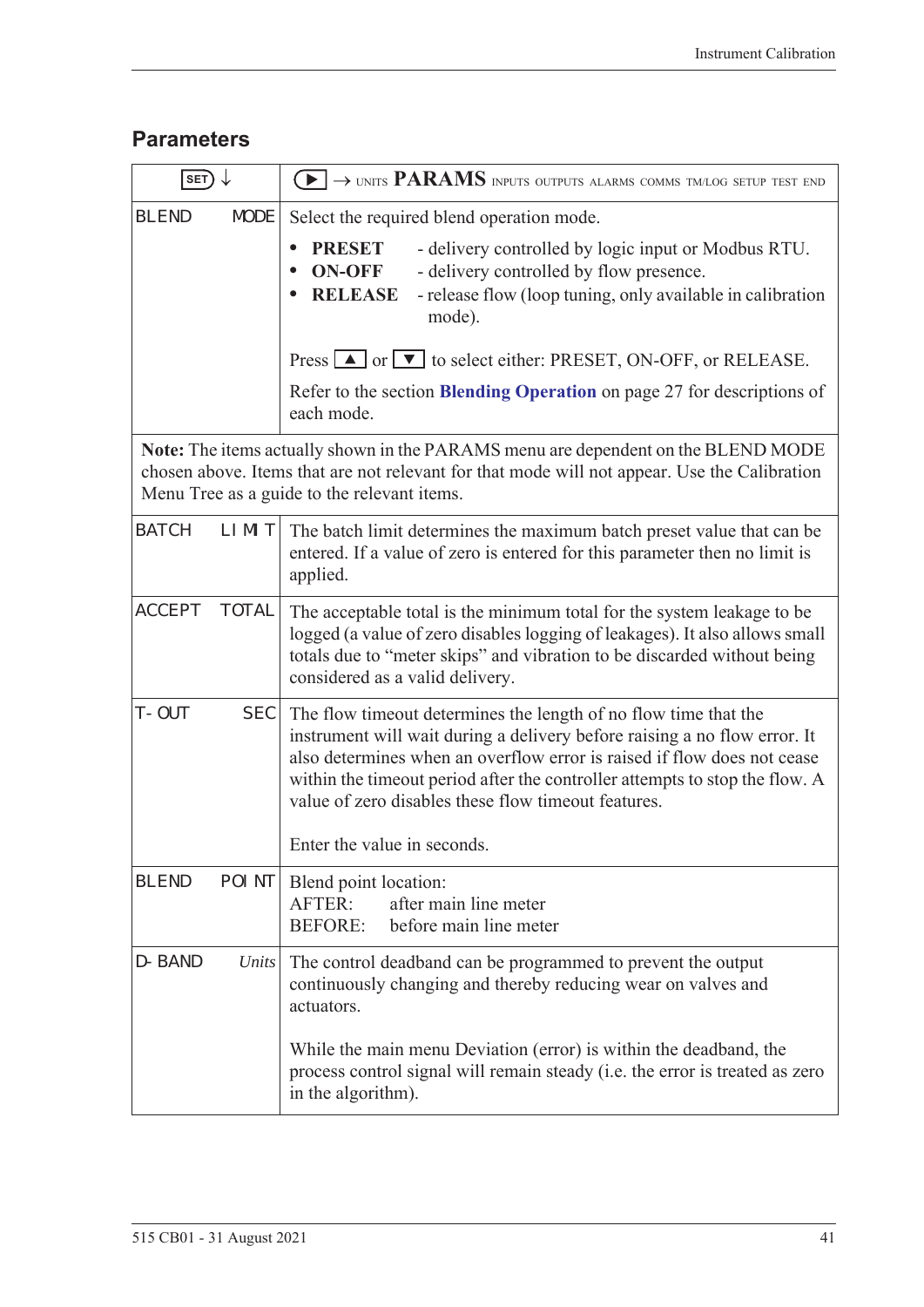## Parameters

| SET ↓ | ▶ → UNITS **PARAMS** INPUTS OUTPUTS ALARMS COMMS TM/LOG SETUP TEST END |
|---|---|
| BLEND MODE | Select the required blend operation mode.<br>• **PRESET** - delivery controlled by logic input or Modbus RTU.<br>• **ON-OFF** - delivery controlled by flow presence.<br>• **RELEASE** - release flow (loop tuning, only available in calibration mode).<br><br>Press ▲ or ▼ to select either: PRESET, ON-OFF, or RELEASE.<br><br>Refer to the section **Blending Operation** on page 27 for descriptions of each mode. |
| **Note:** The items actually shown in the PARAMS menu are dependent on the BLEND MODE chosen above. Items that are not relevant for that mode will not appear. Use the Calibration Menu Tree as a guide to the relevant items. | |
| BATCH LIMIT | The batch limit determines the maximum batch preset value that can be entered. If a value of zero is entered for this parameter then no limit is applied. |
| ACCEPT TOTAL | The acceptable total is the minimum total for the system leakage to be logged (a value of zero disables logging of leakages). It also allows small totals due to "meter skips" and vibration to be discarded without being considered as a valid delivery. |
| T-OUT SEC | The flow timeout determines the length of no flow time that the instrument will wait during a delivery before raising a no flow error. It also determines when an overflow error is raised if flow does not cease within the timeout period after the controller attempts to stop the flow. A value of zero disables these flow timeout features.<br><br>Enter the value in seconds. |
| BLEND POINT | Blend point location:<br>AFTER: after main line meter<br>BEFORE: before main line meter |
| D-BAND *Units* | The control deadband can be programmed to prevent the output continuously changing and thereby reducing wear on valves and actuators.<br><br>While the main menu Deviation (error) is within the deadband, the process control signal will remain steady (i.e. the error is treated as zero in the algorithm). |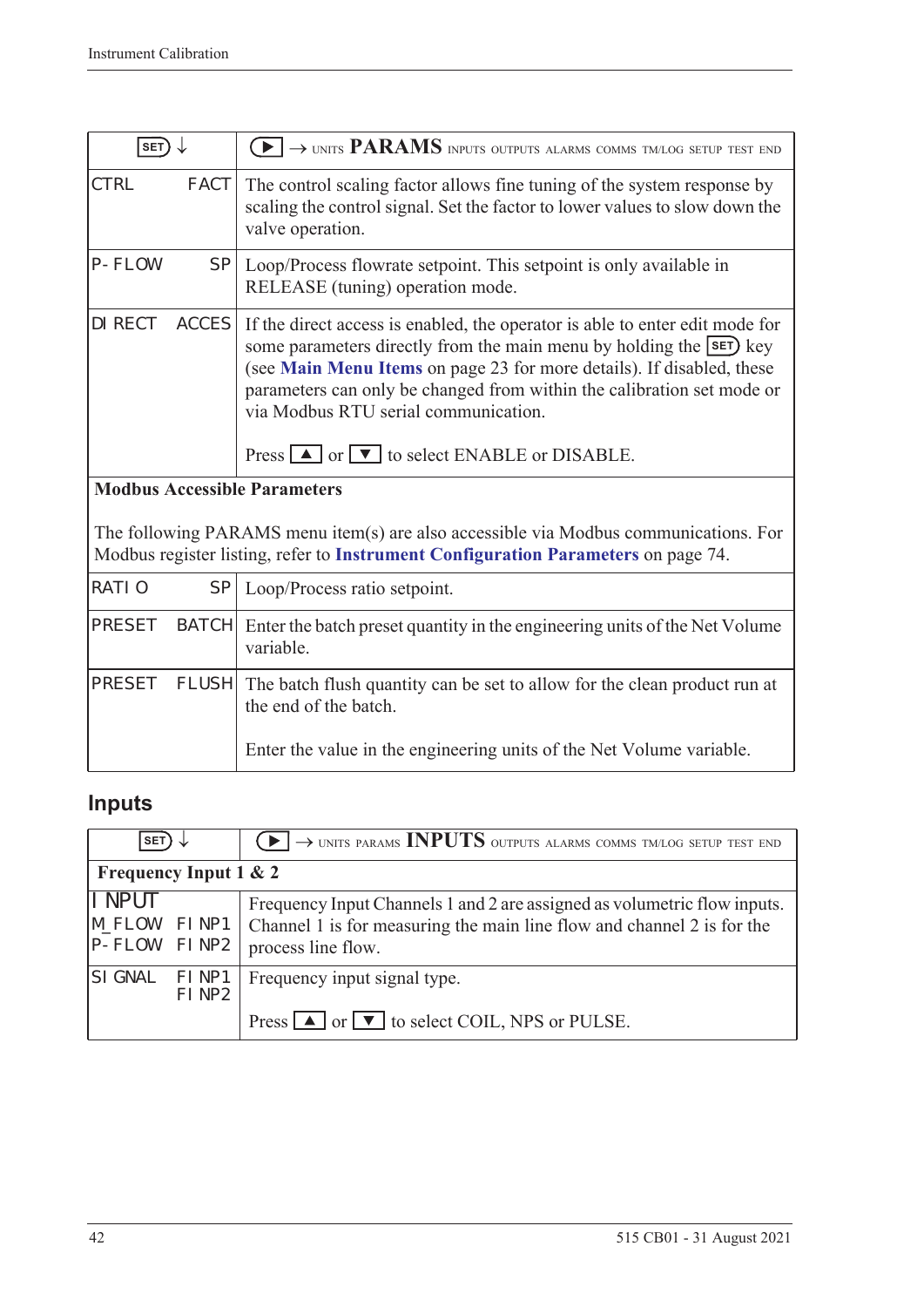| SET ↓ | ▶ → UNITS **PARAMS** INPUTS OUTPUTS ALARMS COMMS TM/LOG SETUP TEST END |
|---|---|
| CTRL FACT | The control scaling factor allows fine tuning of the system response by scaling the control signal. Set the factor to lower values to slow down the valve operation. |
| P-FLOW SP | Loop/Process flowrate setpoint. This setpoint is only available in RELEASE (tuning) operation mode. |
| DIRECT ACCES | If the direct access is enabled, the operator is able to enter edit mode for some parameters directly from the main menu by holding the SET key (see **Main Menu Items** on page 23 for more details). If disabled, these parameters can only be changed from within the calibration set mode or via Modbus RTU serial communication.<br><br>Press ▲ or ▼ to select ENABLE or DISABLE. |
| **Modbus Accessible Parameters**<br><br>The following PARAMS menu item(s) are also accessible via Modbus communications. For Modbus register listing, refer to **Instrument Configuration Parameters** on page 74. | |
| RATIO SP | Loop/Process ratio setpoint. |
| PRESET BATCH | Enter the batch preset quantity in the engineering units of the Net Volume variable. |
| PRESET FLUSH | The batch flush quantity can be set to allow for the clean product run at the end of the batch.<br><br>Enter the value in the engineering units of the Net Volume variable. |

## Inputs

| SET ↓ | ▶ → UNITS PARAMS **INPUTS** OUTPUTS ALARMS COMMS TM/LOG SETUP TEST END |
|---|---|
| **Frequency Input 1 & 2** | |
| INPUT<br>M_FLOW FINP1<br>P-FLOW FINP2 | Frequency Input Channels 1 and 2 are assigned as volumetric flow inputs. Channel 1 is for measuring the main line flow and channel 2 is for the process line flow. |
| SIGNAL FINP1<br>FINP2 | Frequency input signal type.<br><br>Press ▲ or ▼ to select COIL, NPS or PULSE. |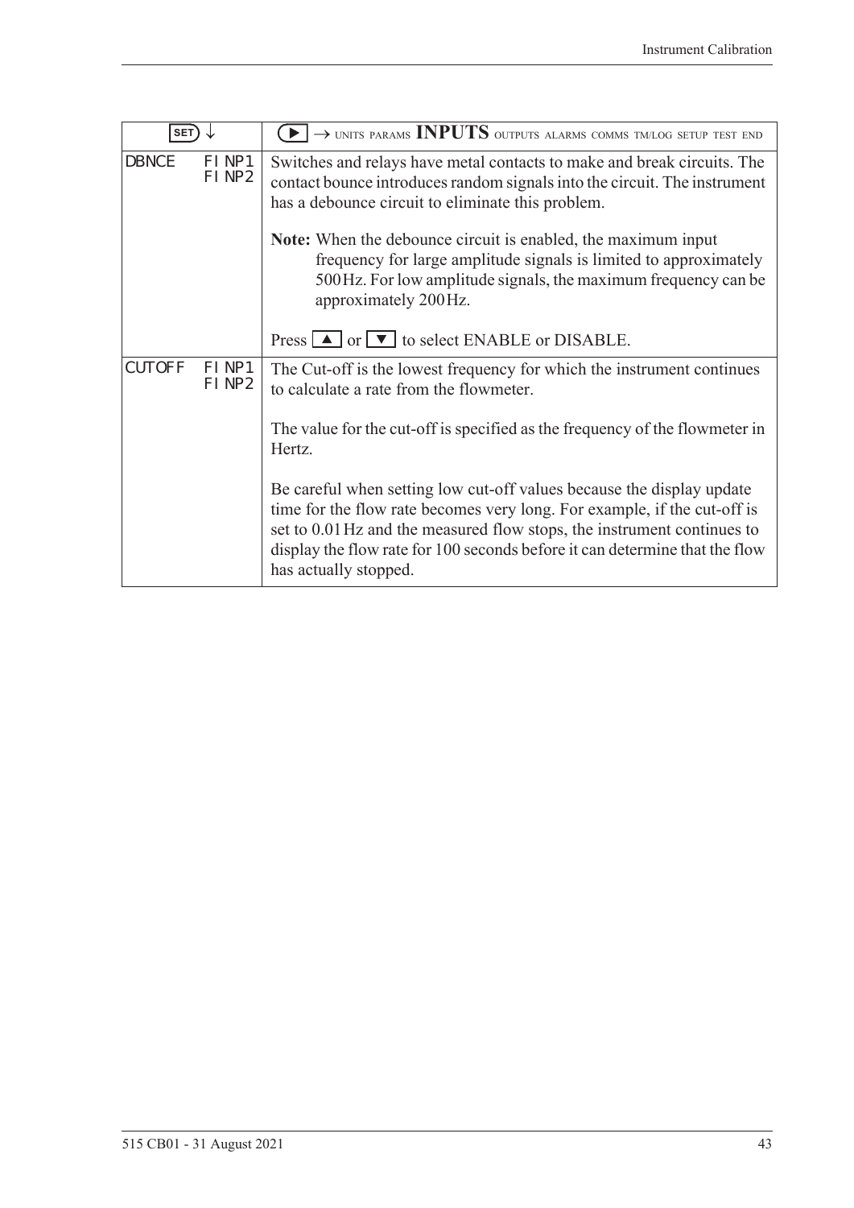| SET ↓ | | ▶ → UNITS PARAMS **INPUTS** OUTPUTS ALARMS COMMS TM/LOG SETUP TEST END |
|---|---|---|
| DBNCE | FINP1 FINP2 | Switches and relays have metal contacts to make and break circuits. The contact bounce introduces random signals into the circuit. The instrument has a debounce circuit to eliminate this problem.<br><br>**Note:** When the debounce circuit is enabled, the maximum input frequency for large amplitude signals is limited to approximately 500 Hz. For low amplitude signals, the maximum frequency can be approximately 200 Hz.<br><br>Press ▲ or ▼ to select ENABLE or DISABLE. |
| CUTOFF | FINP1 FINP2 | The Cut-off is the lowest frequency for which the instrument continues to calculate a rate from the flowmeter.<br><br>The value for the cut-off is specified as the frequency of the flowmeter in Hertz.<br><br>Be careful when setting low cut-off values because the display update time for the flow rate becomes very long. For example, if the cut-off is set to 0.01 Hz and the measured flow stops, the instrument continues to display the flow rate for 100 seconds before it can determine that the flow has actually stopped. |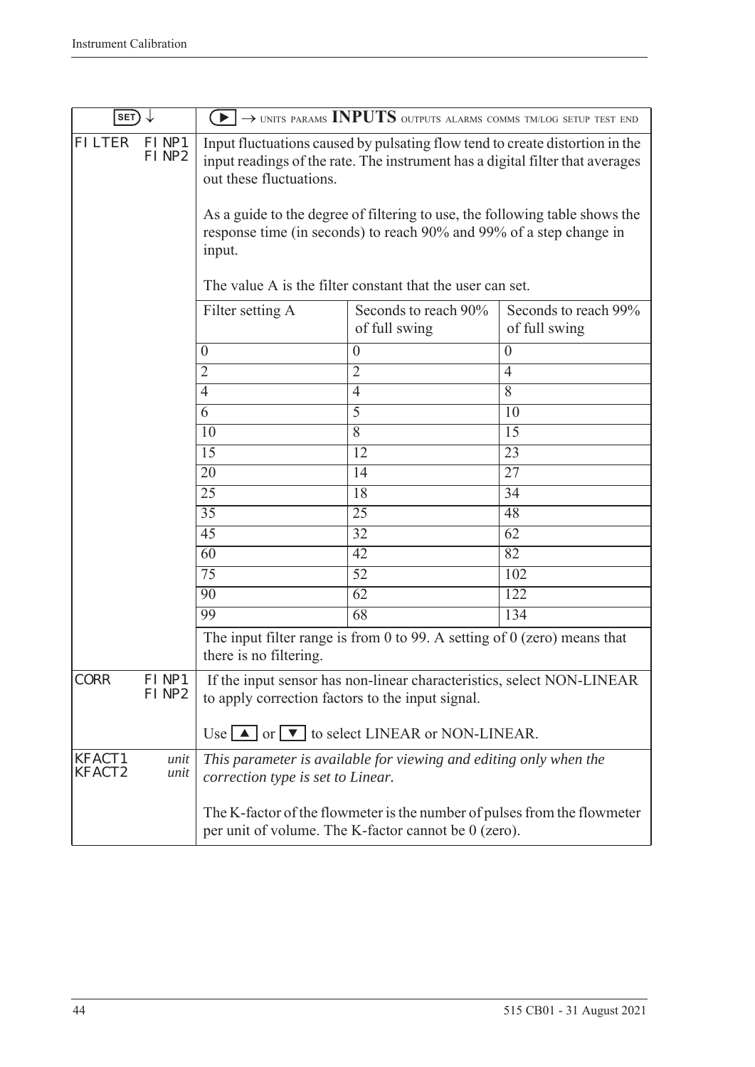| SET ↓ | ▶ → UNITS PARAMS **INPUTS** OUTPUTS ALARMS COMMS TM/LOG SETUP TEST END |
|---|---|
| FILTER FINP1 FINP2 | Input fluctuations caused by pulsating flow tend to create distortion in the input readings of the rate. The instrument has a digital filter that averages out these fluctuations.<br><br>As a guide to the degree of filtering to use, the following table shows the response time (in seconds) to reach 90% and 99% of a step change in input.<br><br>The value A is the filter constant that the user can set. |

| Filter setting A | Seconds to reach 90% of full swing | Seconds to reach 99% of full swing |
|---|---|---|
| 0 | 0 | 0 |
| 2 | 2 | 4 |
| 4 | 4 | 8 |
| 6 | 5 | 10 |
| 10 | 8 | 15 |
| 15 | 12 | 23 |
| 20 | 14 | 27 |
| 25 | 18 | 34 |
| 35 | 25 | 48 |
| 45 | 32 | 62 |
| 60 | 42 | 82 |
| 75 | 52 | 102 |
| 90 | 62 | 122 |
| 99 | 68 | 134 |

| | |
|---|---|
| | The input filter range is from 0 to 99. A setting of 0 (zero) means that there is no filtering. |
| CORR FINP1 FINP2 | If the input sensor has non-linear characteristics, select NON-LINEAR to apply correction factors to the input signal.<br><br>Use ▲ or ▼ to select LINEAR or NON-LINEAR. |
| KFACT1 *unit* KFACT2 *unit* | *This parameter is available for viewing and editing only when the correction type is set to Linear.*<br><br>The K-factor of the flowmeter is the number of pulses from the flowmeter per unit of volume. The K-factor cannot be 0 (zero). |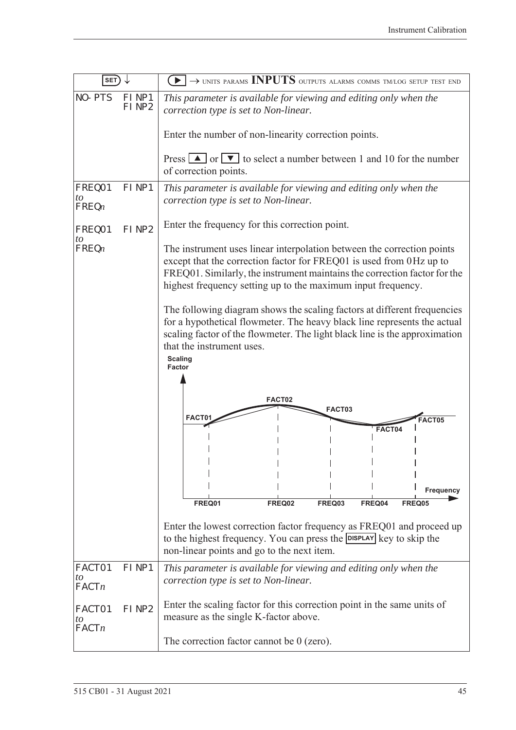| SET ↓ | | ▶ → UNITS PARAMS **INPUTS** OUTPUTS ALARMS COMMS TM/LOG SETUP TEST END |
|---|---|---|
| NO-PTS | FINP1 FINP2 | *This parameter is available for viewing and editing only when the correction type is set to Non-linear.*<br><br>Enter the number of non-linearity correction points.<br><br>Press ▲ or ▼ to select a number between 1 and 10 for the number of correction points. |
| FREQ01 *to* FREQ*n*<br><br>FREQ01 *to* FREQ*n* | FINP1<br><br><br>FINP2 | *This parameter is available for viewing and editing only when the correction type is set to Non-linear.*<br><br>Enter the frequency for this correction point.<br><br>The instrument uses linear interpolation between the correction points except that the correction factor for FREQ01 is used from 0 Hz up to FREQ01. Similarly, the instrument maintains the correction factor for the highest frequency setting up to the maximum input frequency.<br><br>The following diagram shows the scaling factors at different frequencies for a hypothetical flowmeter. The heavy black line represents the actual scaling factor of the flowmeter. The light black line is the approximation that the instrument uses.<br><br>Enter the lowest correction factor frequency as FREQ01 and proceed up to the highest frequency. You can press the DISPLAY key to skip the non-linear points and go to the next item. |
| FACT01 *to* FACT*n*<br><br>FACT01 *to* FACT*n* | FINP1<br><br><br>FINP2 | *This parameter is available for viewing and editing only when the correction type is set to Non-linear.*<br><br>Enter the scaling factor for this correction point in the same units of measure as the single K-factor above.<br><br>The correction factor cannot be 0 (zero). |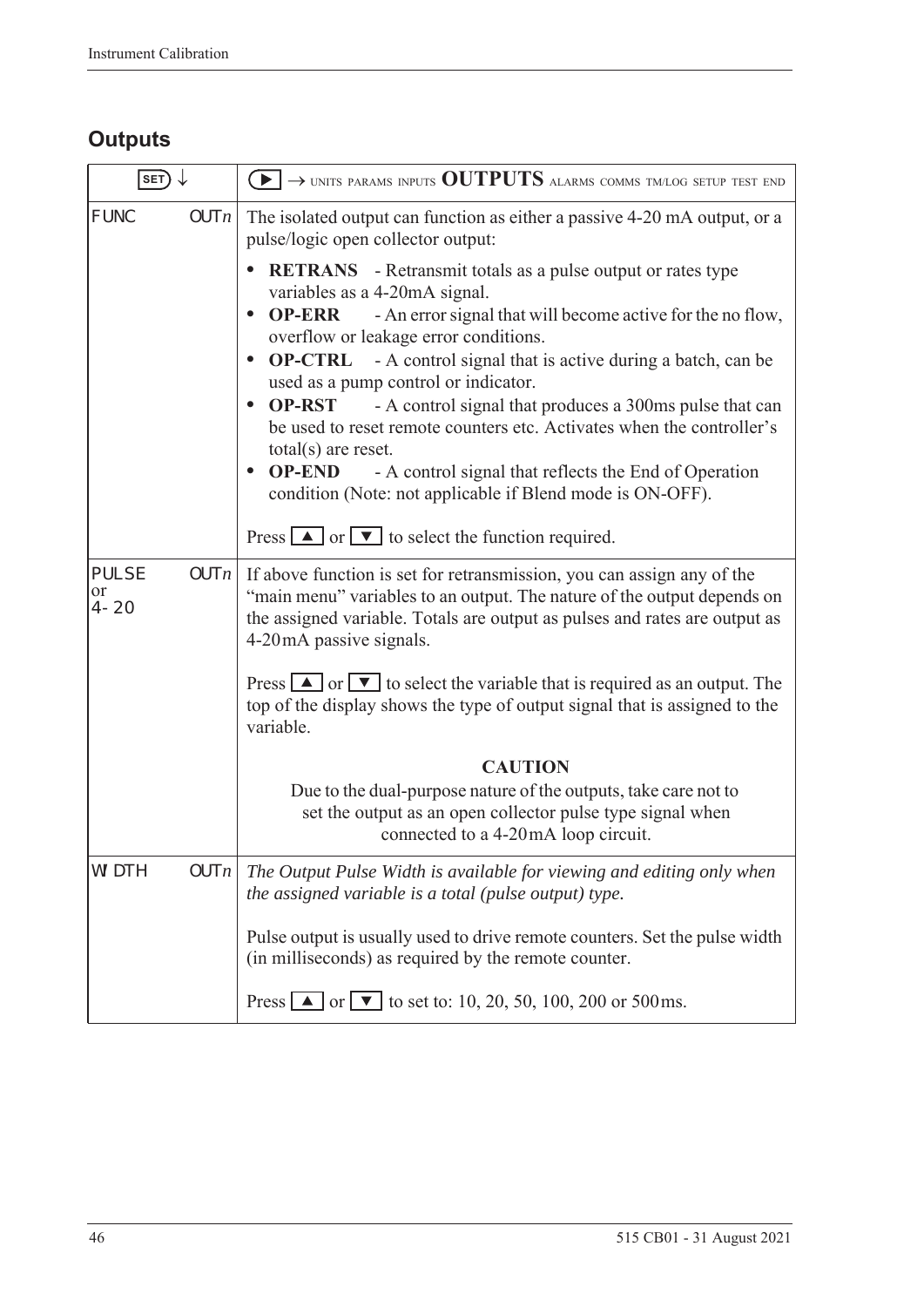## Outputs

| SET ↓ | ▶ → UNITS PARAMS INPUTS **OUTPUTS** ALARMS COMMS TM/LOG SETUP TEST END |
|---|---|
| FUNC OUT*n* | The isolated output can function as either a passive 4-20 mA output, or a pulse/logic open collector output:<br>• **RETRANS** - Retransmit totals as a pulse output or rates type variables as a 4-20mA signal.<br>• **OP-ERR** - An error signal that will become active for the no flow, overflow or leakage error conditions.<br>• **OP-CTRL** - A control signal that is active during a batch, can be used as a pump control or indicator.<br>• **OP-RST** - A control signal that produces a 300ms pulse that can be used to reset remote counters etc. Activates when the controller's total(s) are reset.<br>• **OP-END** - A control signal that reflects the End of Operation condition (Note: not applicable if Blend mode is ON-OFF).<br><br>Press ▲ or ▼ to select the function required. |
| PULSE or 4-20 OUT*n* | If above function is set for retransmission, you can assign any of the "main menu" variables to an output. The nature of the output depends on the assigned variable. Totals are output as pulses and rates are output as 4-20mA passive signals.<br><br>Press ▲ or ▼ to select the variable that is required as an output. The top of the display shows the type of output signal that is assigned to the variable.<br><br>**CAUTION**<br>Due to the dual-purpose nature of the outputs, take care not to set the output as an open collector pulse type signal when connected to a 4-20mA loop circuit. |
| WIDTH OUT*n* | *The Output Pulse Width is available for viewing and editing only when the assigned variable is a total (pulse output) type.*<br><br>Pulse output is usually used to drive remote counters. Set the pulse width (in milliseconds) as required by the remote counter.<br><br>Press ▲ or ▼ to set to: 10, 20, 50, 100, 200 or 500ms. |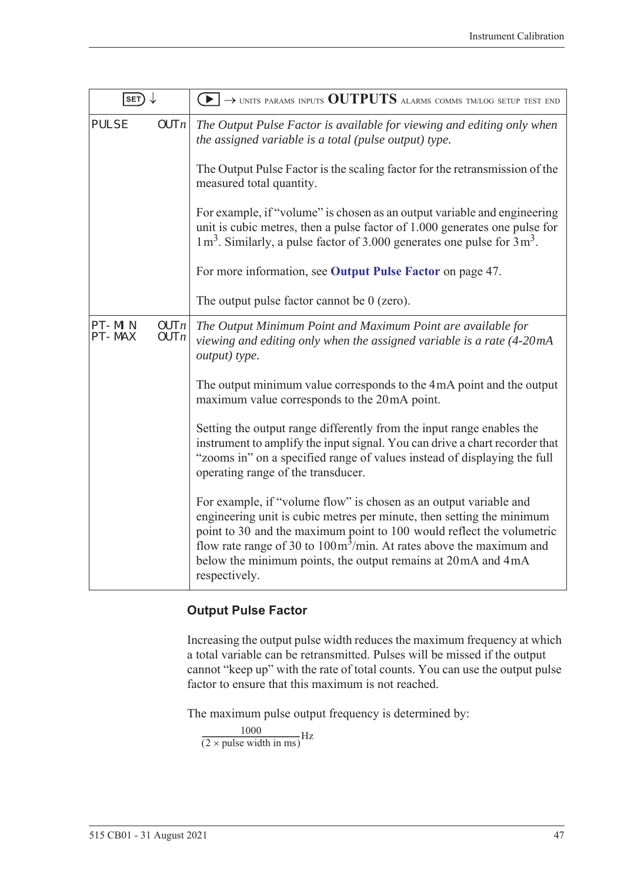| SET ↓ | ▶ → UNITS PARAMS INPUTS **OUTPUTS** ALARMS COMMS TM/LOG SETUP TEST END |
|---|---|
| PULSE OUT*n* | *The Output Pulse Factor is available for viewing and editing only when the assigned variable is a total (pulse output) type.*<br><br>The Output Pulse Factor is the scaling factor for the retransmission of the measured total quantity.<br><br>For example, if "volume" is chosen as an output variable and engineering unit is cubic metres, then a pulse factor of 1.000 generates one pulse for $1\,m^3$. Similarly, a pulse factor of 3.000 generates one pulse for $3\,m^3$.<br><br>For more information, see **Output Pulse Factor** on page 47.<br><br>The output pulse factor cannot be 0 (zero). |
| PT-MIN OUT*n*<br>PT-MAX OUT*n* | *The Output Minimum Point and Maximum Point are available for viewing and editing only when the assigned variable is a rate (4-20 mA output) type.*<br><br>The output minimum value corresponds to the 4 mA point and the output maximum value corresponds to the 20 mA point.<br><br>Setting the output range differently from the input range enables the instrument to amplify the input signal. You can drive a chart recorder that "zooms in" on a specified range of values instead of displaying the full operating range of the transducer.<br><br>For example, if "volume flow" is chosen as an output variable and engineering unit is cubic metres per minute, then setting the minimum point to 30 and the maximum point to 100 would reflect the volumetric flow rate range of 30 to $100\,m^3$/min. At rates above the maximum and below the minimum points, the output remains at 20 mA and 4 mA respectively. |

### Output Pulse Factor

Increasing the output pulse width reduces the maximum frequency at which a total variable can be retransmitted. Pulses will be missed if the output cannot "keep up" with the rate of total counts. You can use the output pulse factor to ensure that this maximum is not reached.

The maximum pulse output frequency is determined by:

$$\frac{1000}{(2 \times \text{pulse width in ms})}\text{Hz}$$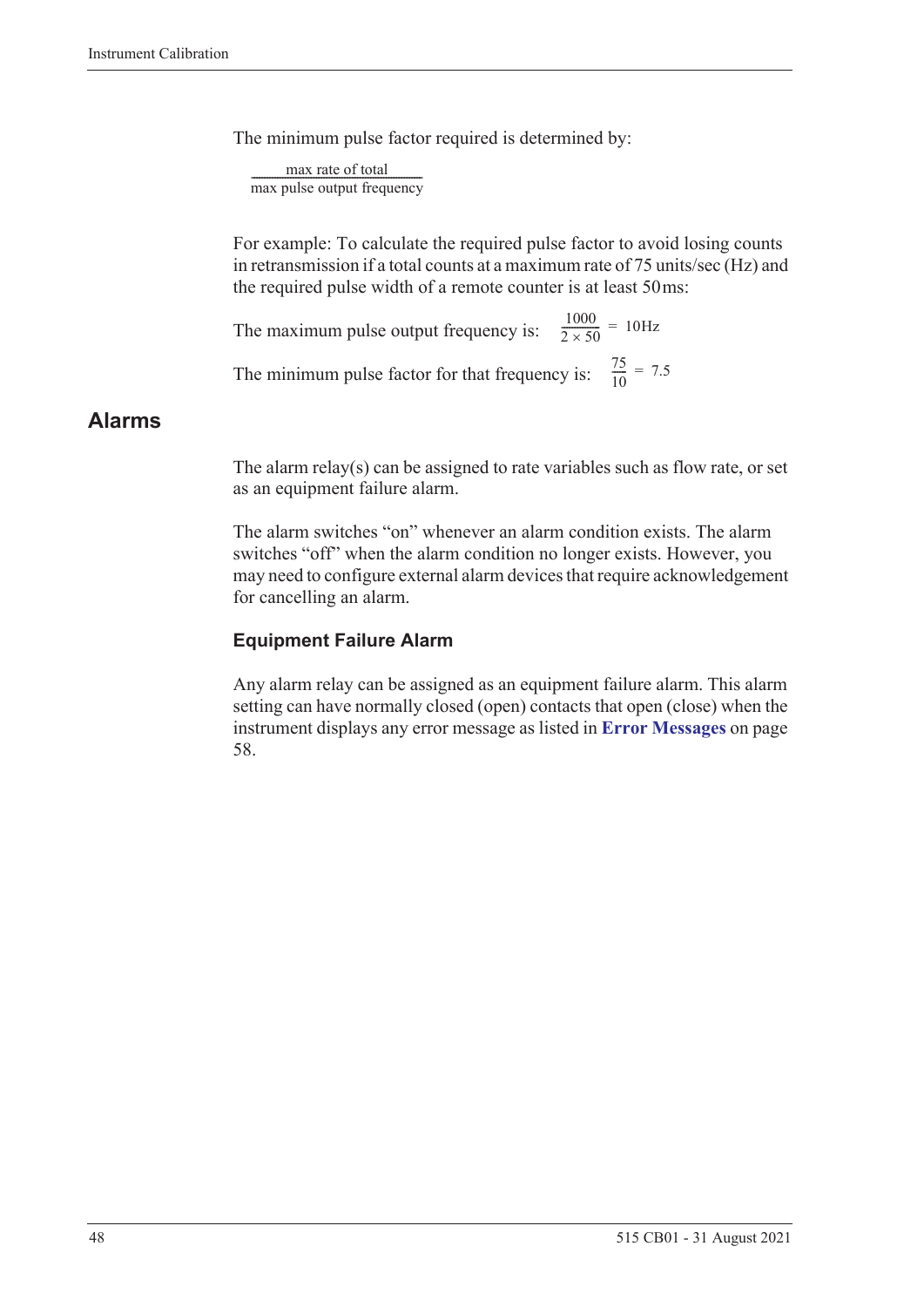The minimum pulse factor required is determined by:

$$\frac{\text{max rate of total}}{\text{max pulse output frequency}}$$

For example: To calculate the required pulse factor to avoid losing counts in retransmission if a total counts at a maximum rate of 75 units/sec (Hz) and the required pulse width of a remote counter is at least 50 ms:

The maximum pulse output frequency is: $\frac{1000}{2 \times 50} = 10\text{Hz}$

The minimum pulse factor for that frequency is: $\frac{75}{10} = 7.5$

## Alarms

The alarm relay(s) can be assigned to rate variables such as flow rate, or set as an equipment failure alarm.

The alarm switches "on" whenever an alarm condition exists. The alarm switches "off" when the alarm condition no longer exists. However, you may need to configure external alarm devices that require acknowledgement for cancelling an alarm.

### Equipment Failure Alarm

Any alarm relay can be assigned as an equipment failure alarm. This alarm setting can have normally closed (open) contacts that open (close) when the instrument displays any error message as listed in **Error Messages** on page 58.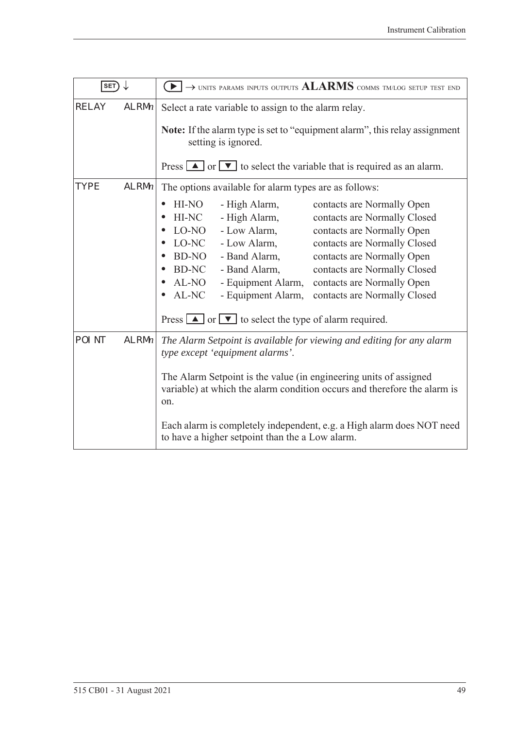| SET ↓ | ▶ → UNITS PARAMS INPUTS OUTPUTS **ALARMS** COMMS TM/LOG SETUP TEST END |
|---|---|
| RELAY ALRM*n* | Select a rate variable to assign to the alarm relay.<br><br>**Note:** If the alarm type is set to "equipment alarm", this relay assignment setting is ignored.<br><br>Press ▲ or ▼ to select the variable that is required as an alarm. |
| TYPE ALRM*n* | The options available for alarm types are as follows:<br><br>• HI-NO - High Alarm, contacts are Normally Open<br>• HI-NC - High Alarm, contacts are Normally Closed<br>• LO-NO - Low Alarm, contacts are Normally Open<br>• LO-NC - Low Alarm, contacts are Normally Closed<br>• BD-NO - Band Alarm, contacts are Normally Open<br>• BD-NC - Band Alarm, contacts are Normally Closed<br>• AL-NO - Equipment Alarm, contacts are Normally Open<br>• AL-NC - Equipment Alarm, contacts are Normally Closed<br><br>Press ▲ or ▼ to select the type of alarm required. |
| POINT ALRM*n* | *The Alarm Setpoint is available for viewing and editing for any alarm type except 'equipment alarms'.*<br><br>The Alarm Setpoint is the value (in engineering units of assigned variable) at which the alarm condition occurs and therefore the alarm is on.<br><br>Each alarm is completely independent, e.g. a High alarm does NOT need to have a higher setpoint than the a Low alarm. |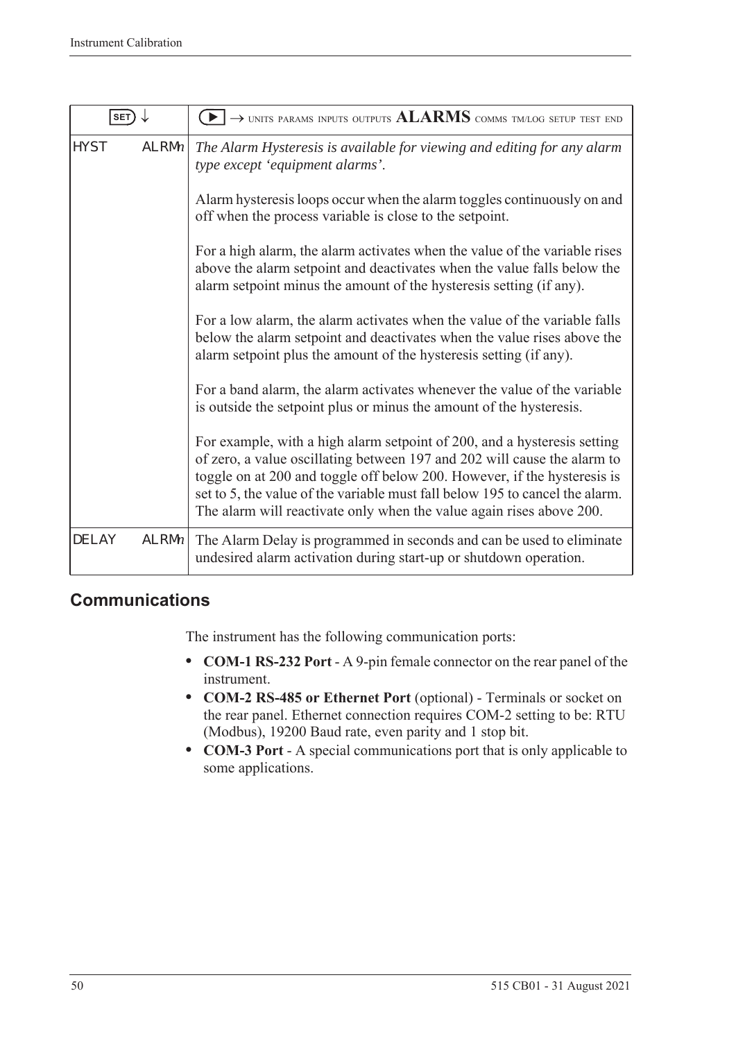| SET ↓ | ▶ → UNITS PARAMS INPUTS OUTPUTS **ALARMS** COMMS TM/LOG SETUP TEST END |
|---|---|
| HYST ALRM*n* | *The Alarm Hysteresis is available for viewing and editing for any alarm type except 'equipment alarms'.*<br><br>Alarm hysteresis loops occur when the alarm toggles continuously on and off when the process variable is close to the setpoint.<br><br>For a high alarm, the alarm activates when the value of the variable rises above the alarm setpoint and deactivates when the value falls below the alarm setpoint minus the amount of the hysteresis setting (if any).<br><br>For a low alarm, the alarm activates when the value of the variable falls below the alarm setpoint and deactivates when the value rises above the alarm setpoint plus the amount of the hysteresis setting (if any).<br><br>For a band alarm, the alarm activates whenever the value of the variable is outside the setpoint plus or minus the amount of the hysteresis.<br><br>For example, with a high alarm setpoint of 200, and a hysteresis setting of zero, a value oscillating between 197 and 202 will cause the alarm to toggle on at 200 and toggle off below 200. However, if the hysteresis is set to 5, the value of the variable must fall below 195 to cancel the alarm. The alarm will reactivate only when the value again rises above 200. |
| DELAY ALRM*n* | The Alarm Delay is programmed in seconds and can be used to eliminate undesired alarm activation during start-up or shutdown operation. |

## Communications

The instrument has the following communication ports:

- **COM-1 RS-232 Port** - A 9-pin female connector on the rear panel of the instrument.
- **COM-2 RS-485 or Ethernet Port** (optional) - Terminals or socket on the rear panel. Ethernet connection requires COM-2 setting to be: RTU (Modbus), 19200 Baud rate, even parity and 1 stop bit.
- **COM-3 Port** - A special communications port that is only applicable to some applications.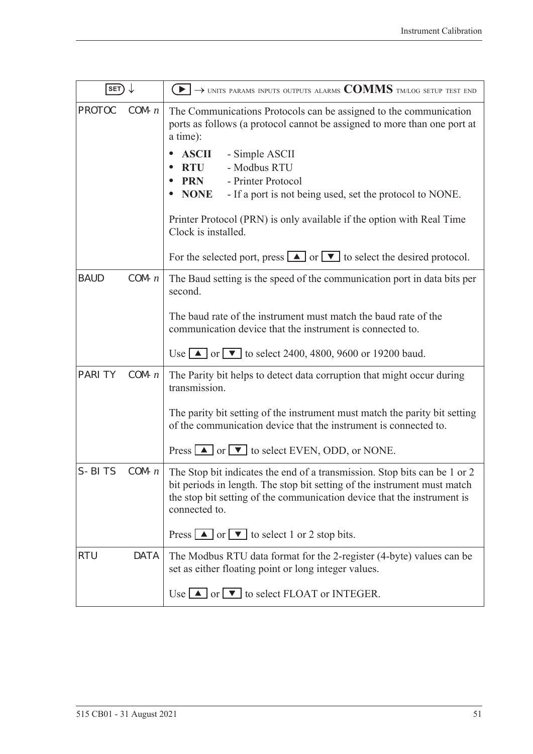| SET ↓ | ▶ → UNITS PARAMS INPUTS OUTPUTS ALARMS **COMMS** TM/LOG SETUP TEST END |
|---|---|
| PROTOC COM-*n* | The Communications Protocols can be assigned to the communication ports as follows (a protocol cannot be assigned to more than one port at a time):<br>• **ASCII** - Simple ASCII<br>• **RTU** - Modbus RTU<br>• **PRN** - Printer Protocol<br>• **NONE** - If a port is not being used, set the protocol to NONE.<br><br>Printer Protocol (PRN) is only available if the option with Real Time Clock is installed.<br><br>For the selected port, press ▲ or ▼ to select the desired protocol. |
| BAUD COM-*n* | The Baud setting is the speed of the communication port in data bits per second.<br><br>The baud rate of the instrument must match the baud rate of the communication device that the instrument is connected to.<br><br>Use ▲ or ▼ to select 2400, 4800, 9600 or 19200 baud. |
| PARITY COM-*n* | The Parity bit helps to detect data corruption that might occur during transmission.<br><br>The parity bit setting of the instrument must match the parity bit setting of the communication device that the instrument is connected to.<br><br>Press ▲ or ▼ to select EVEN, ODD, or NONE. |
| S-BITS COM-*n* | The Stop bit indicates the end of a transmission. Stop bits can be 1 or 2 bit periods in length. The stop bit setting of the instrument must match the stop bit setting of the communication device that the instrument is connected to.<br><br>Press ▲ or ▼ to select 1 or 2 stop bits. |
| RTU DATA | The Modbus RTU data format for the 2-register (4-byte) values can be set as either floating point or long integer values.<br><br>Use ▲ or ▼ to select FLOAT or INTEGER. |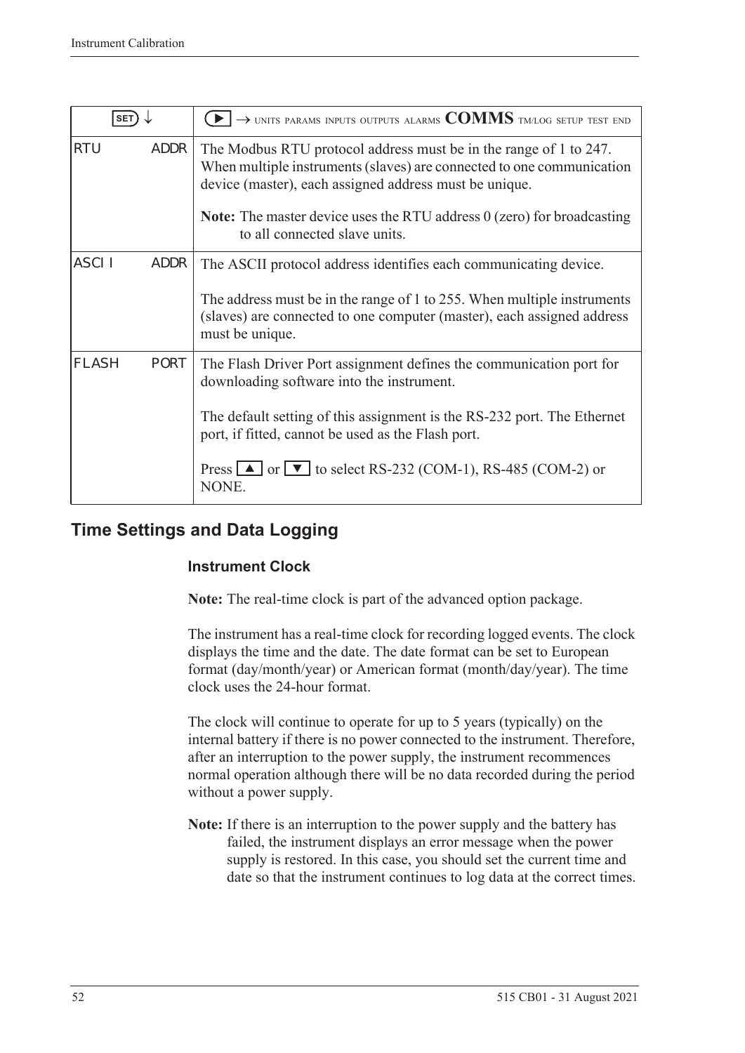| SET ↓ | ▶ → UNITS PARAMS INPUTS OUTPUTS ALARMS **COMMS** TM/LOG SETUP TEST END |
|---|---|
| RTU ADDR | The Modbus RTU protocol address must be in the range of 1 to 247. When multiple instruments (slaves) are connected to one communication device (master), each assigned address must be unique.<br><br>**Note:** The master device uses the RTU address 0 (zero) for broadcasting to all connected slave units. |
| ASCII ADDR | The ASCII protocol address identifies each communicating device.<br><br>The address must be in the range of 1 to 255. When multiple instruments (slaves) are connected to one computer (master), each assigned address must be unique. |
| FLASH PORT | The Flash Driver Port assignment defines the communication port for downloading software into the instrument.<br><br>The default setting of this assignment is the RS-232 port. The Ethernet port, if fitted, cannot be used as the Flash port.<br><br>Press ▲ or ▼ to select RS-232 (COM-1), RS-485 (COM-2) or NONE. |

## Time Settings and Data Logging

### Instrument Clock

**Note:** The real-time clock is part of the advanced option package.

The instrument has a real-time clock for recording logged events. The clock displays the time and the date. The date format can be set to European format (day/month/year) or American format (month/day/year). The time clock uses the 24-hour format.

The clock will continue to operate for up to 5 years (typically) on the internal battery if there is no power connected to the instrument. Therefore, after an interruption to the power supply, the instrument recommences normal operation although there will be no data recorded during the period without a power supply.

**Note:** If there is an interruption to the power supply and the battery has failed, the instrument displays an error message when the power supply is restored. In this case, you should set the current time and date so that the instrument continues to log data at the correct times.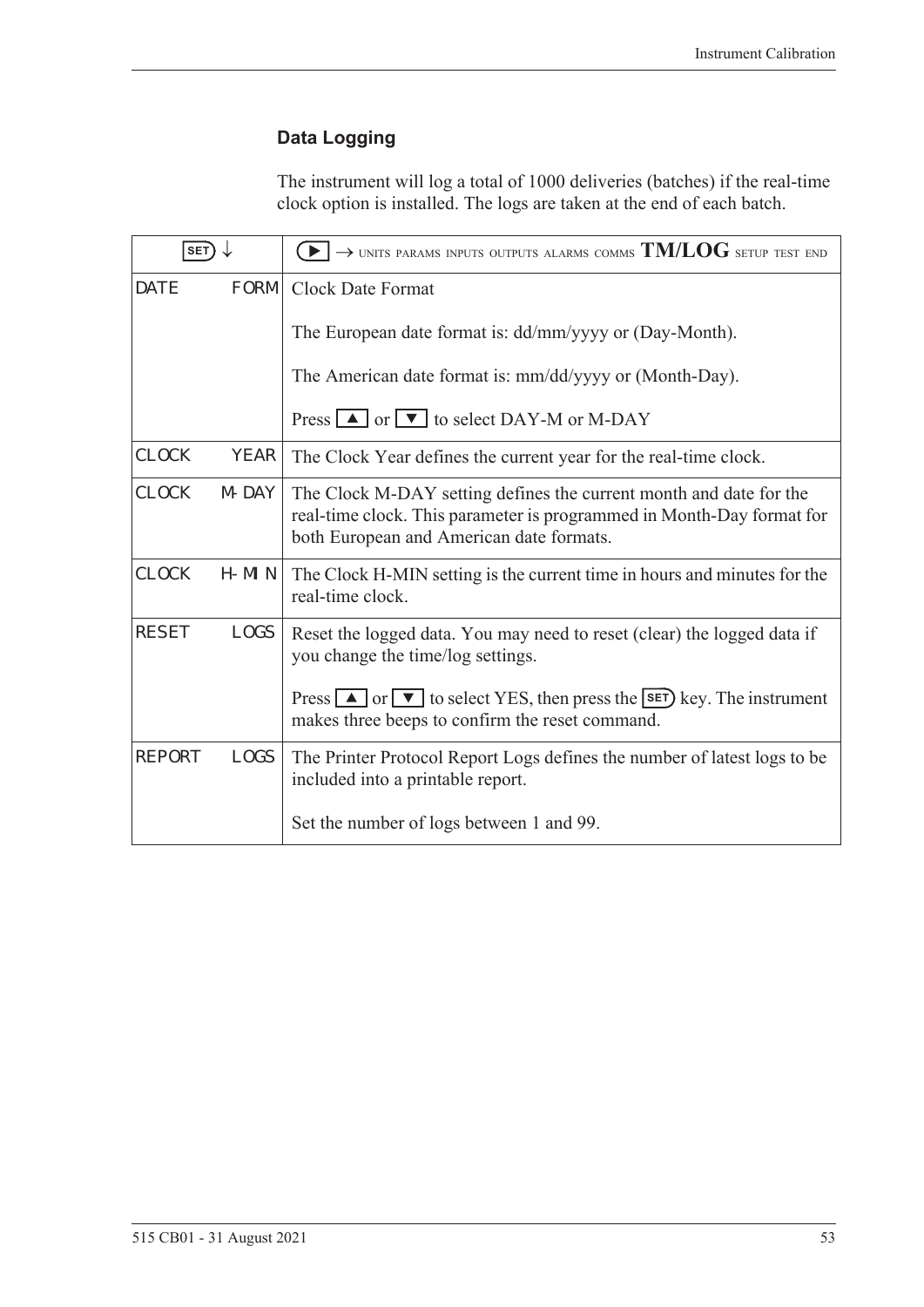### Data Logging

The instrument will log a total of 1000 deliveries (batches) if the real-time clock option is installed. The logs are taken at the end of each batch.

| SET ↓ | ▶ → UNITS PARAMS INPUTS OUTPUTS ALARMS COMMS **TM/LOG** SETUP TEST END |
|---|---|
| DATE FORM | Clock Date Format<br><br>The European date format is: dd/mm/yyyy or (Day-Month).<br><br>The American date format is: mm/dd/yyyy or (Month-Day).<br><br>Press ▲ or ▼ to select DAY-M or M-DAY |
| CLOCK YEAR | The Clock Year defines the current year for the real-time clock. |
| CLOCK M-DAY | The Clock M-DAY setting defines the current month and date for the real-time clock. This parameter is programmed in Month-Day format for both European and American date formats. |
| CLOCK H-MIN | The Clock H-MIN setting is the current time in hours and minutes for the real-time clock. |
| RESET LOGS | Reset the logged data. You may need to reset (clear) the logged data if you change the time/log settings.<br><br>Press ▲ or ▼ to select YES, then press the SET key. The instrument makes three beeps to confirm the reset command. |
| REPORT LOGS | The Printer Protocol Report Logs defines the number of latest logs to be included into a printable report.<br><br>Set the number of logs between 1 and 99. |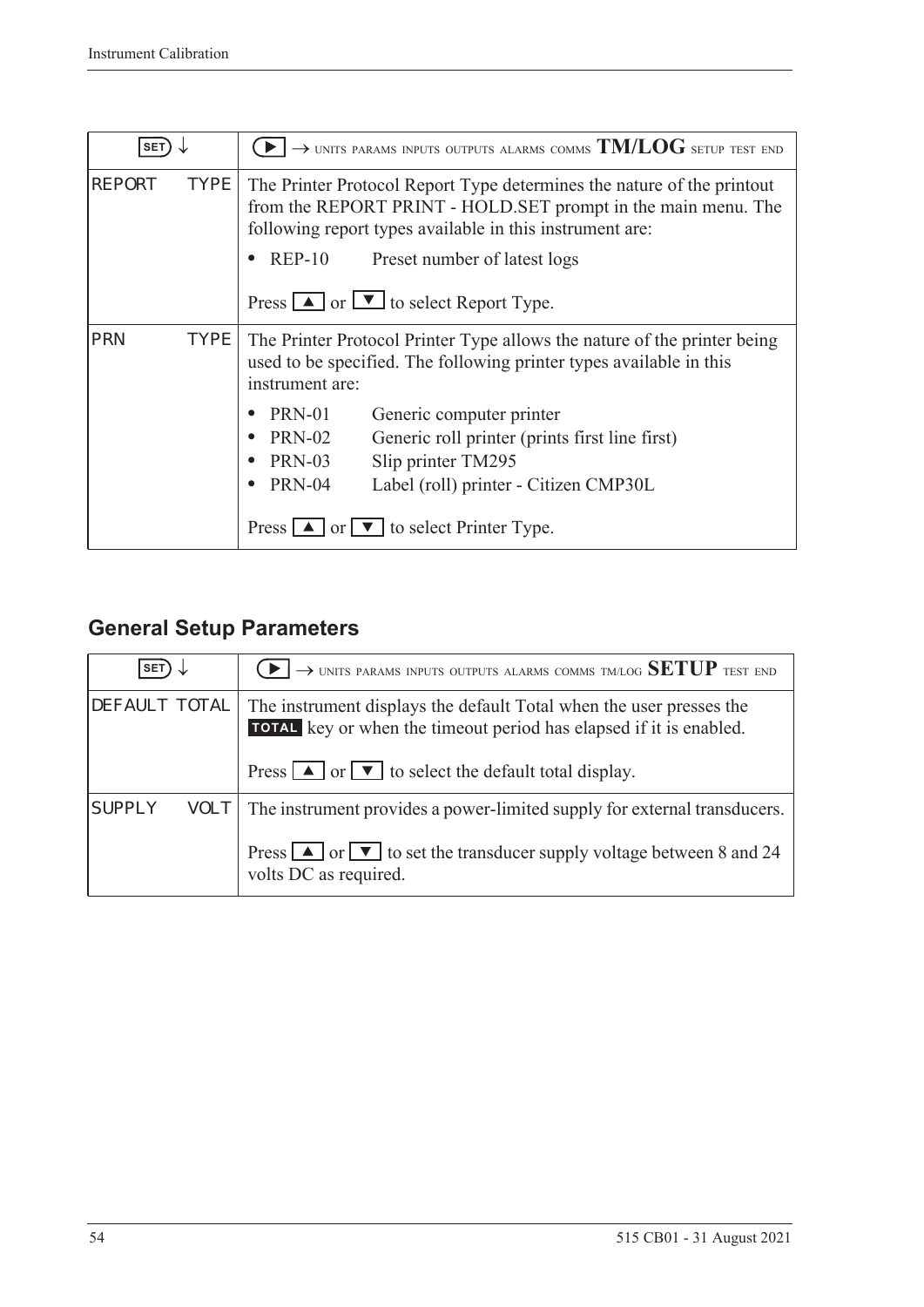| SET ↓ | ▶ → UNITS PARAMS INPUTS OUTPUTS ALARMS COMMS **TM/LOG** SETUP TEST END |
|---|---|
| REPORT TYPE | The Printer Protocol Report Type determines the nature of the printout from the REPORT PRINT - HOLD.SET prompt in the main menu. The following report types available in this instrument are:<br>• REP-10 Preset number of latest logs<br><br>Press ▲ or ▼ to select Report Type. |
| PRN TYPE | The Printer Protocol Printer Type allows the nature of the printer being used to be specified. The following printer types available in this instrument are:<br>• PRN-01 Generic computer printer<br>• PRN-02 Generic roll printer (prints first line first)<br>• PRN-03 Slip printer TM295<br>• PRN-04 Label (roll) printer - Citizen CMP30L<br><br>Press ▲ or ▼ to select Printer Type. |

## General Setup Parameters

| SET ↓ | ▶ → UNITS PARAMS INPUTS OUTPUTS ALARMS COMMS TM/LOG **SETUP** TEST END |
|---|---|
| DEFAULT TOTAL | The instrument displays the default Total when the user presses the **TOTAL** key or when the timeout period has elapsed if it is enabled.<br><br>Press ▲ or ▼ to select the default total display. |
| SUPPLY VOLT | The instrument provides a power-limited supply for external transducers.<br><br>Press ▲ or ▼ to set the transducer supply voltage between 8 and 24 volts DC as required. |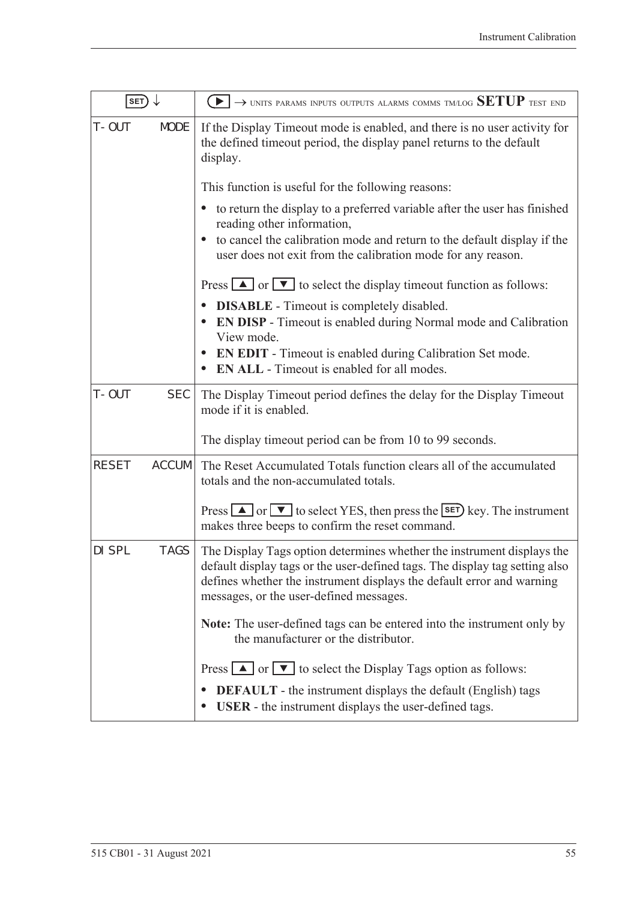| SET ↓ | ▶ → UNITS PARAMS INPUTS OUTPUTS ALARMS COMMS TM/LOG **SETUP** TEST END |
|---|---|
| T-OUT MODE | If the Display Timeout mode is enabled, and there is no user activity for the defined timeout period, the display panel returns to the default display.<br><br>This function is useful for the following reasons:<br>• to return the display to a preferred variable after the user has finished reading other information,<br>• to cancel the calibration mode and return to the default display if the user does not exit from the calibration mode for any reason.<br><br>Press ▲ or ▼ to select the display timeout function as follows:<br>• **DISABLE** - Timeout is completely disabled.<br>• **EN DISP** - Timeout is enabled during Normal mode and Calibration View mode.<br>• **EN EDIT** - Timeout is enabled during Calibration Set mode.<br>• **EN ALL** - Timeout is enabled for all modes. |
| T-OUT SEC | The Display Timeout period defines the delay for the Display Timeout mode if it is enabled.<br><br>The display timeout period can be from 10 to 99 seconds. |
| RESET ACCUM | The Reset Accumulated Totals function clears all of the accumulated totals and the non-accumulated totals.<br><br>Press ▲ or ▼ to select YES, then press the SET key. The instrument makes three beeps to confirm the reset command. |
| DISPL TAGS | The Display Tags option determines whether the instrument displays the default display tags or the user-defined tags. The display tag setting also defines whether the instrument displays the default error and warning messages, or the user-defined messages.<br><br>**Note:** The user-defined tags can be entered into the instrument only by the manufacturer or the distributor.<br><br>Press ▲ or ▼ to select the Display Tags option as follows:<br>• **DEFAULT** - the instrument displays the default (English) tags<br>• **USER** - the instrument displays the user-defined tags. |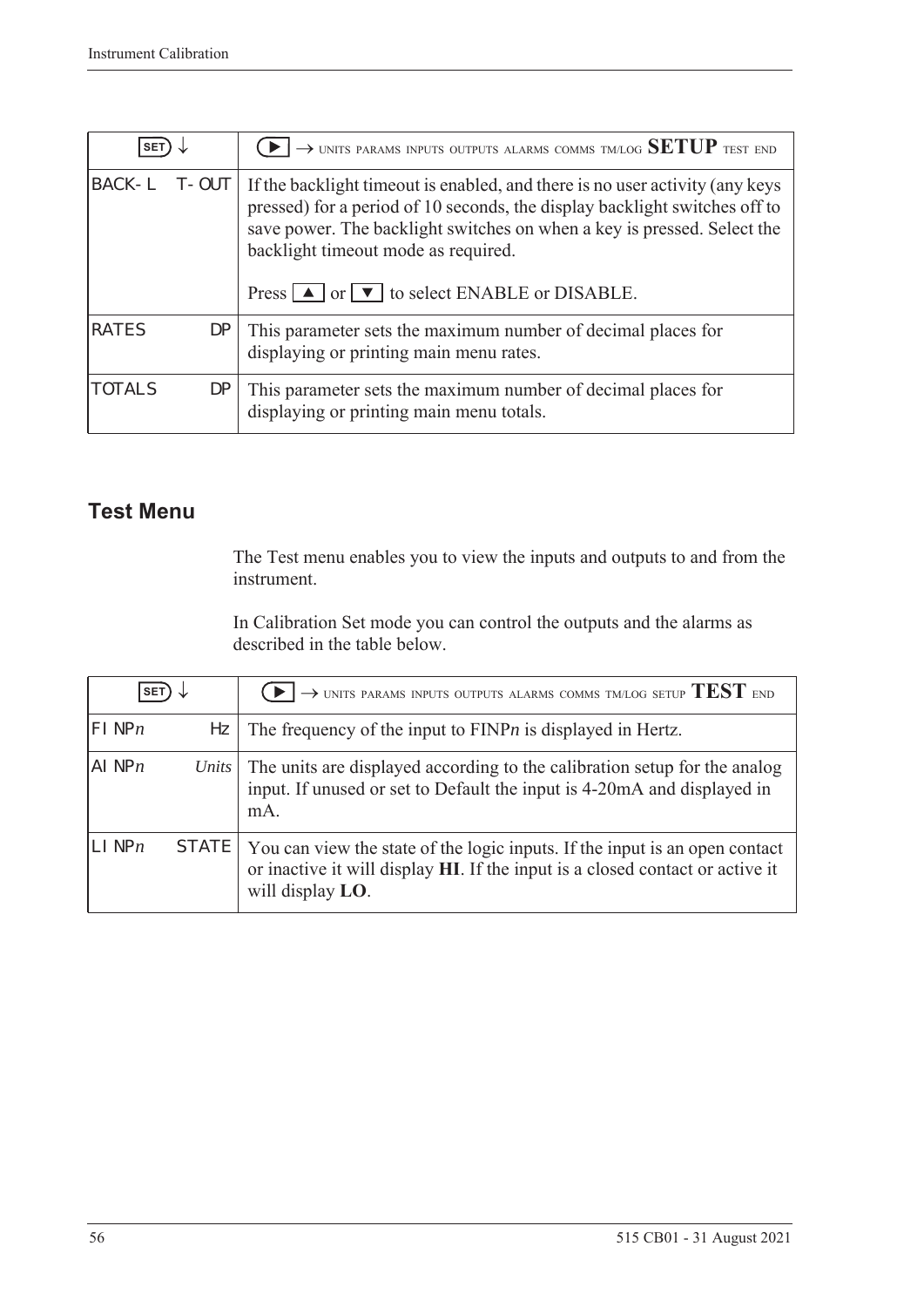| SET ↓ | ▶ → UNITS PARAMS INPUTS OUTPUTS ALARMS COMMS TM/LOG **SETUP** TEST END |
|---|---|
| BACK-L T-OUT | If the backlight timeout is enabled, and there is no user activity (any keys pressed) for a period of 10 seconds, the display backlight switches off to save power. The backlight switches on when a key is pressed. Select the backlight timeout mode as required.<br><br>Press ▲ or ▼ to select ENABLE or DISABLE. |
| RATES DP | This parameter sets the maximum number of decimal places for displaying or printing main menu rates. |
| TOTALS DP | This parameter sets the maximum number of decimal places for displaying or printing main menu totals. |

## Test Menu

The Test menu enables you to view the inputs and outputs to and from the instrument.

In Calibration Set mode you can control the outputs and the alarms as described in the table below.

| SET ↓ | ▶ → UNITS PARAMS INPUTS OUTPUTS ALARMS COMMS TM/LOG SETUP **TEST** END |
|---|---|
| FINP*n* Hz | The frequency of the input to FINP*n* is displayed in Hertz. |
| AINP*n* *Units* | The units are displayed according to the calibration setup for the analog input. If unused or set to Default the input is 4-20mA and displayed in mA. |
| LINP*n* STATE | You can view the state of the logic inputs. If the input is an open contact or inactive it will display **HI**. If the input is a closed contact or active it will display **LO**. |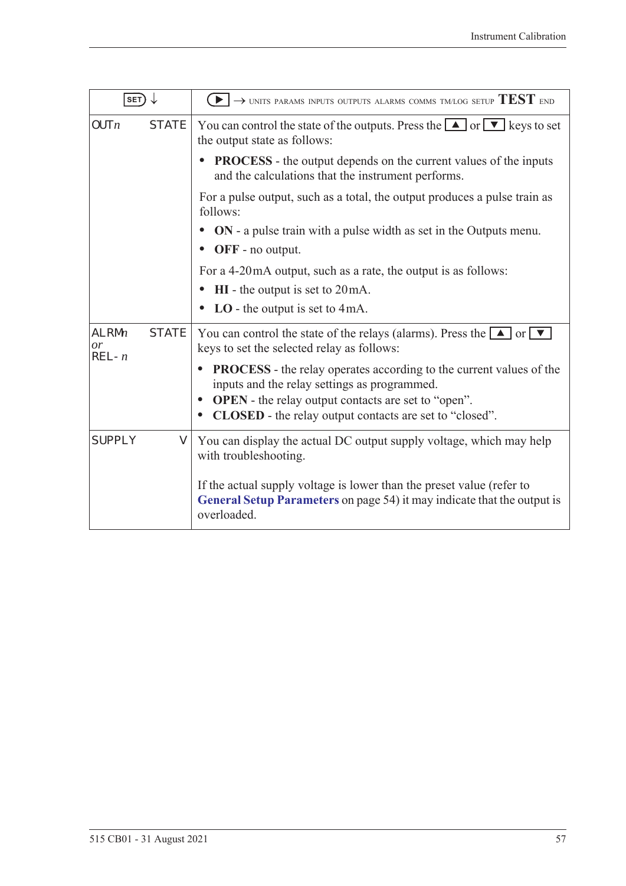| SET ↓ | ▶ → UNITS PARAMS INPUTS OUTPUTS ALARMS COMMS TM/LOG SETUP **TEST** END |
|---|---|
| OUT*n* STATE | You can control the state of the outputs. Press the ▲ or ▼ keys to set the output state as follows:<br>• **PROCESS** - the output depends on the current values of the inputs and the calculations that the instrument performs.<br>For a pulse output, such as a total, the output produces a pulse train as follows:<br>• **ON** - a pulse train with a pulse width as set in the Outputs menu.<br>• **OFF** - no output.<br>For a 4-20 mA output, such as a rate, the output is as follows:<br>• **HI** - the output is set to 20 mA.<br>• **LO** - the output is set to 4 mA. |
| ALRM*n* *or* REL- *n* STATE | You can control the state of the relays (alarms). Press the ▲ or ▼ keys to set the selected relay as follows:<br>• **PROCESS** - the relay operates according to the current values of the inputs and the relay settings as programmed.<br>• **OPEN** - the relay output contacts are set to "open".<br>• **CLOSED** - the relay output contacts are set to "closed". |
| SUPPLY V | You can display the actual DC output supply voltage, which may help with troubleshooting.<br><br>If the actual supply voltage is lower than the preset value (refer to **General Setup Parameters** on page 54) it may indicate that the output is overloaded. |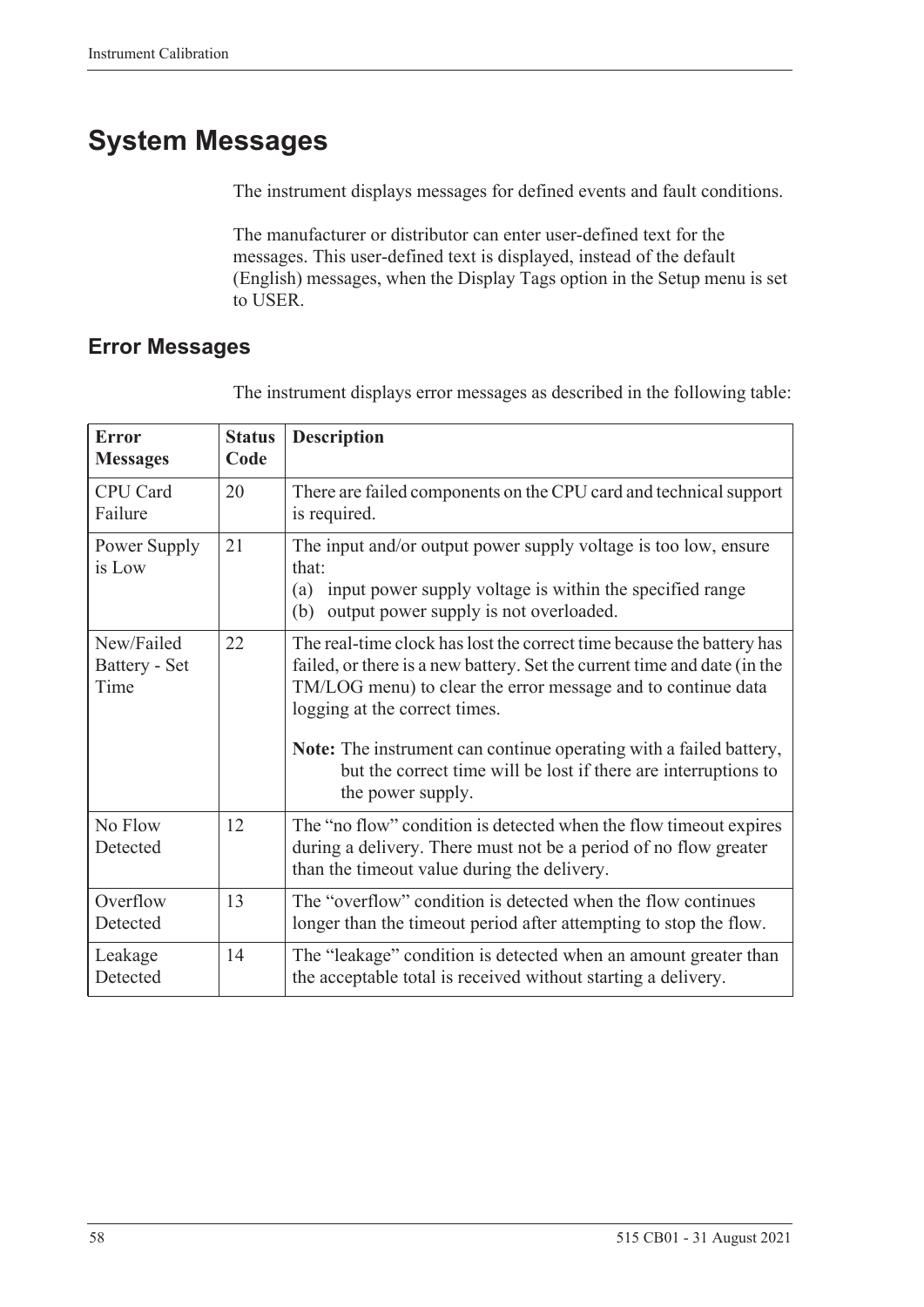# System Messages

The instrument displays messages for defined events and fault conditions.

The manufacturer or distributor can enter user-defined text for the messages. This user-defined text is displayed, instead of the default (English) messages, when the Display Tags option in the Setup menu is set to USER.

## Error Messages

The instrument displays error messages as described in the following table:

| Error Messages | Status Code | Description |
|---|---|---|
| CPU Card Failure | 20 | There are failed components on the CPU card and technical support is required. |
| Power Supply is Low | 21 | The input and/or output power supply voltage is too low, ensure that:<br>(a) input power supply voltage is within the specified range<br>(b) output power supply is not overloaded. |
| New/Failed Battery - Set Time | 22 | The real-time clock has lost the correct time because the battery has failed, or there is a new battery. Set the current time and date (in the TM/LOG menu) to clear the error message and to continue data logging at the correct times.<br><br>**Note:** The instrument can continue operating with a failed battery, but the correct time will be lost if there are interruptions to the power supply. |
| No Flow Detected | 12 | The "no flow" condition is detected when the flow timeout expires during a delivery. There must not be a period of no flow greater than the timeout value during the delivery. |
| Overflow Detected | 13 | The "overflow" condition is detected when the flow continues longer than the timeout period after attempting to stop the flow. |
| Leakage Detected | 14 | The "leakage" condition is detected when an amount greater than the acceptable total is received without starting a delivery. |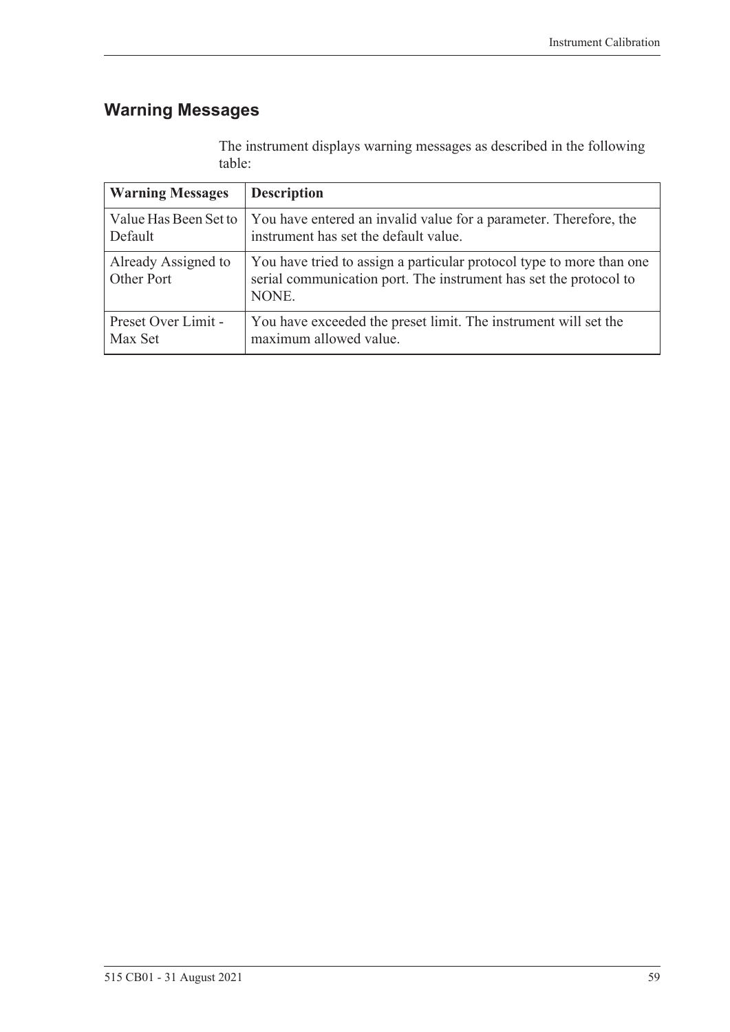## Warning Messages

The instrument displays warning messages as described in the following table:

| Warning Messages | Description |
|---|---|
| Value Has Been Set to Default | You have entered an invalid value for a parameter. Therefore, the instrument has set the default value. |
| Already Assigned to Other Port | You have tried to assign a particular protocol type to more than one serial communication port. The instrument has set the protocol to NONE. |
| Preset Over Limit - Max Set | You have exceeded the preset limit. The instrument will set the maximum allowed value. |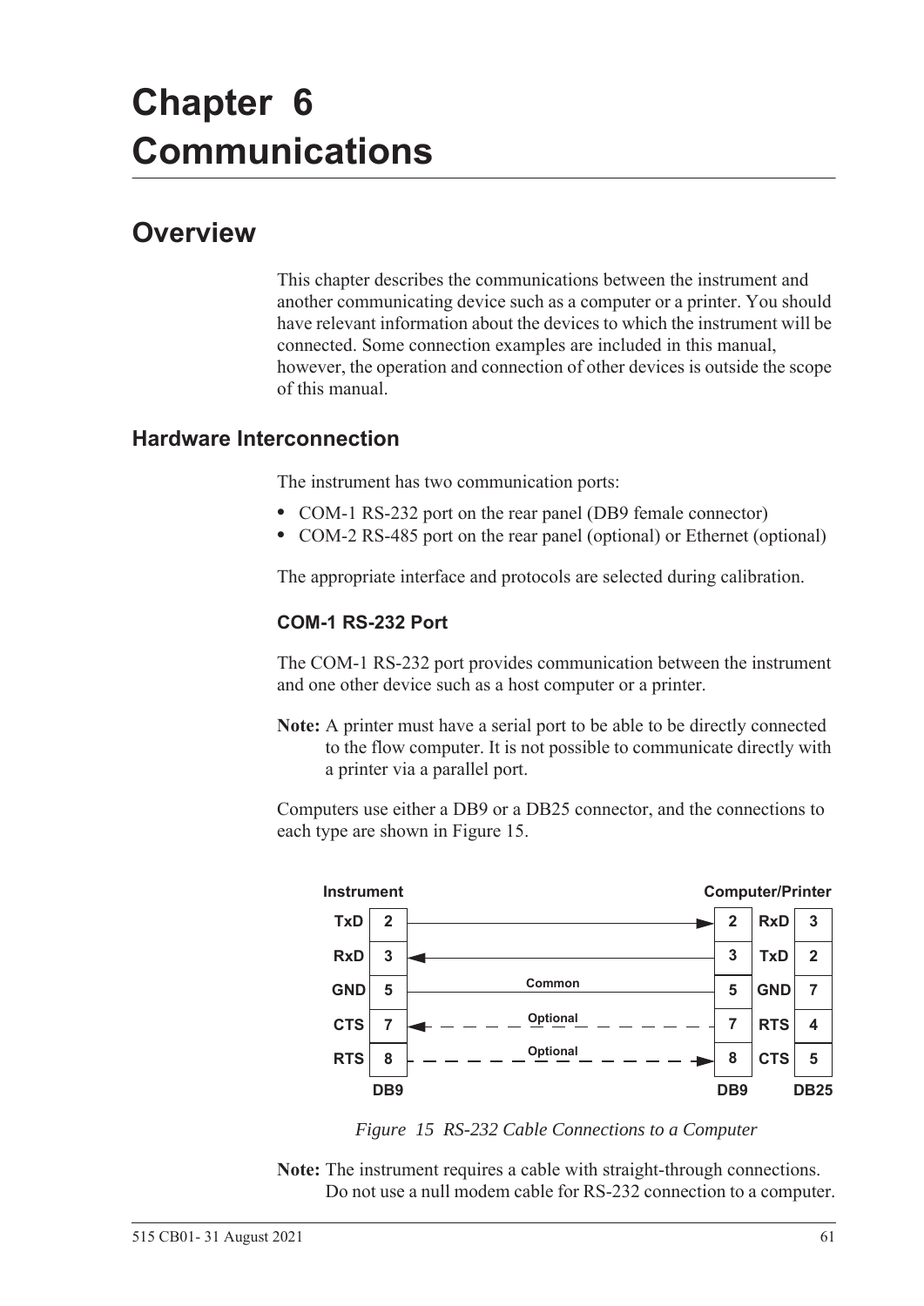# Chapter 6 Communications

## Overview

This chapter describes the communications between the instrument and another communicating device such as a computer or a printer. You should have relevant information about the devices to which the instrument will be connected. Some connection examples are included in this manual, however, the operation and connection of other devices is outside the scope of this manual.

### Hardware Interconnection

The instrument has two communication ports:

- COM-1 RS-232 port on the rear panel (DB9 female connector)
- COM-2 RS-485 port on the rear panel (optional) or Ethernet (optional)

The appropriate interface and protocols are selected during calibration.

#### COM-1 RS-232 Port

The COM-1 RS-232 port provides communication between the instrument and one other device such as a host computer or a printer.

**Note:** A printer must have a serial port to be able to be directly connected to the flow computer. It is not possible to communicate directly with a printer via a parallel port.

Computers use either a DB9 or a DB25 connector, and the connections to each type are shown in Figure 15.

| Instrument | DB9 | Connection | DB9 | Computer/Printer | DB25 |
|---|---|---|---|---|---|
| TxD | 2 | → | 2 | RxD | 3 |
| RxD | 3 | ← | 3 | TxD | 2 |
| GND | 5 | Common | 5 | GND | 7 |
| CTS | 7 | ← Optional | 7 | RTS | 4 |
| RTS | 8 | → Optional | 8 | CTS | 5 |

*Figure 15 RS-232 Cable Connections to a Computer*

**Note:** The instrument requires a cable with straight-through connections. Do not use a null modem cable for RS-232 connection to a computer.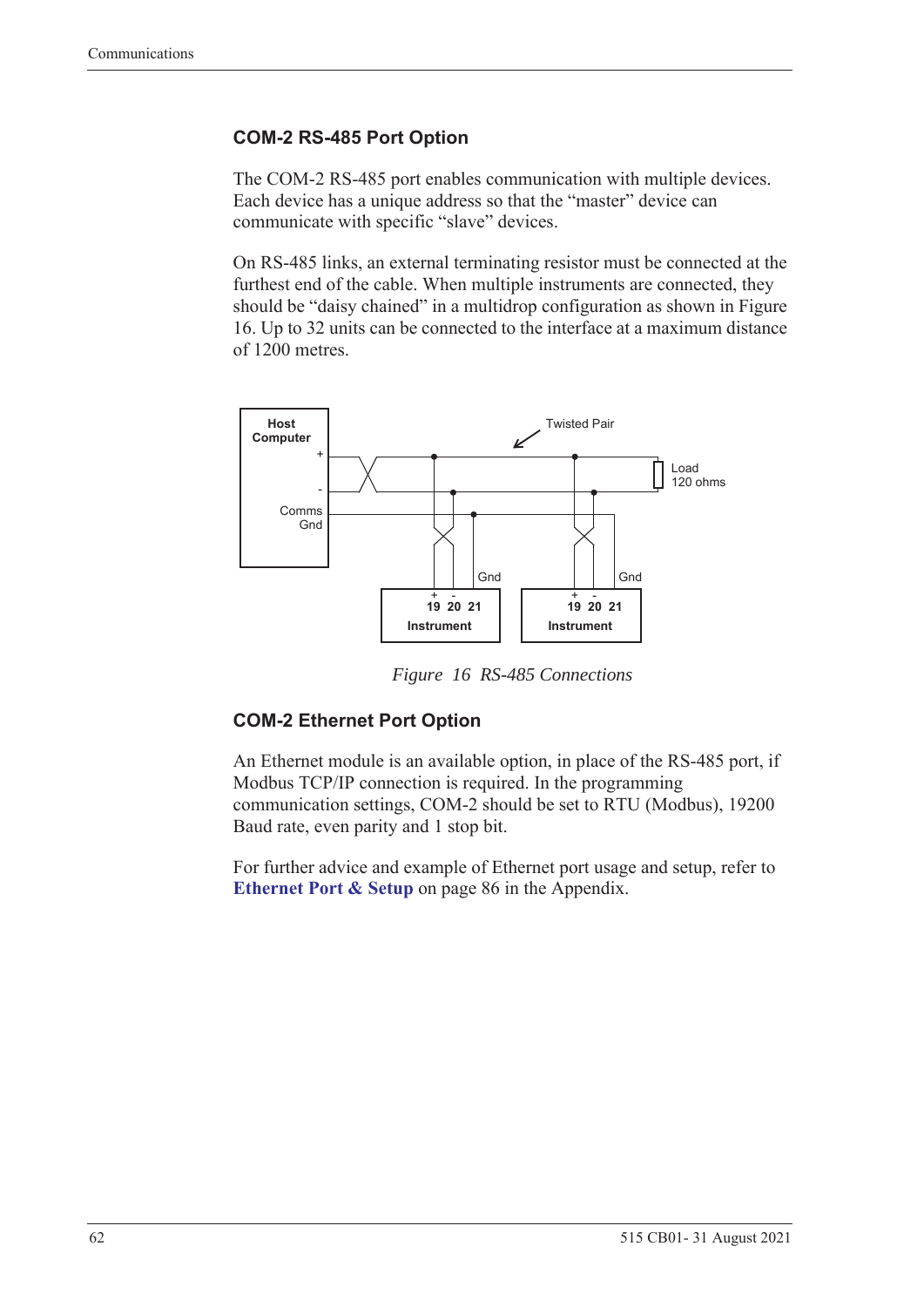## COM-2 RS-485 Port Option

The COM-2 RS-485 port enables communication with multiple devices. Each device has a unique address so that the "master" device can communicate with specific "slave" devices.

On RS-485 links, an external terminating resistor must be connected at the furthest end of the cable. When multiple instruments are connected, they should be "daisy chained" in a multidrop configuration as shown in Figure 16. Up to 32 units can be connected to the interface at a maximum distance of 1200 metres.

*Figure 16 RS-485 Connections*

## COM-2 Ethernet Port Option

An Ethernet module is an available option, in place of the RS-485 port, if Modbus TCP/IP connection is required. In the programming communication settings, COM-2 should be set to RTU (Modbus), 19200 Baud rate, even parity and 1 stop bit.

For further advice and example of Ethernet port usage and setup, refer to **Ethernet Port & Setup** on page 86 in the Appendix.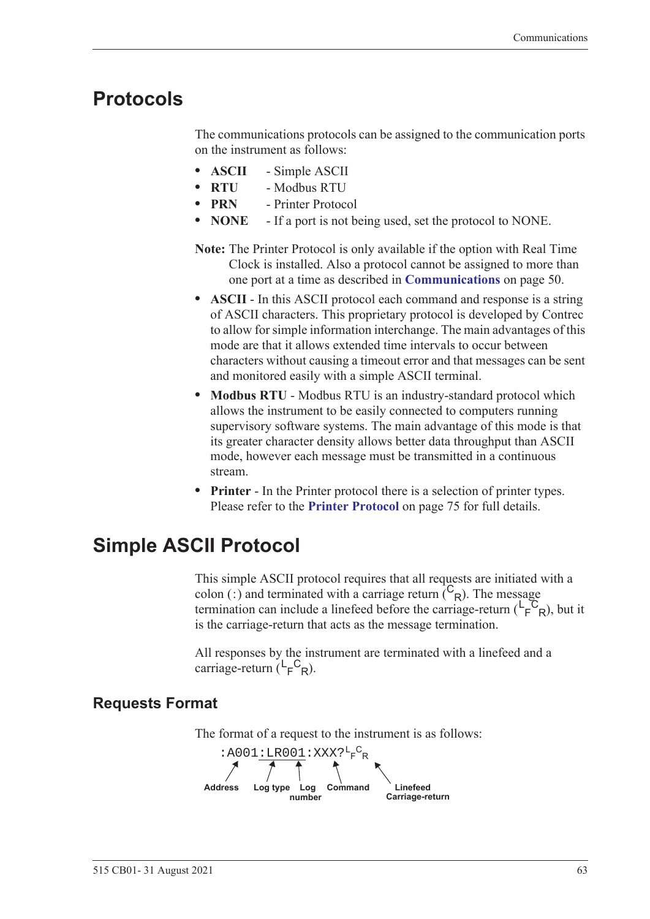# Protocols

The communications protocols can be assigned to the communication ports on the instrument as follows:

- **ASCII** - Simple ASCII
- **RTU** - Modbus RTU
- **PRN** - Printer Protocol
- **NONE** - If a port is not being used, set the protocol to NONE.

**Note:** The Printer Protocol is only available if the option with Real Time Clock is installed. Also a protocol cannot be assigned to more than one port at a time as described in **Communications** on page 50.

- **ASCII** - In this ASCII protocol each command and response is a string of ASCII characters. This proprietary protocol is developed by Contrec to allow for simple information interchange. The main advantages of this mode are that it allows extended time intervals to occur between characters without causing a timeout error and that messages can be sent and monitored easily with a simple ASCII terminal.
- **Modbus RTU** - Modbus RTU is an industry-standard protocol which allows the instrument to be easily connected to computers running supervisory software systems. The main advantage of this mode is that its greater character density allows better data throughput than ASCII mode, however each message must be transmitted in a continuous stream.
- **Printer** - In the Printer protocol there is a selection of printer types. Please refer to the **Printer Protocol** on page 75 for full details.

# Simple ASCII Protocol

This simple ASCII protocol requires that all requests are initiated with a colon (:) and terminated with a carriage return ($^{C}{}_{R}$). The message termination can include a linefeed before the carriage-return ($^{L}{}_{F}{}^{C}{}_{R}$), but it is the carriage-return that acts as the message termination.

All responses by the instrument are terminated with a linefeed and a carriage-return ($^{L}{}_{F}{}^{C}{}_{R}$).

## Requests Format

The format of a request to the instrument is as follows:

```
:A001:LR001:XXX?LFCR
```

- Address: A001
- Log type: LR
- Log number: 001
- Command: XXX?
- Linefeed Carriage-return: LFCR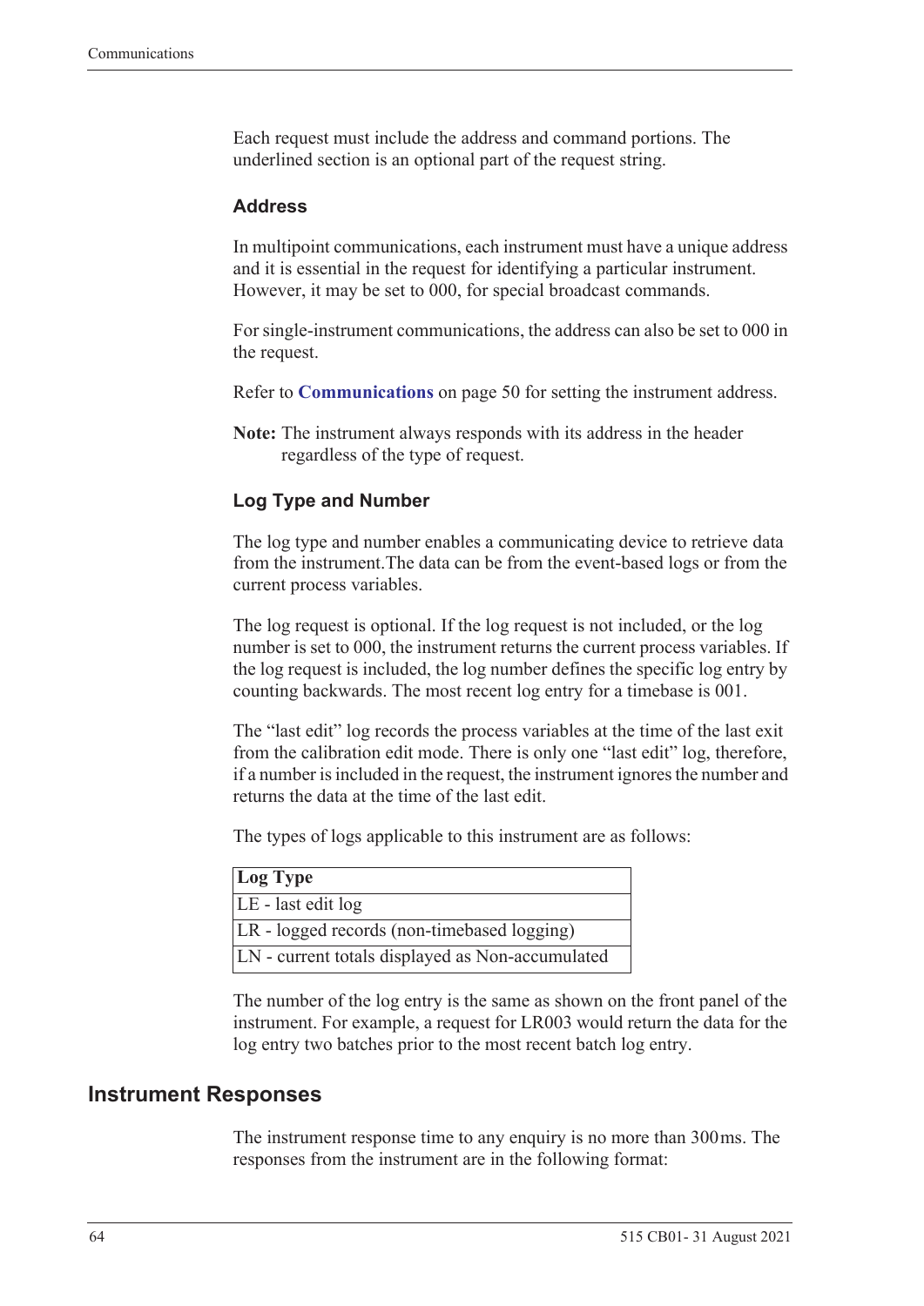Each request must include the address and command portions. The underlined section is an optional part of the request string.

### Address

In multipoint communications, each instrument must have a unique address and it is essential in the request for identifying a particular instrument. However, it may be set to 000, for special broadcast commands.

For single-instrument communications, the address can also be set to 000 in the request.

Refer to **Communications** on page 50 for setting the instrument address.

**Note:** The instrument always responds with its address in the header regardless of the type of request.

### Log Type and Number

The log type and number enables a communicating device to retrieve data from the instrument.The data can be from the event-based logs or from the current process variables.

The log request is optional. If the log request is not included, or the log number is set to 000, the instrument returns the current process variables. If the log request is included, the log number defines the specific log entry by counting backwards. The most recent log entry for a timebase is 001.

The "last edit" log records the process variables at the time of the last exit from the calibration edit mode. There is only one "last edit" log, therefore, if a number is included in the request, the instrument ignores the number and returns the data at the time of the last edit.

The types of logs applicable to this instrument are as follows:

| Log Type |
|---|
| LE - last edit log |
| LR - logged records (non-timebased logging) |
| LN - current totals displayed as Non-accumulated |

The number of the log entry is the same as shown on the front panel of the instrument. For example, a request for LR003 would return the data for the log entry two batches prior to the most recent batch log entry.

## Instrument Responses

The instrument response time to any enquiry is no more than 300ms. The responses from the instrument are in the following format: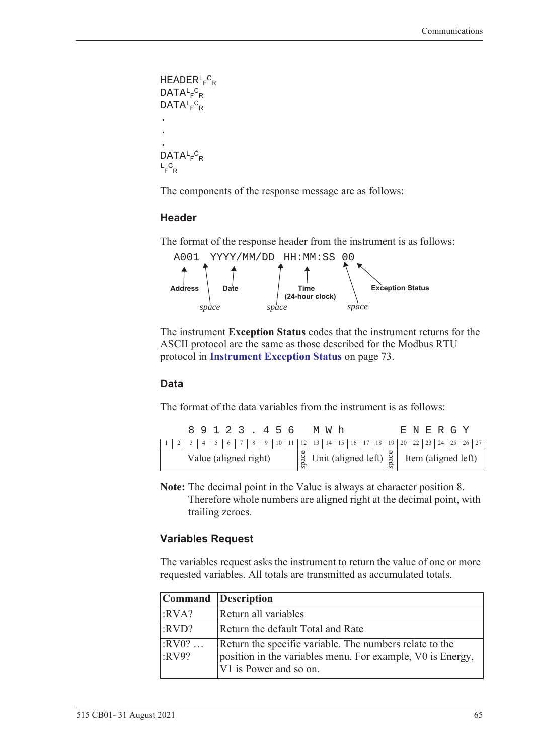```
HEADER LF CR
DATA LF CR
DATA LF CR
.
.
.
DATA LF CR
LF CR
```

The components of the response message are as follows:

### Header

The format of the response header from the instrument is as follows:

```
A001  YYYY/MM/DD  HH:MM:SS  00
```

- Address
- *space*
- Date
- *space*
- Time (24-hour clock)
- *space*
- Exception Status

The instrument **Exception Status** codes that the instrument returns for the ASCII protocol are the same as those described for the Modbus RTU protocol in **Instrument Exception Status** on page 73.

### Data

The format of the data variables from the instrument is as follows:

| 1 | 2 | 3 | 4 | 5 | 6 | 7 | 8 | 9 | 10 | 11 | 12 | 13 | 14 | 15 | 16 | 17 | 18 | 19 | 20 | 22 | 23 | 24 | 25 | 26 | 27 |
|---|---|---|---|---|---|---|---|---|---|---|---|---|---|---|---|---|---|---|---|---|---|---|---|---|---|
| | | 8 | 9 | 1 | 2 | 3 | . | 4 | 5 | 6 | | M | W | h | | | | | E | N | E | R | G | Y | |
| Value (aligned right) | | | | | | | | | | | space | Unit (aligned left) | | | | | | space | Item (aligned left) | | | | | | |

**Note:** The decimal point in the Value is always at character position 8. Therefore whole numbers are aligned right at the decimal point, with trailing zeroes.

### Variables Request

The variables request asks the instrument to return the value of one or more requested variables. All totals are transmitted as accumulated totals.

| Command | Description |
|---|---|
| :RVA? | Return all variables |
| :RVD? | Return the default Total and Rate |
| :RV0? … :RV9? | Return the specific variable. The numbers relate to the position in the variables menu. For example, V0 is Energy, V1 is Power and so on. |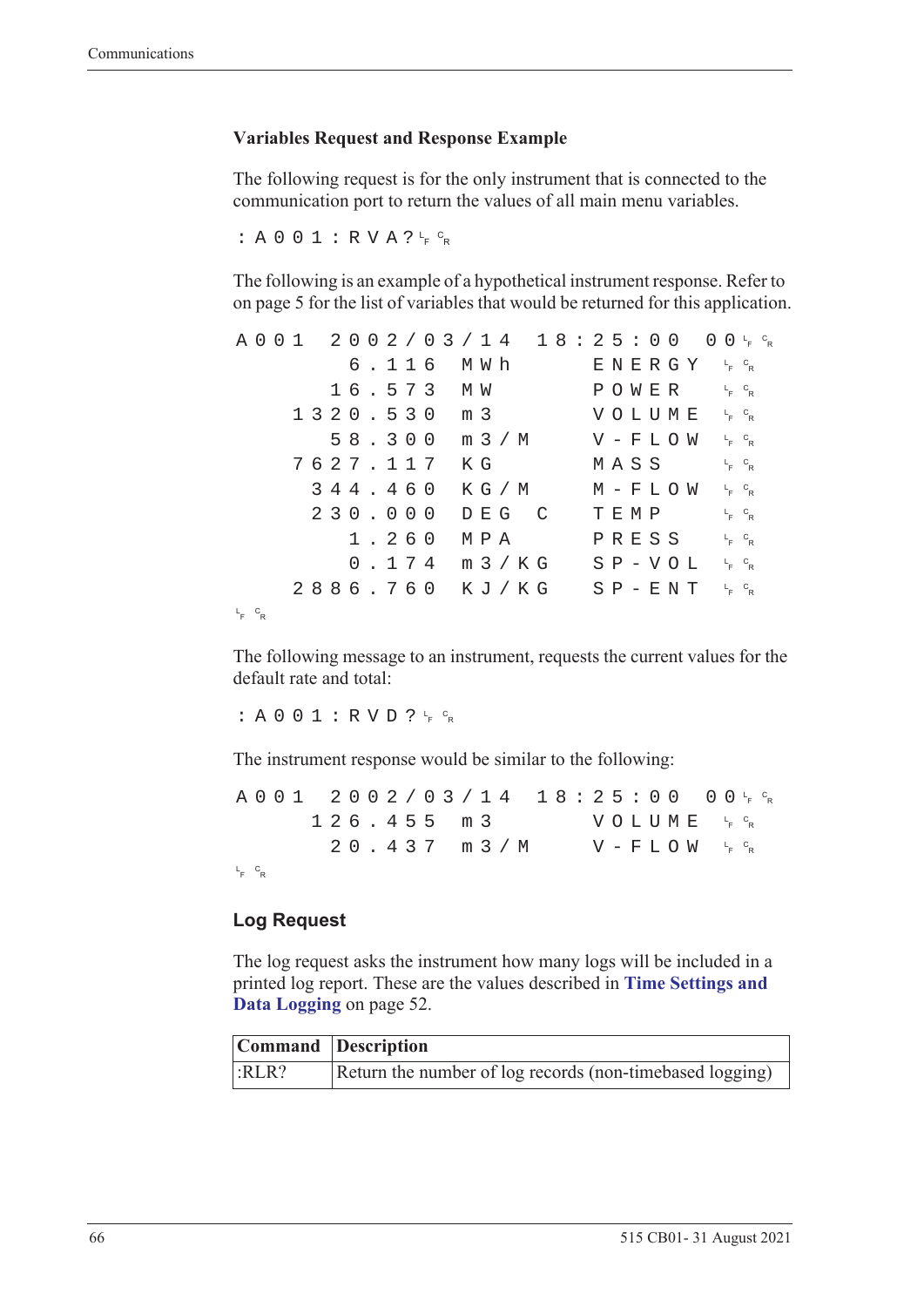### Variables Request and Response Example

The following request is for the only instrument that is connected to the communication port to return the values of all main menu variables.

```
:A001:RVA?␊␍
```

The following is an example of a hypothetical instrument response. Refer to on page 5 for the list of variables that would be returned for this application.

```
A001  2002/03/14  18:25:00  00␊␍
          6.116  MWh      ENERGY  ␊␍
         16.573  MW       POWER   ␊␍
       1320.530  m3       VOLUME  ␊␍
         58.300  m3/M     V-FLOW  ␊␍
       7627.117  KG       MASS    ␊␍
        344.460  KG/M     M-FLOW  ␊␍
        230.000  DEG  C   TEMP    ␊␍
          1.260  MPA      PRESS   ␊␍
          0.174  m3/KG    SP-VOL  ␊␍
       2886.760  KJ/KG    SP-ENT  ␊␍
␊␍
```

The following message to an instrument, requests the current values for the default rate and total:

```
:A001:RVD?␊␍
```

The instrument response would be similar to the following:

```
A001  2002/03/14  18:25:00  00␊␍
        126.455  m3       VOLUME  ␊␍
         20.437  m3/M     V-FLOW  ␊␍
␊␍
```

## Log Request

The log request asks the instrument how many logs will be included in a printed log report. These are the values described in **Time Settings and Data Logging** on page 52.

| Command | Description |
|---|---|
| :RLR? | Return the number of log records (non-timebased logging) |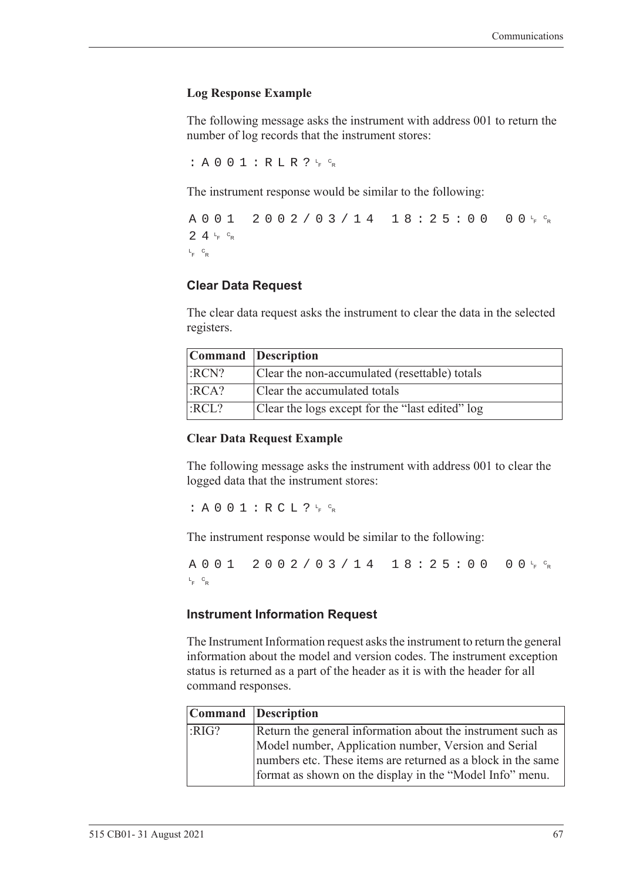**Log Response Example**

The following message asks the instrument with address 001 to return the number of log records that the instrument stores:

```
:A001:RLR?␊␍
```

The instrument response would be similar to the following:

```
A001 2002/03/14 18:25:00 00␊␍
24␊␍
␊␍
```

### Clear Data Request

The clear data request asks the instrument to clear the data in the selected registers.

| Command | Description |
|---|---|
| :RCN? | Clear the non-accumulated (resettable) totals |
| :RCA? | Clear the accumulated totals |
| :RCL? | Clear the logs except for the “last edited” log |

**Clear Data Request Example**

The following message asks the instrument with address 001 to clear the logged data that the instrument stores:

```
:A001:RCL?␊␍
```

The instrument response would be similar to the following:

```
A001 2002/03/14 18:25:00 00␊␍
␊␍
```

### Instrument Information Request

The Instrument Information request asks the instrument to return the general information about the model and version codes. The instrument exception status is returned as a part of the header as it is with the header for all command responses.

| Command | Description |
|---|---|
| :RIG? | Return the general information about the instrument such as Model number, Application number, Version and Serial numbers etc. These items are returned as a block in the same format as shown on the display in the “Model Info” menu. |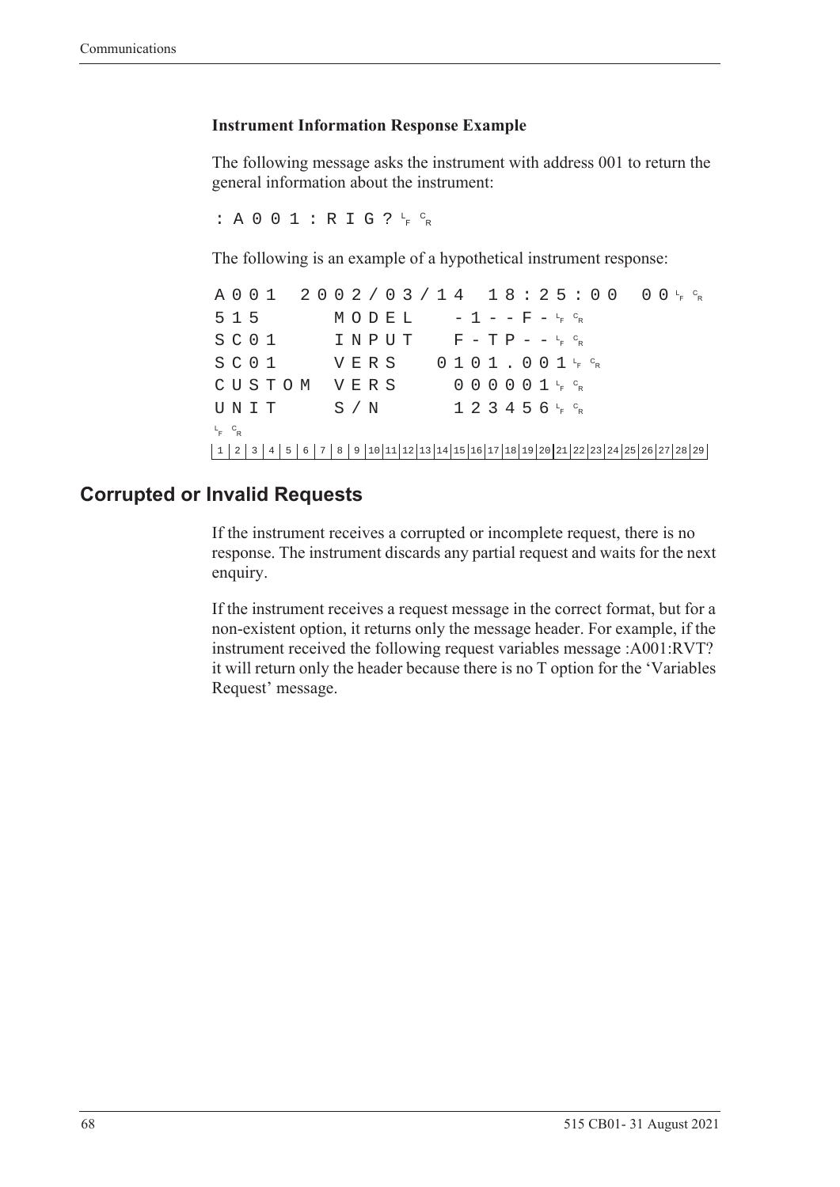#### Instrument Information Response Example

The following message asks the instrument with address 001 to return the general information about the instrument:

```
:A001:RIG?LFCR
```

The following is an example of a hypothetical instrument response:

```
A001 2002/03/14 18:25:00 00LFCR
515     MODEL    -1--F-LFCR
SC01    INPUT    F-TP--LFCR
SC01    VERS    0101.001LFCR
CUSTOM  VERS     000001LFCR
UNIT    S/N      123456LFCR
LFCR
1 2 3 4 5 6 7 8 9 10 11 12 13 14 15 16 17 18 19 20 21 22 23 24 25 26 27 28 29
```

## Corrupted or Invalid Requests

If the instrument receives a corrupted or incomplete request, there is no response. The instrument discards any partial request and waits for the next enquiry.

If the instrument receives a request message in the correct format, but for a non-existent option, it returns only the message header. For example, if the instrument received the following request variables message :A001:RVT? it will return only the header because there is no T option for the 'Variables Request' message.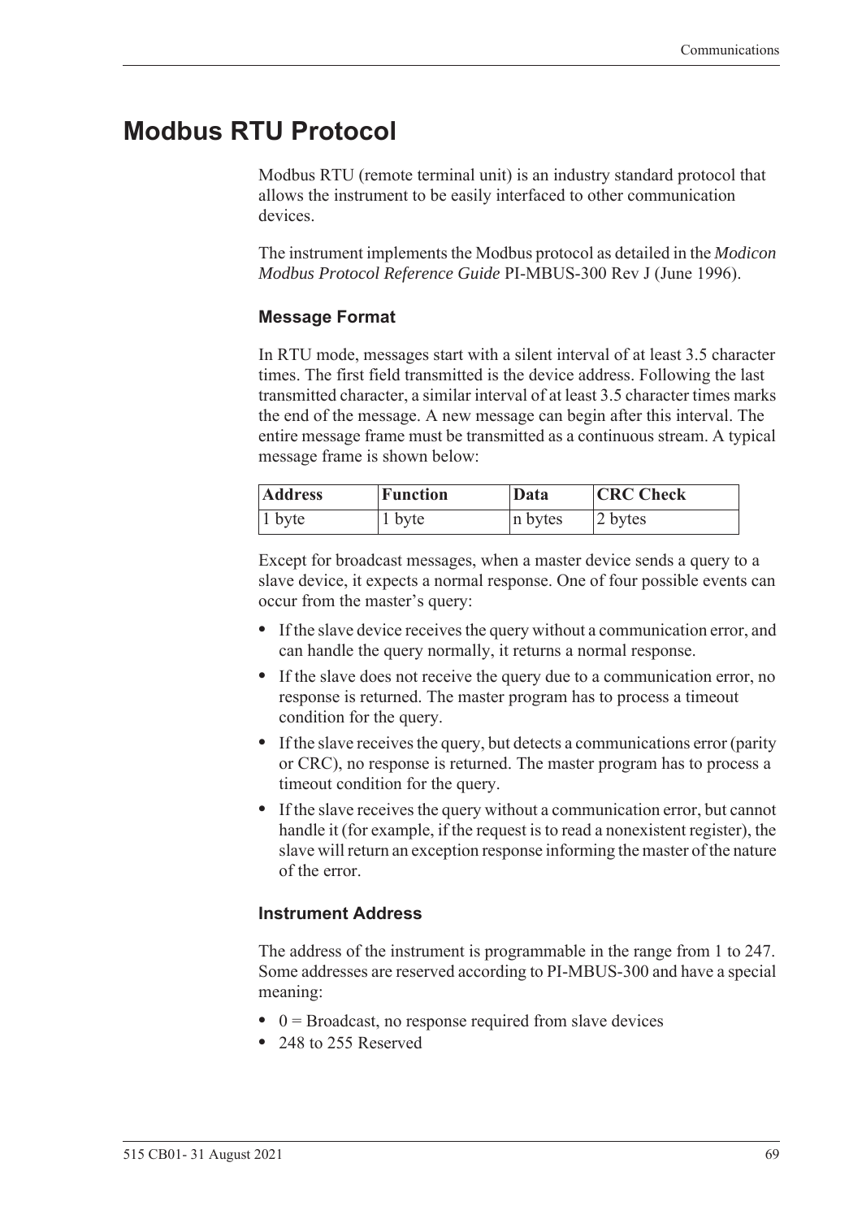# Modbus RTU Protocol

Modbus RTU (remote terminal unit) is an industry standard protocol that allows the instrument to be easily interfaced to other communication devices.

The instrument implements the Modbus protocol as detailed in the *Modicon Modbus Protocol Reference Guide* PI-MBUS-300 Rev J (June 1996).

### Message Format

In RTU mode, messages start with a silent interval of at least 3.5 character times. The first field transmitted is the device address. Following the last transmitted character, a similar interval of at least 3.5 character times marks the end of the message. A new message can begin after this interval. The entire message frame must be transmitted as a continuous stream. A typical message frame is shown below:

| Address | Function | Data | CRC Check |
|---|---|---|---|
| 1 byte | 1 byte | n bytes | 2 bytes |

Except for broadcast messages, when a master device sends a query to a slave device, it expects a normal response. One of four possible events can occur from the master's query:

- If the slave device receives the query without a communication error, and can handle the query normally, it returns a normal response.
- If the slave does not receive the query due to a communication error, no response is returned. The master program has to process a timeout condition for the query.
- If the slave receives the query, but detects a communications error (parity or CRC), no response is returned. The master program has to process a timeout condition for the query.
- If the slave receives the query without a communication error, but cannot handle it (for example, if the request is to read a nonexistent register), the slave will return an exception response informing the master of the nature of the error.

### Instrument Address

The address of the instrument is programmable in the range from 1 to 247. Some addresses are reserved according to PI-MBUS-300 and have a special meaning:

- 0 = Broadcast, no response required from slave devices
- 248 to 255 Reserved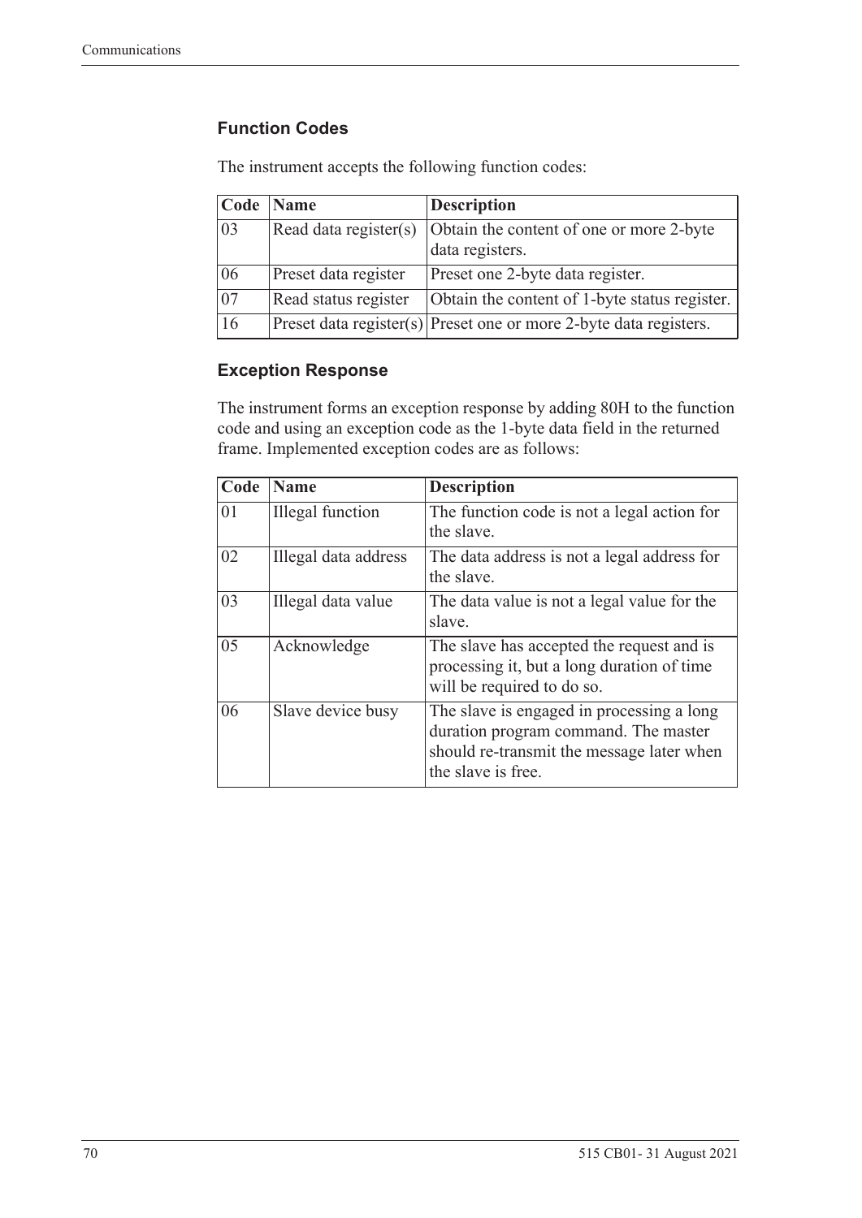### Function Codes

The instrument accepts the following function codes:

| Code | Name | Description |
|---|---|---|
| 03 | Read data register(s) | Obtain the content of one or more 2-byte data registers. |
| 06 | Preset data register | Preset one 2-byte data register. |
| 07 | Read status register | Obtain the content of 1-byte status register. |
| 16 | Preset data register(s) | Preset one or more 2-byte data registers. |

### Exception Response

The instrument forms an exception response by adding 80H to the function code and using an exception code as the 1-byte data field in the returned frame. Implemented exception codes are as follows:

| Code | Name | Description |
|---|---|---|
| 01 | Illegal function | The function code is not a legal action for the slave. |
| 02 | Illegal data address | The data address is not a legal address for the slave. |
| 03 | Illegal data value | The data value is not a legal value for the slave. |
| 05 | Acknowledge | The slave has accepted the request and is processing it, but a long duration of time will be required to do so. |
| 06 | Slave device busy | The slave is engaged in processing a long duration program command. The master should re-transmit the message later when the slave is free. |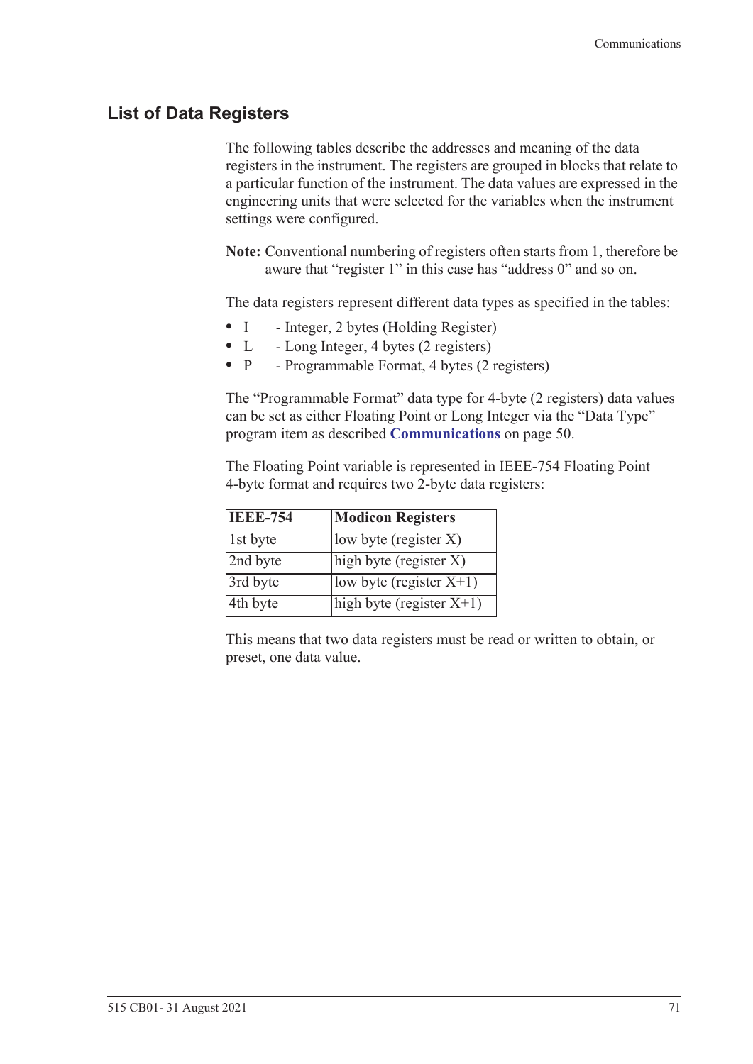## List of Data Registers

The following tables describe the addresses and meaning of the data registers in the instrument. The registers are grouped in blocks that relate to a particular function of the instrument. The data values are expressed in the engineering units that were selected for the variables when the instrument settings were configured.

**Note:** Conventional numbering of registers often starts from 1, therefore be aware that "register 1" in this case has "address 0" and so on.

The data registers represent different data types as specified in the tables:

- I - Integer, 2 bytes (Holding Register)
- L - Long Integer, 4 bytes (2 registers)
- P - Programmable Format, 4 bytes (2 registers)

The "Programmable Format" data type for 4-byte (2 registers) data values can be set as either Floating Point or Long Integer via the "Data Type" program item as described **Communications** on page 50.

The Floating Point variable is represented in IEEE-754 Floating Point 4-byte format and requires two 2-byte data registers:

| IEEE-754 | Modicon Registers |
|---|---|
| 1st byte | low byte (register X) |
| 2nd byte | high byte (register X) |
| 3rd byte | low byte (register X+1) |
| 4th byte | high byte (register X+1) |

This means that two data registers must be read or written to obtain, or preset, one data value.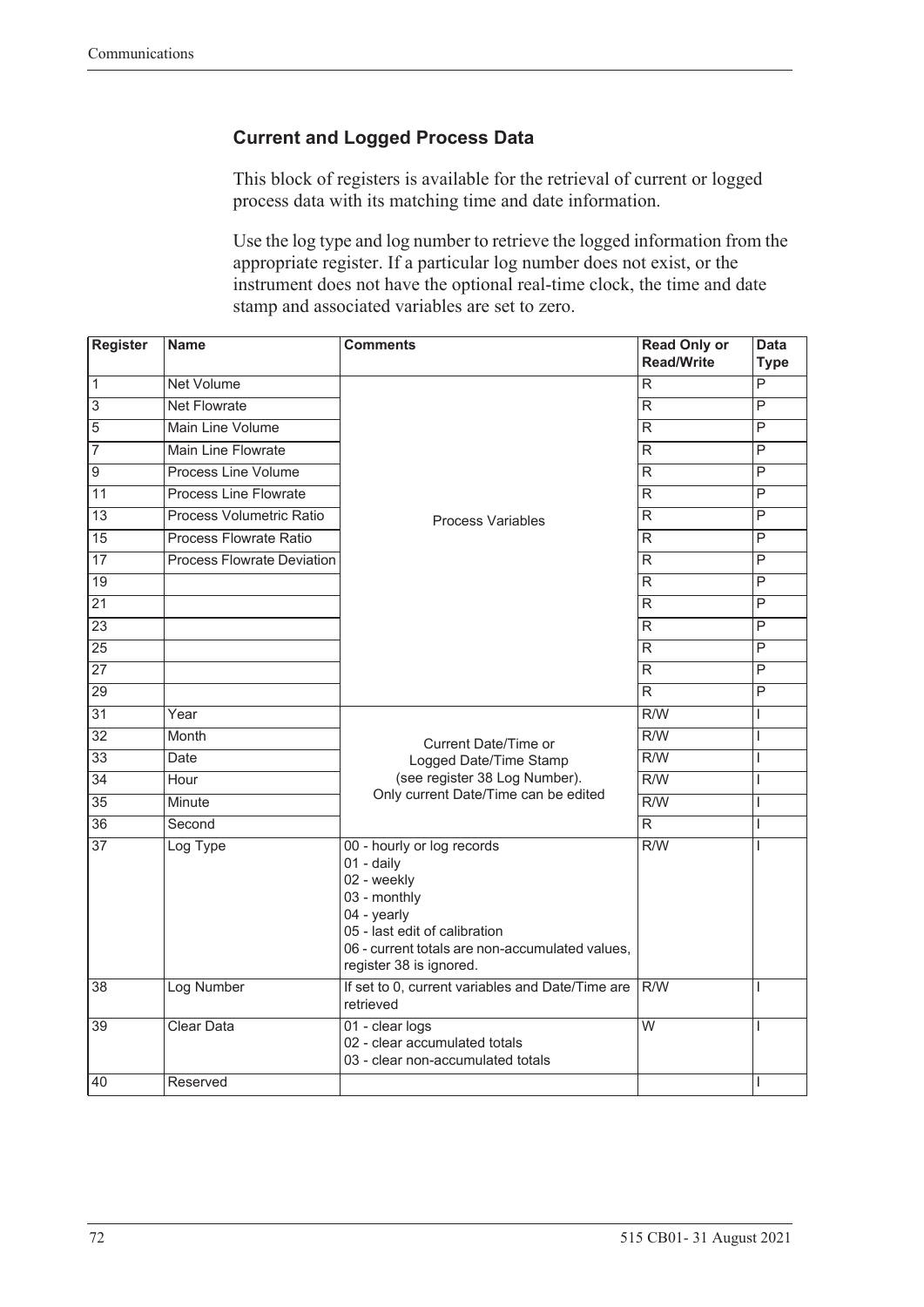### Current and Logged Process Data

This block of registers is available for the retrieval of current or logged process data with its matching time and date information.

Use the log type and log number to retrieve the logged information from the appropriate register. If a particular log number does not exist, or the instrument does not have the optional real-time clock, the time and date stamp and associated variables are set to zero.

| Register | Name | Comments | Read Only or Read/Write | Data Type |
|---|---|---|---|---|
| 1 | Net Volume | Process Variables | R | P |
| 3 | Net Flowrate | | R | P |
| 5 | Main Line Volume | | R | P |
| 7 | Main Line Flowrate | | R | P |
| 9 | Process Line Volume | | R | P |
| 11 | Process Line Flowrate | | R | P |
| 13 | Process Volumetric Ratio | | R | P |
| 15 | Process Flowrate Ratio | | R | P |
| 17 | Process Flowrate Deviation | | R | P |
| 19 | | | R | P |
| 21 | | | R | P |
| 23 | | | R | P |
| 25 | | | R | P |
| 27 | | | R | P |
| 29 | | | R | P |
| 31 | Year | Current Date/Time or Logged Date/Time Stamp (see register 38 Log Number). Only current Date/Time can be edited | R/W | I |
| 32 | Month | | R/W | I |
| 33 | Date | | R/W | I |
| 34 | Hour | | R/W | I |
| 35 | Minute | | R/W | I |
| 36 | Second | | R | I |
| 37 | Log Type | 00 - hourly or log records<br>01 - daily<br>02 - weekly<br>03 - monthly<br>04 - yearly<br>05 - last edit of calibration<br>06 - current totals are non-accumulated values, register 38 is ignored. | R/W | I |
| 38 | Log Number | If set to 0, current variables and Date/Time are retrieved | R/W | I |
| 39 | Clear Data | 01 - clear logs<br>02 - clear accumulated totals<br>03 - clear non-accumulated totals | W | I |
| 40 | Reserved | | | I |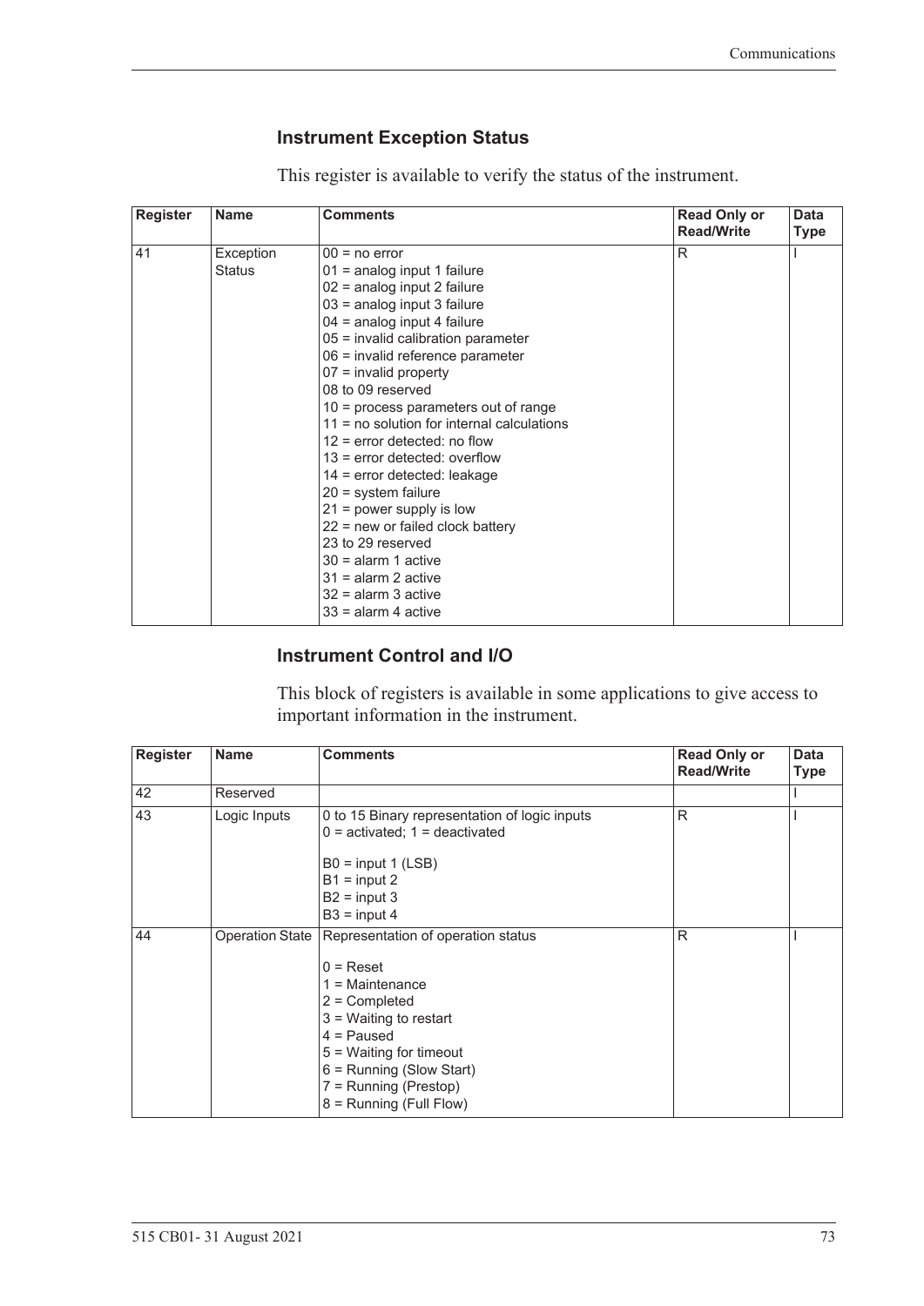### Instrument Exception Status

This register is available to verify the status of the instrument.

| Register | Name | Comments | Read Only or Read/Write | Data Type |
|---|---|---|---|---|
| 41 | Exception Status | 00 = no error<br>01 = analog input 1 failure<br>02 = analog input 2 failure<br>03 = analog input 3 failure<br>04 = analog input 4 failure<br>05 = invalid calibration parameter<br>06 = invalid reference parameter<br>07 = invalid property<br>08 to 09 reserved<br>10 = process parameters out of range<br>11 = no solution for internal calculations<br>12 = error detected: no flow<br>13 = error detected: overflow<br>14 = error detected: leakage<br>20 = system failure<br>21 = power supply is low<br>22 = new or failed clock battery<br>23 to 29 reserved<br>30 = alarm 1 active<br>31 = alarm 2 active<br>32 = alarm 3 active<br>33 = alarm 4 active | R | I |

### Instrument Control and I/O

This block of registers is available in some applications to give access to important information in the instrument.

| Register | Name | Comments | Read Only or Read/Write | Data Type |
|---|---|---|---|---|
| 42 | Reserved | | | I |
| 43 | Logic Inputs | 0 to 15 Binary representation of logic inputs<br>0 = activated; 1 = deactivated<br><br>B0 = input 1 (LSB)<br>B1 = input 2<br>B2 = input 3<br>B3 = input 4 | R | I |
| 44 | Operation State | Representation of operation status<br><br>0 = Reset<br>1 = Maintenance<br>2 = Completed<br>3 = Waiting to restart<br>4 = Paused<br>5 = Waiting for timeout<br>6 = Running (Slow Start)<br>7 = Running (Prestop)<br>8 = Running (Full Flow) | R | I |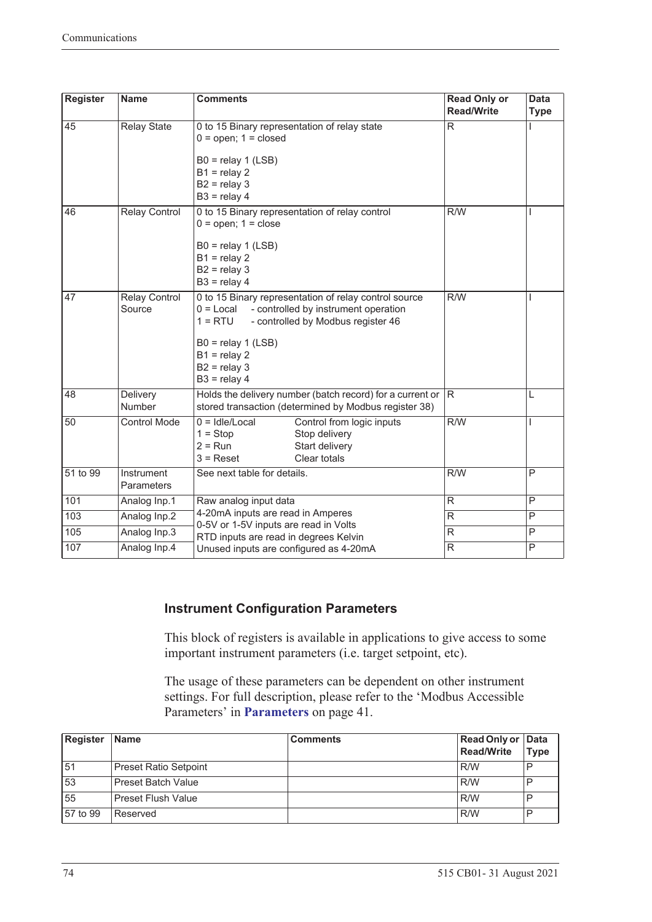| Register | Name | Comments | Read Only or Read/Write | Data Type |
|---|---|---|---|---|
| 45 | Relay State | 0 to 15 Binary representation of relay state<br>0 = open; 1 = closed<br><br>B0 = relay 1 (LSB)<br>B1 = relay 2<br>B2 = relay 3<br>B3 = relay 4 | R | I |
| 46 | Relay Control | 0 to 15 Binary representation of relay control<br>0 = open; 1 = close<br><br>B0 = relay 1 (LSB)<br>B1 = relay 2<br>B2 = relay 3<br>B3 = relay 4 | R/W | I |
| 47 | Relay Control Source | 0 to 15 Binary representation of relay control source<br>0 = Local - controlled by instrument operation<br>1 = RTU - controlled by Modbus register 46<br><br>B0 = relay 1 (LSB)<br>B1 = relay 2<br>B2 = relay 3<br>B3 = relay 4 | R/W | I |
| 48 | Delivery Number | Holds the delivery number (batch record) for a current or stored transaction (determined by Modbus register 38) | R | L |
| 50 | Control Mode | 0 = Idle/Local Control from logic inputs<br>1 = Stop Stop delivery<br>2 = Run Start delivery<br>3 = Reset Clear totals | R/W | I |
| 51 to 99 | Instrument Parameters | See next table for details. | R/W | P |
| 101 | Analog Inp.1 | Raw analog input data<br>4-20mA inputs are read in Amperes<br>0-5V or 1-5V inputs are read in Volts<br>RTD inputs are read in degrees Kelvin<br>Unused inputs are configured as 4-20mA | R | P |
| 103 | Analog Inp.2 | | R | P |
| 105 | Analog Inp.3 | | R | P |
| 107 | Analog Inp.4 | | R | P |

### Instrument Configuration Parameters

This block of registers is available in applications to give access to some important instrument parameters (i.e. target setpoint, etc).

The usage of these parameters can be dependent on other instrument settings. For full description, please refer to the 'Modbus Accessible Parameters' in **Parameters** on page 41.

| Register | Name | Comments | Read Only or Read/Write | Data Type |
|---|---|---|---|---|
| 51 | Preset Ratio Setpoint | | R/W | P |
| 53 | Preset Batch Value | | R/W | P |
| 55 | Preset Flush Value | | R/W | P |
| 57 to 99 | Reserved | | R/W | P |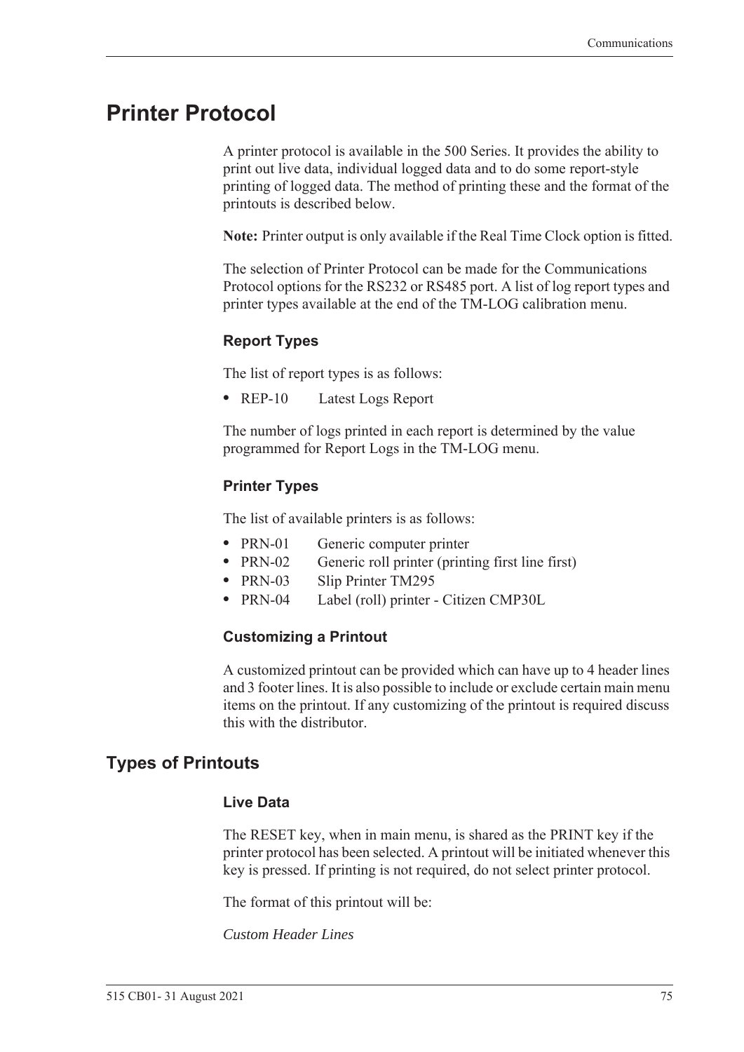# Printer Protocol

A printer protocol is available in the 500 Series. It provides the ability to print out live data, individual logged data and to do some report-style printing of logged data. The method of printing these and the format of the printouts is described below.

**Note:** Printer output is only available if the Real Time Clock option is fitted.

The selection of Printer Protocol can be made for the Communications Protocol options for the RS232 or RS485 port. A list of log report types and printer types available at the end of the TM-LOG calibration menu.

### Report Types

The list of report types is as follows:

- REP-10 Latest Logs Report

The number of logs printed in each report is determined by the value programmed for Report Logs in the TM-LOG menu.

### Printer Types

The list of available printers is as follows:

- PRN-01 Generic computer printer
- PRN-02 Generic roll printer (printing first line first)
- PRN-03 Slip Printer TM295
- PRN-04 Label (roll) printer - Citizen CMP30L

### Customizing a Printout

A customized printout can be provided which can have up to 4 header lines and 3 footer lines. It is also possible to include or exclude certain main menu items on the printout. If any customizing of the printout is required discuss this with the distributor.

## Types of Printouts

### Live Data

The RESET key, when in main menu, is shared as the PRINT key if the printer protocol has been selected. A printout will be initiated whenever this key is pressed. If printing is not required, do not select printer protocol.

The format of this printout will be:

*Custom Header Lines*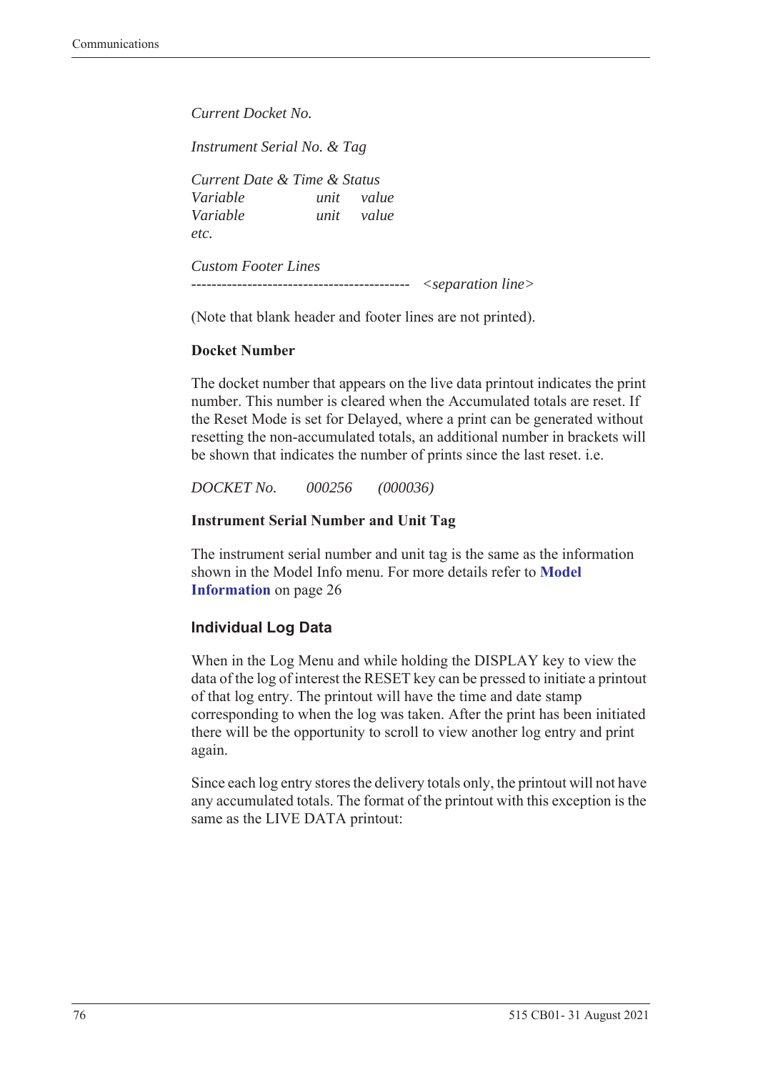*Current Docket No.*

*Instrument Serial No. & Tag*

*Current Date & Time & Status*
*Variable unit value*
*Variable unit value*
*etc.*

*Custom Footer Lines*
*------------------------------------------ <separation line>*

(Note that blank header and footer lines are not printed).

**Docket Number**

The docket number that appears on the live data printout indicates the print number. This number is cleared when the Accumulated totals are reset. If the Reset Mode is set for Delayed, where a print can be generated without resetting the non-accumulated totals, an additional number in brackets will be shown that indicates the number of prints since the last reset. i.e.

*DOCKET No. 000256 (000036)*

**Instrument Serial Number and Unit Tag**

The instrument serial number and unit tag is the same as the information shown in the Model Info menu. For more details refer to **Model Information** on page 26

### Individual Log Data

When in the Log Menu and while holding the DISPLAY key to view the data of the log of interest the RESET key can be pressed to initiate a printout of that log entry. The printout will have the time and date stamp corresponding to when the log was taken. After the print has been initiated there will be the opportunity to scroll to view another log entry and print again.

Since each log entry stores the delivery totals only, the printout will not have any accumulated totals. The format of the printout with this exception is the same as the LIVE DATA printout: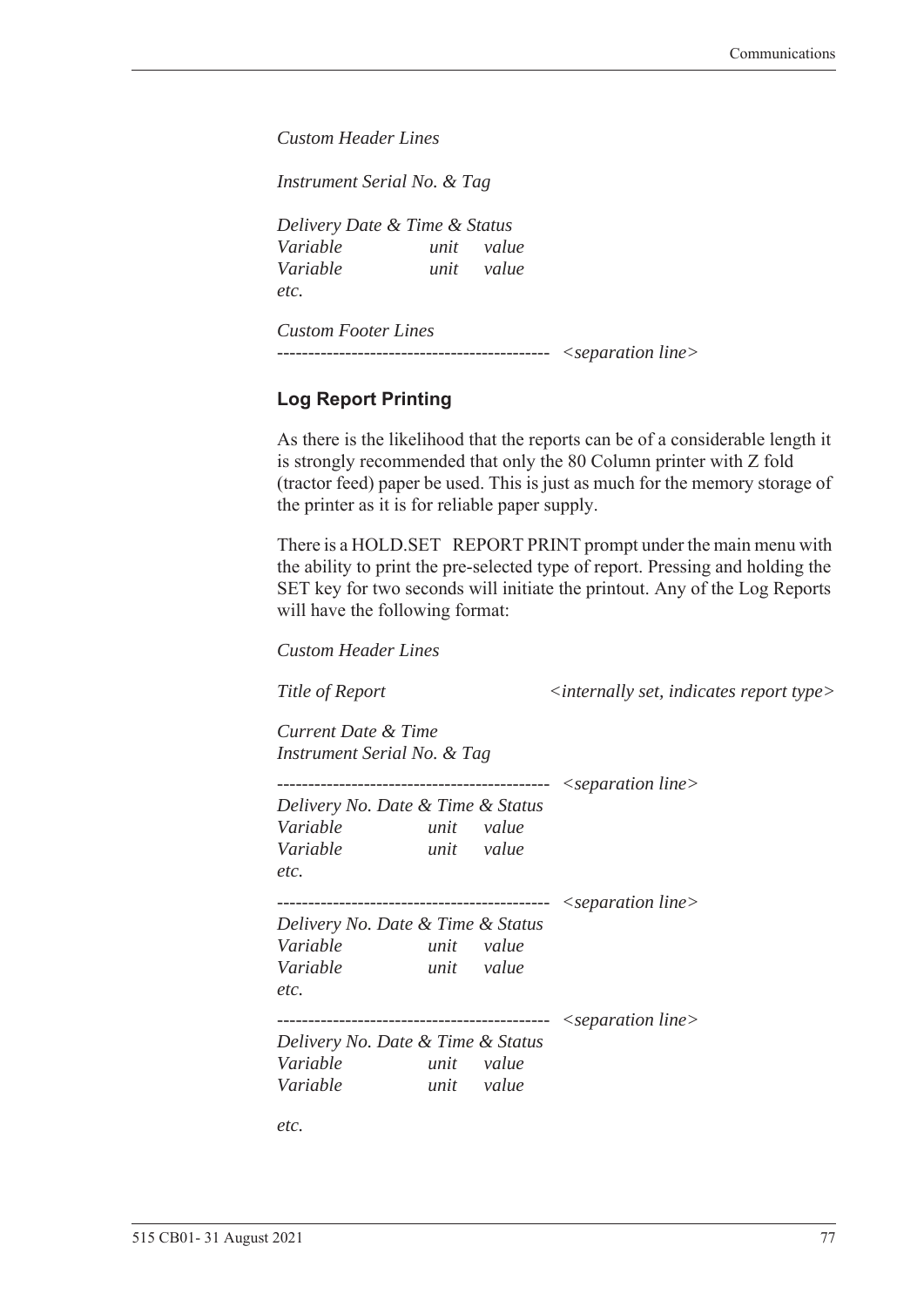*Custom Header Lines*

*Instrument Serial No. & Tag*

*Delivery Date & Time & Status*
*Variable unit value*
*Variable unit value*
*etc.*

*Custom Footer Lines*
------------------------------------------- *<separation line>*

### Log Report Printing

As there is the likelihood that the reports can be of a considerable length it is strongly recommended that only the 80 Column printer with Z fold (tractor feed) paper be used. This is just as much for the memory storage of the printer as it is for reliable paper supply.

There is a HOLD.SET REPORT PRINT prompt under the main menu with the ability to print the pre-selected type of report. Pressing and holding the SET key for two seconds will initiate the printout. Any of the Log Reports will have the following format:

*Custom Header Lines*

*Title of Report* *<internally set, indicates report type>*

*Current Date & Time*
*Instrument Serial No. & Tag*

------------------------------------------- *<separation line>*
*Delivery No. Date & Time & Status*
*Variable unit value*
*Variable unit value*
*etc.*

------------------------------------------- *<separation line>*
*Delivery No. Date & Time & Status*
*Variable unit value*
*Variable unit value*
*etc.*

------------------------------------------- *<separation line>*
*Delivery No. Date & Time & Status*
*Variable unit value*
*Variable unit value*

*etc.*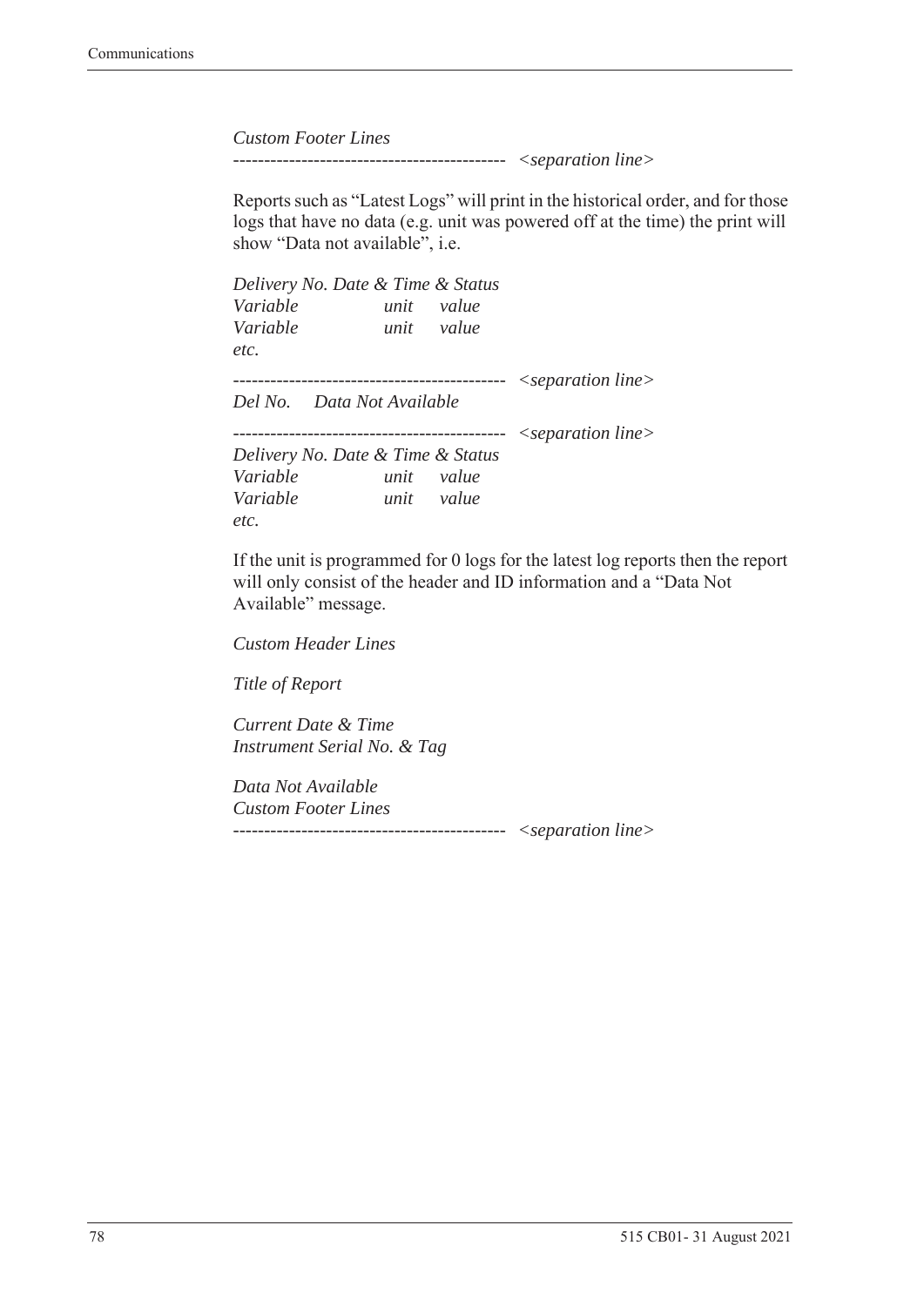*Custom Footer Lines*

------------------------------------------- *<separation line>*

Reports such as “Latest Logs” will print in the historical order, and for those logs that have no data (e.g. unit was powered off at the time) the print will show “Data not available”, i.e.

*Delivery No. Date & Time & Status*
*Variable unit value*
*Variable unit value*
*etc.*

------------------------------------------- *<separation line>*

*Del No. Data Not Available*

------------------------------------------- *<separation line>*

*Delivery No. Date & Time & Status*
*Variable unit value*
*Variable unit value*
*etc.*

If the unit is programmed for 0 logs for the latest log reports then the report will only consist of the header and ID information and a “Data Not Available” message.

*Custom Header Lines*

*Title of Report*

*Current Date & Time*
*Instrument Serial No. & Tag*

*Data Not Available*
*Custom Footer Lines*

------------------------------------------- *<separation line>*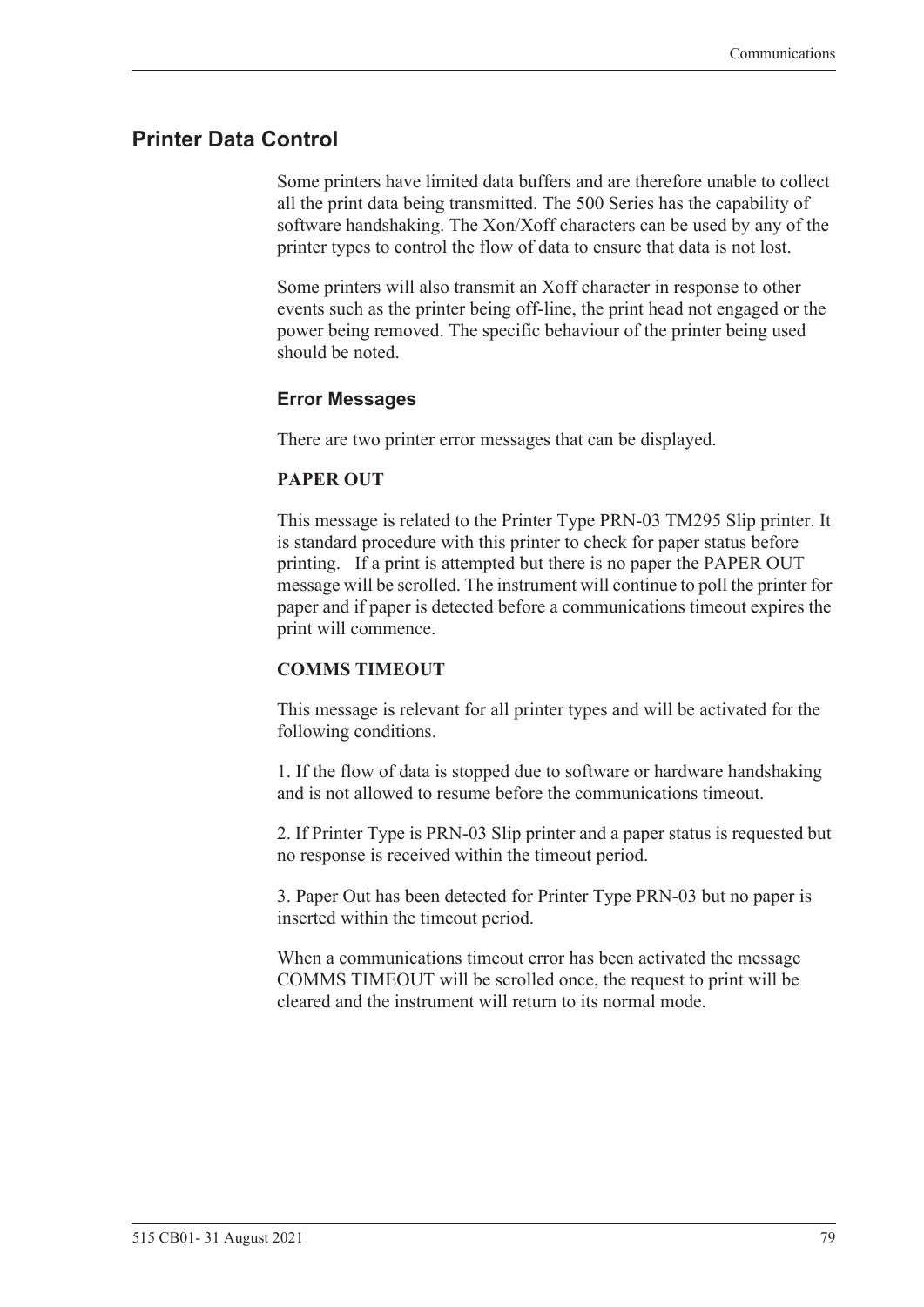## Printer Data Control

Some printers have limited data buffers and are therefore unable to collect all the print data being transmitted. The 500 Series has the capability of software handshaking. The Xon/Xoff characters can be used by any of the printer types to control the flow of data to ensure that data is not lost.

Some printers will also transmit an Xoff character in response to other events such as the printer being off-line, the print head not engaged or the power being removed. The specific behaviour of the printer being used should be noted.

### Error Messages

There are two printer error messages that can be displayed.

**PAPER OUT**

This message is related to the Printer Type PRN-03 TM295 Slip printer. It is standard procedure with this printer to check for paper status before printing. If a print is attempted but there is no paper the PAPER OUT message will be scrolled. The instrument will continue to poll the printer for paper and if paper is detected before a communications timeout expires the print will commence.

**COMMS TIMEOUT**

This message is relevant for all printer types and will be activated for the following conditions.

1. If the flow of data is stopped due to software or hardware handshaking and is not allowed to resume before the communications timeout.

2. If Printer Type is PRN-03 Slip printer and a paper status is requested but no response is received within the timeout period.

3. Paper Out has been detected for Printer Type PRN-03 but no paper is inserted within the timeout period.

When a communications timeout error has been activated the message COMMS TIMEOUT will be scrolled once, the request to print will be cleared and the instrument will return to its normal mode.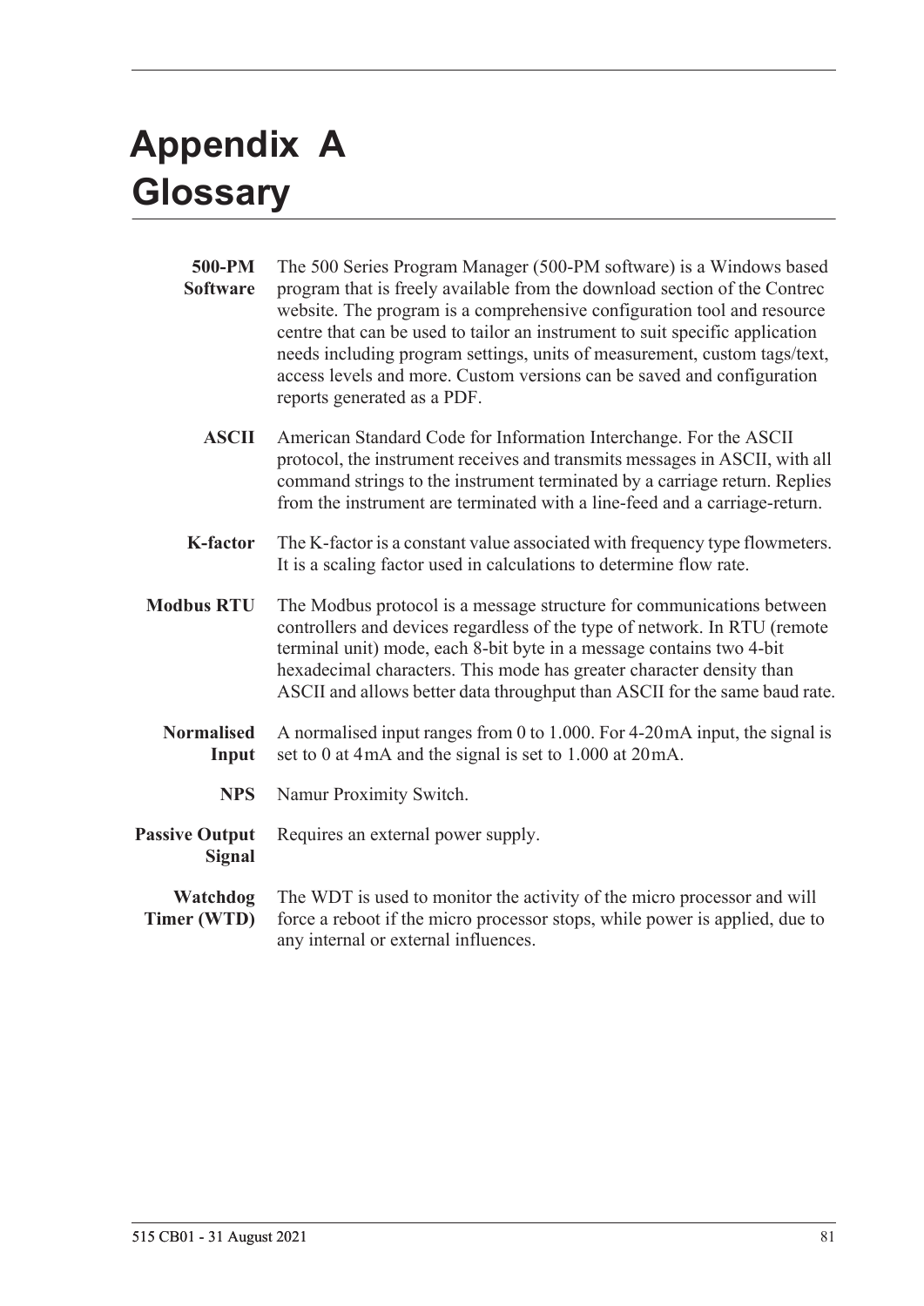# Appendix A
# Glossary

**500-PM Software** The 500 Series Program Manager (500-PM software) is a Windows based program that is freely available from the download section of the Contrec website. The program is a comprehensive configuration tool and resource centre that can be used to tailor an instrument to suit specific application needs including program settings, units of measurement, custom tags/text, access levels and more. Custom versions can be saved and configuration reports generated as a PDF.

**ASCII** American Standard Code for Information Interchange. For the ASCII protocol, the instrument receives and transmits messages in ASCII, with all command strings to the instrument terminated by a carriage return. Replies from the instrument are terminated with a line-feed and a carriage-return.

**K-factor** The K-factor is a constant value associated with frequency type flowmeters. It is a scaling factor used in calculations to determine flow rate.

**Modbus RTU** The Modbus protocol is a message structure for communications between controllers and devices regardless of the type of network. In RTU (remote terminal unit) mode, each 8-bit byte in a message contains two 4-bit hexadecimal characters. This mode has greater character density than ASCII and allows better data throughput than ASCII for the same baud rate.

**Normalised Input** A normalised input ranges from 0 to 1.000. For 4-20 mA input, the signal is set to 0 at 4 mA and the signal is set to 1.000 at 20 mA.

**NPS** Namur Proximity Switch.

**Passive Output Signal** Requires an external power supply.

**Watchdog Timer (WTD)** The WDT is used to monitor the activity of the micro processor and will force a reboot if the micro processor stops, while power is applied, due to any internal or external influences.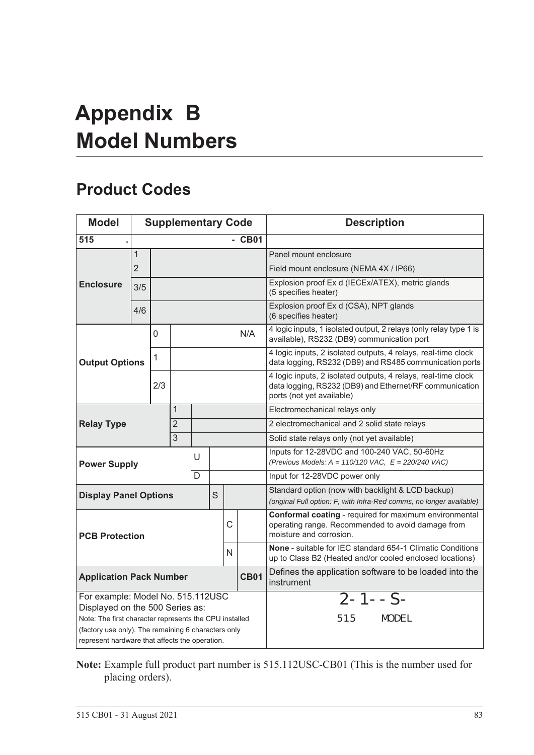# Appendix B
# Model Numbers

## Product Codes

| Model | Supplementary Code | | | | | | | Description |
|---|---|---|---|---|---|---|---|---|
| **515** | **.** | | | | | | **- CB01** | |
| **Enclosure** | 1 | | | | | | | Panel mount enclosure |
| | 2 | | | | | | | Field mount enclosure (NEMA 4X / IP66) |
| | 3/5 | | | | | | | Explosion proof Ex d (IECEx/ATEX), metric glands (5 specifies heater) |
| | 4/6 | | | | | | | Explosion proof Ex d (CSA), NPT glands (6 specifies heater) |
| **Output Options** | | 0 | | | | | N/A | 4 logic inputs, 1 isolated output, 2 relays (only relay type 1 is available), RS232 (DB9) communication port |
| | | 1 | | | | | | 4 logic inputs, 2 isolated outputs, 4 relays, real-time clock data logging, RS232 (DB9) and RS485 communication ports |
| | | 2/3 | | | | | | 4 logic inputs, 2 isolated outputs, 4 relays, real-time clock data logging, RS232 (DB9) and Ethernet/RF communication ports (not yet available) |
| **Relay Type** | | | 1 | | | | | Electromechanical relays only |
| | | | 2 | | | | | 2 electromechanical and 2 solid state relays |
| | | | 3 | | | | | Solid state relays only (not yet available) |
| **Power Supply** | | | | U | | | | Inputs for 12-28VDC and 100-240 VAC, 50-60Hz *(Previous Models: A = 110/120 VAC, E = 220/240 VAC)* |
| | | | | D | | | | Input for 12-28VDC power only |
| **Display Panel Options** | | | | | S | | | Standard option (now with backlight & LCD backup) *(original Full option: F, with Infra-Red comms, no longer available)* |
| **PCB Protection** | | | | | | C | | **Conformal coating** - required for maximum environmental operating range. Recommended to avoid damage from moisture and corrosion. |
| | | | | | | N | | **None** - suitable for IEC standard 654-1 Climatic Conditions up to Class B2 (Heated and/or cooled enclosed locations) |
| **Application Pack Number** | | | | | | | **CB01** | Defines the application software to be loaded into the instrument |
| For example: Model No. 515.112USC Displayed on the 500 Series as: Note: The first character represents the CPU installed (factory use only). The remaining 6 characters only represent hardware that affects the operation. | | | | | | | | 2-1--S- 515 MODEL |

**Note:** Example full product part number is 515.112USC-CB01 (This is the number used for placing orders).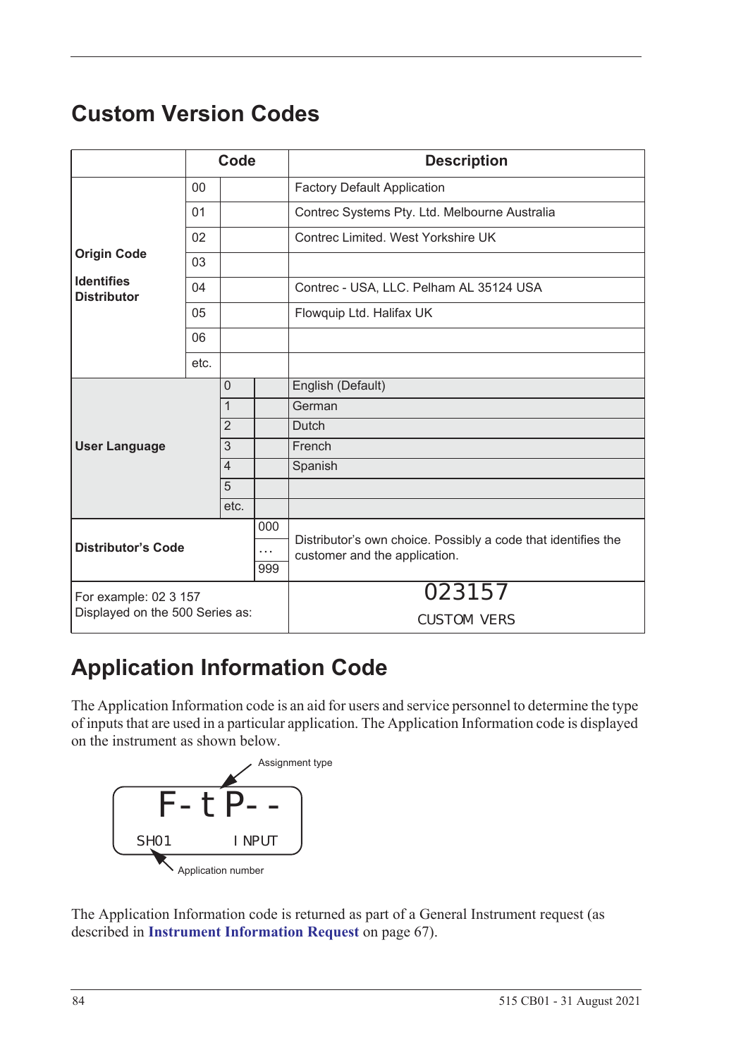## Custom Version Codes

| | Code | | | Description |
|---|---|---|---|---|
| **Origin Code**<br>**Identifies Distributor** | 00 | | | Factory Default Application |
| | 01 | | | Contrec Systems Pty. Ltd. Melbourne Australia |
| | 02 | | | Contrec Limited. West Yorkshire UK |
| | 03 | | | |
| | 04 | | | Contrec - USA, LLC. Pelham AL 35124 USA |
| | 05 | | | Flowquip Ltd. Halifax UK |
| | 06 | | | |
| | etc. | | | |
| **User Language** | | 0 | | English (Default) |
| | | 1 | | German |
| | | 2 | | Dutch |
| | | 3 | | French |
| | | 4 | | Spanish |
| | | 5 | | |
| | | etc. | | |
| **Distributor's Code** | | | 000<br>...<br>999 | Distributor's own choice. Possibly a code that identifies the customer and the application. |
| For example: 02 3 157<br>Displayed on the 500 Series as: | | | | 023157<br>CUSTOM VERS |

## Application Information Code

The Application Information code is an aid for users and service personnel to determine the type of inputs that are used in a particular application. The Application Information code is displayed on the instrument as shown below.

```
Assignment type
   F-tP--
SH01      INPUT
Application number
```

The Application Information code is returned as part of a General Instrument request (as described in **Instrument Information Request** on page 67).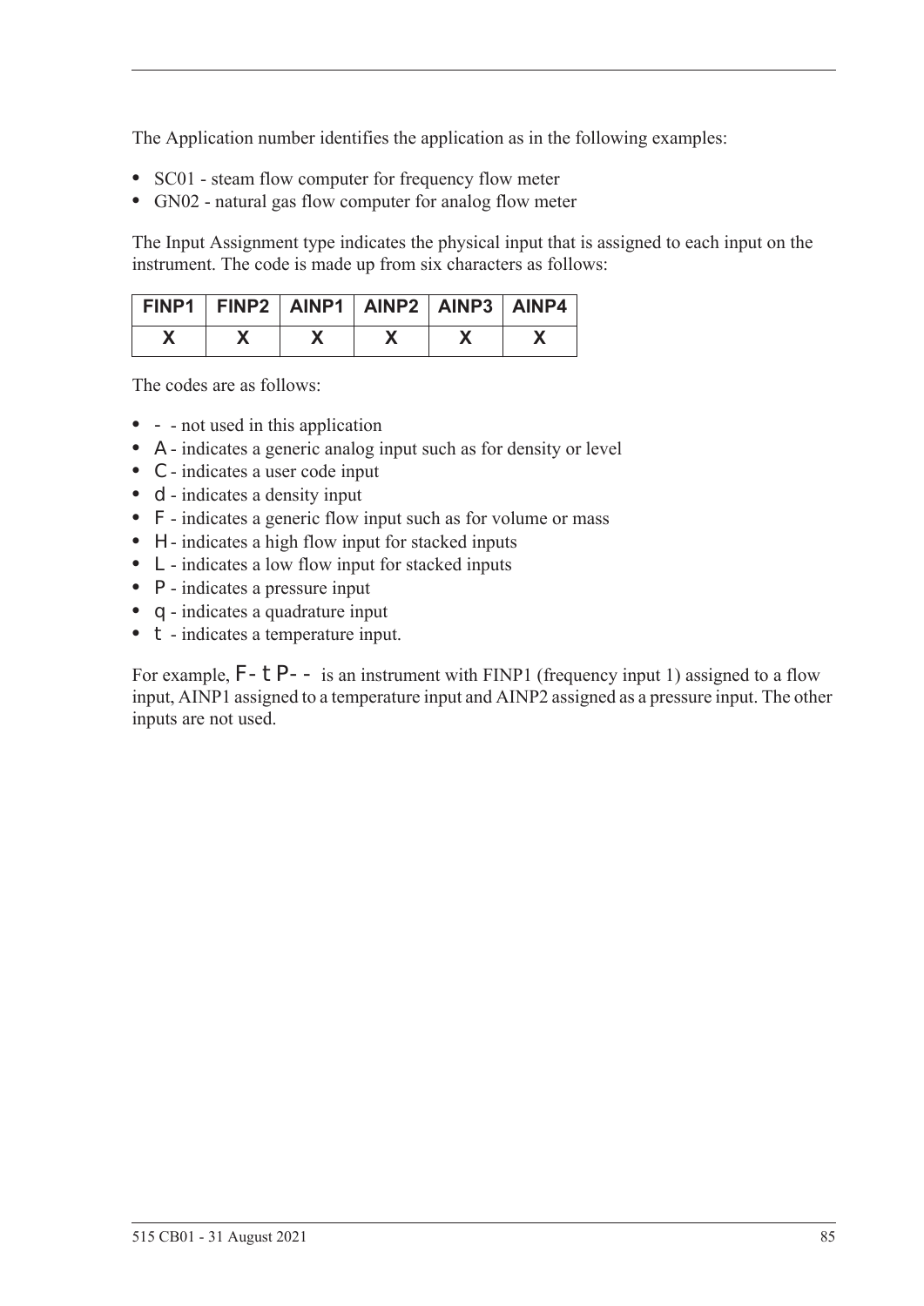The Application number identifies the application as in the following examples:

- SC01 - steam flow computer for frequency flow meter
- GN02 - natural gas flow computer for analog flow meter

The Input Assignment type indicates the physical input that is assigned to each input on the instrument. The code is made up from six characters as follows:

| FINP1 | FINP2 | AINP1 | AINP2 | AINP3 | AINP4 |
|---|---|---|---|---|---|
| X | X | X | X | X | X |

The codes are as follows:

- - - not used in this application
- A - indicates a generic analog input such as for density or level
- C - indicates a user code input
- d - indicates a density input
- F - indicates a generic flow input such as for volume or mass
- H - indicates a high flow input for stacked inputs
- L - indicates a low flow input for stacked inputs
- P - indicates a pressure input
- q - indicates a quadrature input
- t - indicates a temperature input.

For example, F-tP-- is an instrument with FINP1 (frequency input 1) assigned to a flow input, AINP1 assigned to a temperature input and AINP2 assigned as a pressure input. The other inputs are not used.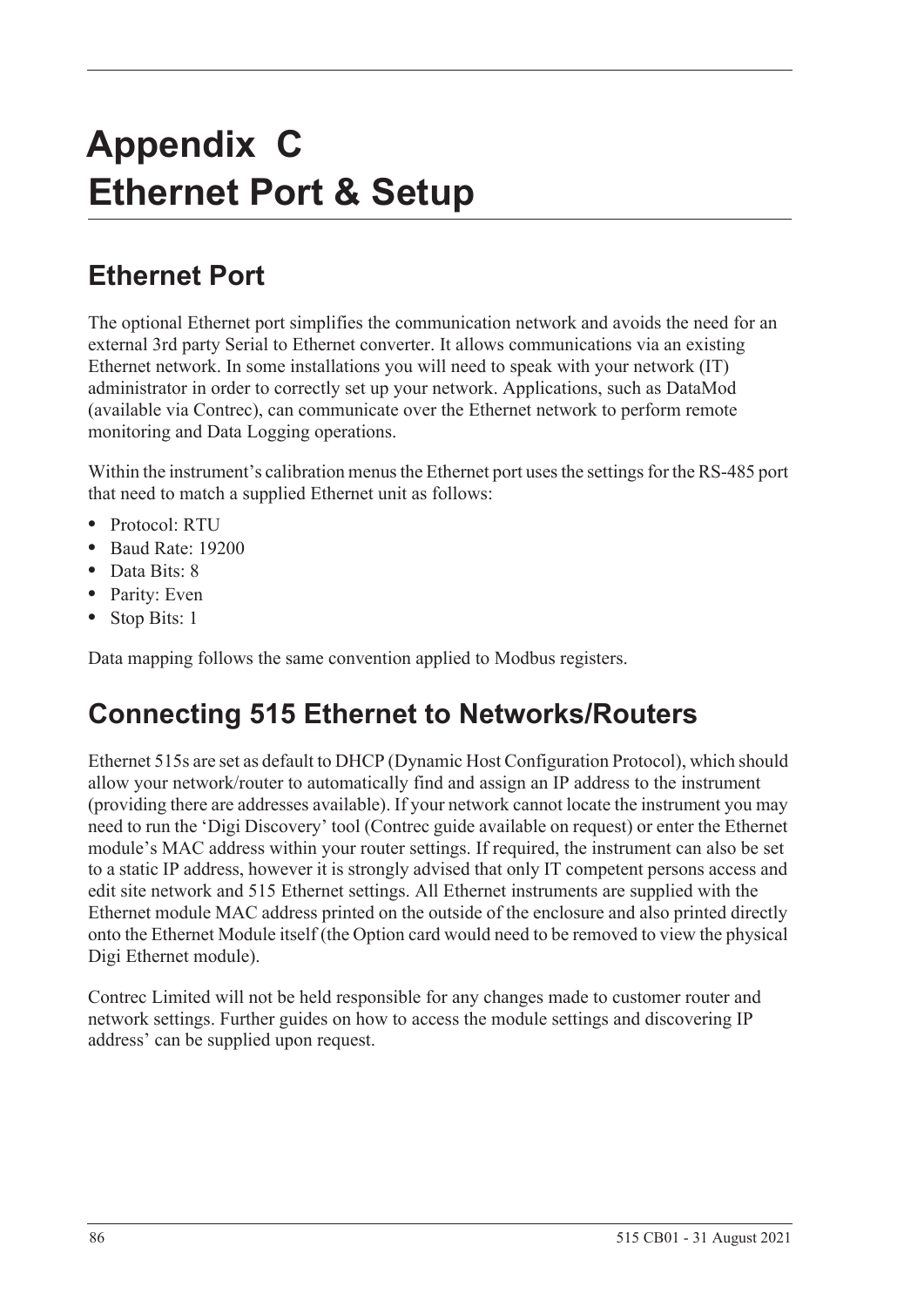# Appendix C
# Ethernet Port & Setup

## Ethernet Port

The optional Ethernet port simplifies the communication network and avoids the need for an external 3rd party Serial to Ethernet converter. It allows communications via an existing Ethernet network. In some installations you will need to speak with your network (IT) administrator in order to correctly set up your network. Applications, such as DataMod (available via Contrec), can communicate over the Ethernet network to perform remote monitoring and Data Logging operations.

Within the instrument's calibration menus the Ethernet port uses the settings for the RS-485 port that need to match a supplied Ethernet unit as follows:

- Protocol: RTU
- Baud Rate: 19200
- Data Bits: 8
- Parity: Even
- Stop Bits: 1

Data mapping follows the same convention applied to Modbus registers.

## Connecting 515 Ethernet to Networks/Routers

Ethernet 515s are set as default to DHCP (Dynamic Host Configuration Protocol), which should allow your network/router to automatically find and assign an IP address to the instrument (providing there are addresses available). If your network cannot locate the instrument you may need to run the 'Digi Discovery' tool (Contrec guide available on request) or enter the Ethernet module's MAC address within your router settings. If required, the instrument can also be set to a static IP address, however it is strongly advised that only IT competent persons access and edit site network and 515 Ethernet settings. All Ethernet instruments are supplied with the Ethernet module MAC address printed on the outside of the enclosure and also printed directly onto the Ethernet Module itself (the Option card would need to be removed to view the physical Digi Ethernet module).

Contrec Limited will not be held responsible for any changes made to customer router and network settings. Further guides on how to access the module settings and discovering IP address' can be supplied upon request.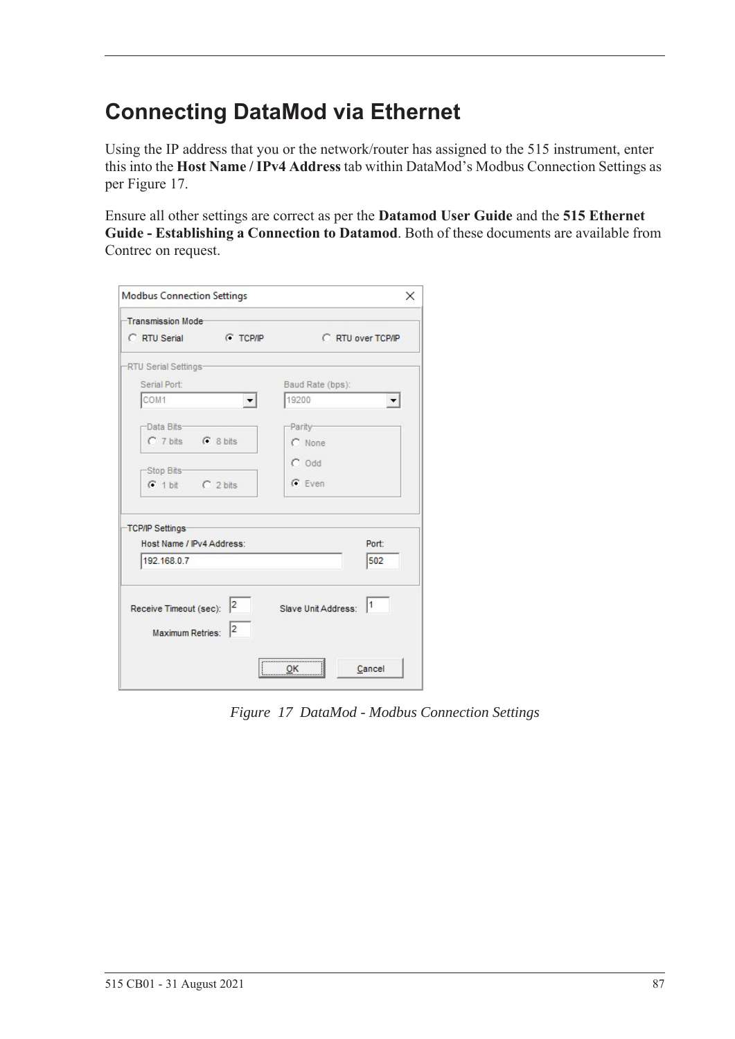# Connecting DataMod via Ethernet

Using the IP address that you or the network/router has assigned to the 515 instrument, enter this into the **Host Name / IPv4 Address** tab within DataMod's Modbus Connection Settings as per Figure 17.

Ensure all other settings are correct as per the **Datamod User Guide** and the **515 Ethernet Guide - Establishing a Connection to Datamod**. Both of these documents are available from Contrec on request.

*Figure 17 DataMod - Modbus Connection Settings*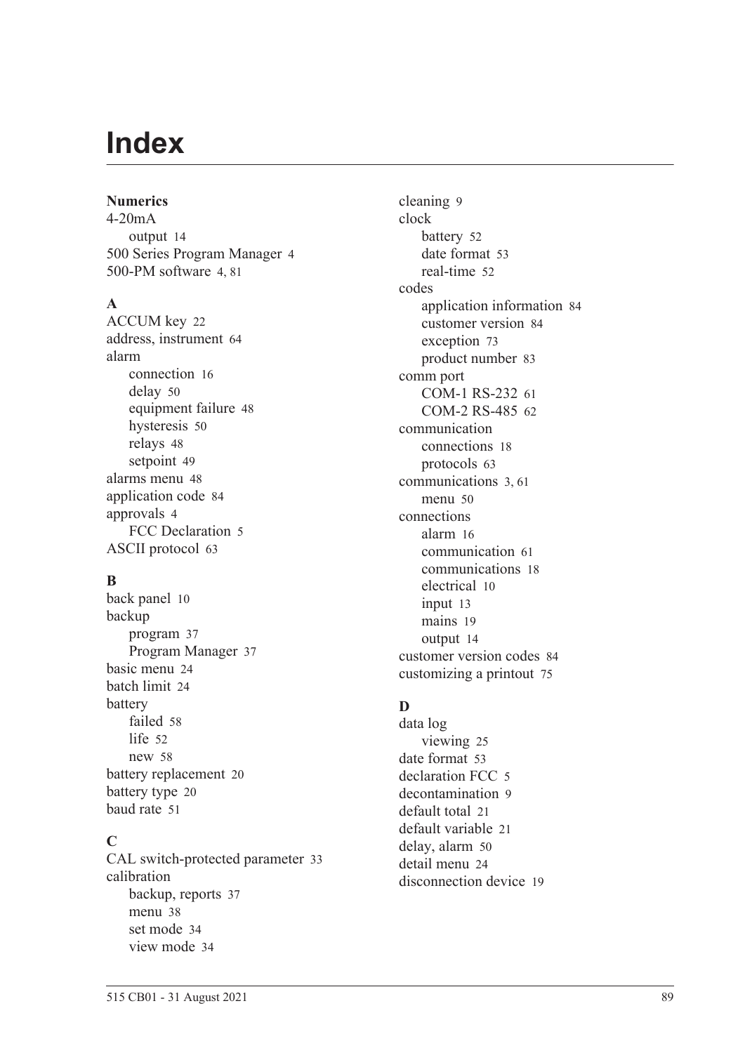# Index

**Numerics**

4-20mA
- output 14

500 Series Program Manager 4
500-PM software 4, 81

**A**

ACCUM key 22
address, instrument 64
alarm
- connection 16
- delay 50
- equipment failure 48
- hysteresis 50
- relays 48
- setpoint 49

alarms menu 48
application code 84
approvals 4
- FCC Declaration 5

ASCII protocol 63

**B**

back panel 10
backup
- program 37
- Program Manager 37

basic menu 24
batch limit 24
battery
- failed 58
- life 52
- new 58

battery replacement 20
battery type 20
baud rate 51

**C**

CAL switch-protected parameter 33
calibration
- backup, reports 37
- menu 38
- set mode 34
- view mode 34

cleaning 9
clock
- battery 52
- date format 53
- real-time 52

codes
- application information 84
- customer version 84
- exception 73
- product number 83

comm port
- COM-1 RS-232 61
- COM-2 RS-485 62

communication
- connections 18
- protocols 63

communications 3, 61
- menu 50

connections
- alarm 16
- communication 61
- communications 18
- electrical 10
- input 13
- mains 19
- output 14

customer version codes 84
customizing a printout 75

**D**

data log
- viewing 25

date format 53
declaration FCC 5
decontamination 9
default total 21
default variable 21
delay, alarm 50
detail menu 24
disconnection device 19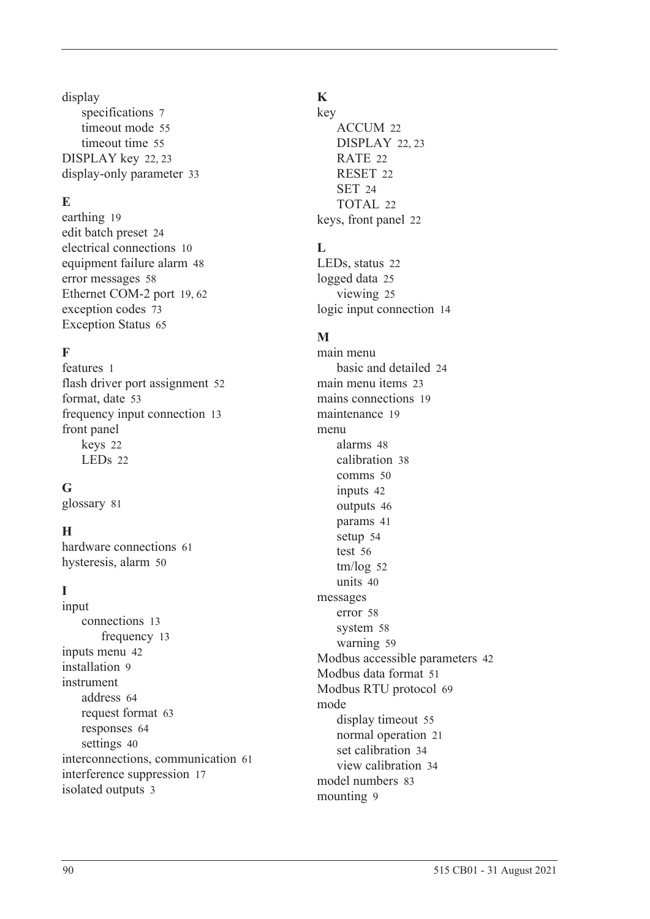display
- specifications 7
- timeout mode 55
- timeout time 55

DISPLAY key 22, 23
display-only parameter 33

**E**

earthing 19
edit batch preset 24
electrical connections 10
equipment failure alarm 48
error messages 58
Ethernet COM-2 port 19, 62
exception codes 73
Exception Status 65

**F**

features 1
flash driver port assignment 52
format, date 53
frequency input connection 13
front panel
- keys 22
- LEDs 22

**G**

glossary 81

**H**

hardware connections 61
hysteresis, alarm 50

**I**

input
- connections 13
  - frequency 13

inputs menu 42
installation 9
instrument
- address 64
- request format 63
- responses 64
- settings 40

interconnections, communication 61
interference suppression 17
isolated outputs 3

**K**

key
- ACCUM 22
- DISPLAY 22, 23
- RATE 22
- RESET 22
- SET 24
- TOTAL 22

keys, front panel 22

**L**

LEDs, status 22
logged data 25
- viewing 25

logic input connection 14

**M**

main menu
- basic and detailed 24

main menu items 23
mains connections 19
maintenance 19
menu
- alarms 48
- calibration 38
- comms 50
- inputs 42
- outputs 46
- params 41
- setup 54
- test 56
- tm/log 52
- units 40

messages
- error 58
- system 58
- warning 59

Modbus accessible parameters 42
Modbus data format 51
Modbus RTU protocol 69
mode
- display timeout 55
- normal operation 21
- set calibration 34
- view calibration 34

model numbers 83
mounting 9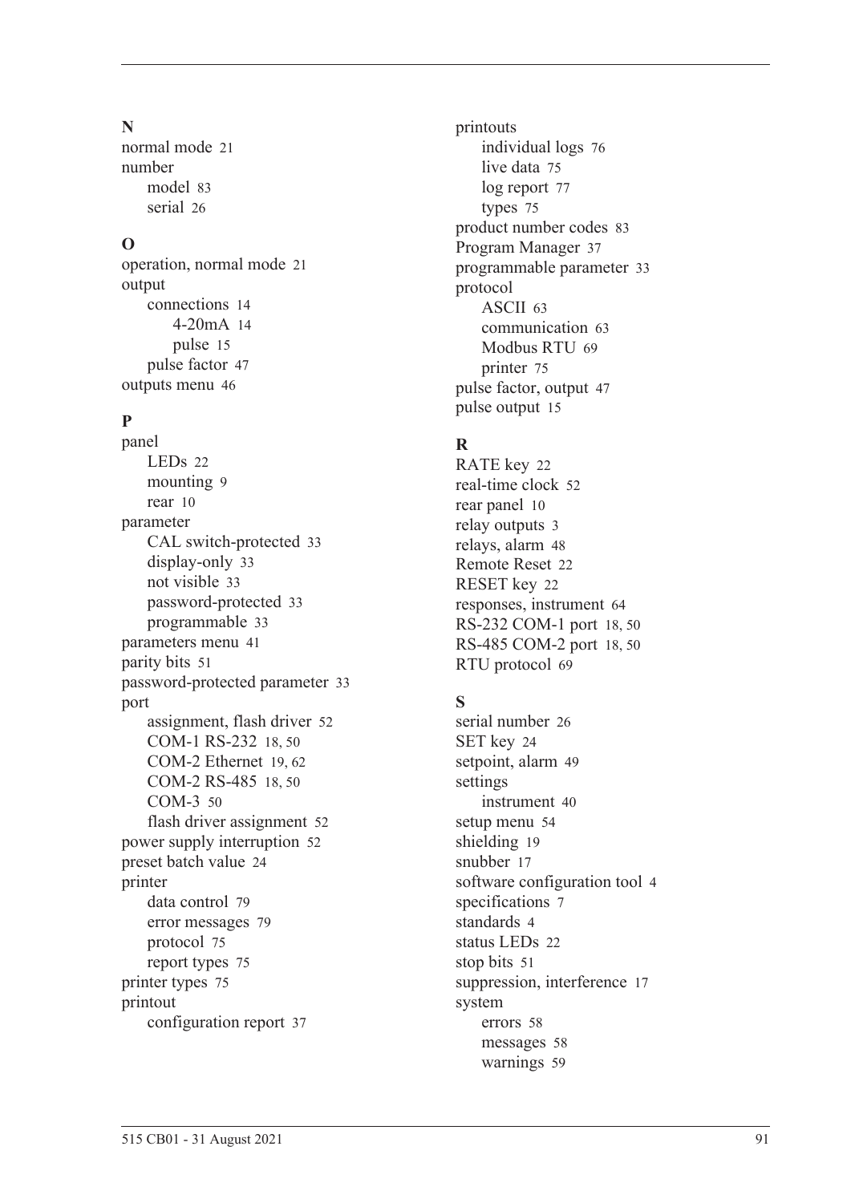**N**

normal mode 21
number
- model 83
- serial 26

**O**

operation, normal mode 21
output
- connections 14
  - 4-20mA 14
  - pulse 15
- pulse factor 47

outputs menu 46

**P**

panel
- LEDs 22
- mounting 9
- rear 10

parameter
- CAL switch-protected 33
- display-only 33
- not visible 33
- password-protected 33
- programmable 33

parameters menu 41
parity bits 51
password-protected parameter 33
port
- assignment, flash driver 52
- COM-1 RS-232 18, 50
- COM-2 Ethernet 19, 62
- COM-2 RS-485 18, 50
- COM-3 50
- flash driver assignment 52

power supply interruption 52
preset batch value 24
printer
- data control 79
- error messages 79
- protocol 75
- report types 75

printer types 75
printout
- configuration report 37

printouts
- individual logs 76
- live data 75
- log report 77
- types 75

product number codes 83
Program Manager 37
programmable parameter 33
protocol
- ASCII 63
- communication 63
- Modbus RTU 69
- printer 75

pulse factor, output 47
pulse output 15

**R**

RATE key 22
real-time clock 52
rear panel 10
relay outputs 3
relays, alarm 48
Remote Reset 22
RESET key 22
responses, instrument 64
RS-232 COM-1 port 18, 50
RS-485 COM-2 port 18, 50
RTU protocol 69

**S**

serial number 26
SET key 24
setpoint, alarm 49
settings
- instrument 40

setup menu 54
shielding 19
snubber 17
software configuration tool 4
specifications 7
standards 4
status LEDs 22
stop bits 51
suppression, interference 17
system
- errors 58
- messages 58
- warnings 59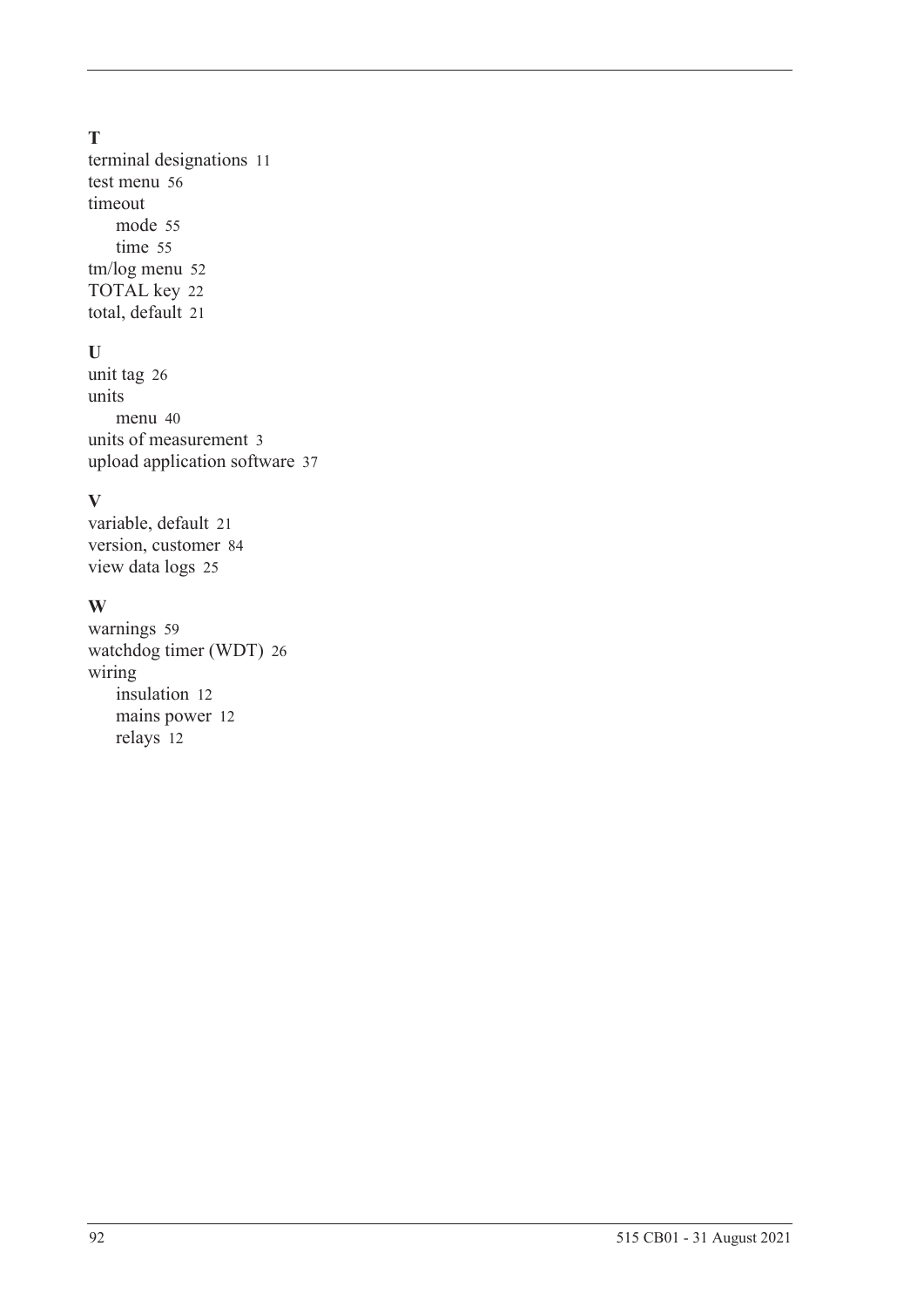**T**

terminal designations 11
test menu 56
timeout
    mode 55
    time 55
tm/log menu 52
TOTAL key 22
total, default 21

**U**

unit tag 26
units
    menu 40
units of measurement 3
upload application software 37

**V**

variable, default 21
version, customer 84
view data logs 25

**W**

warnings 59
watchdog timer (WDT) 26
wiring
    insulation 12
    mains power 12
    relays 12